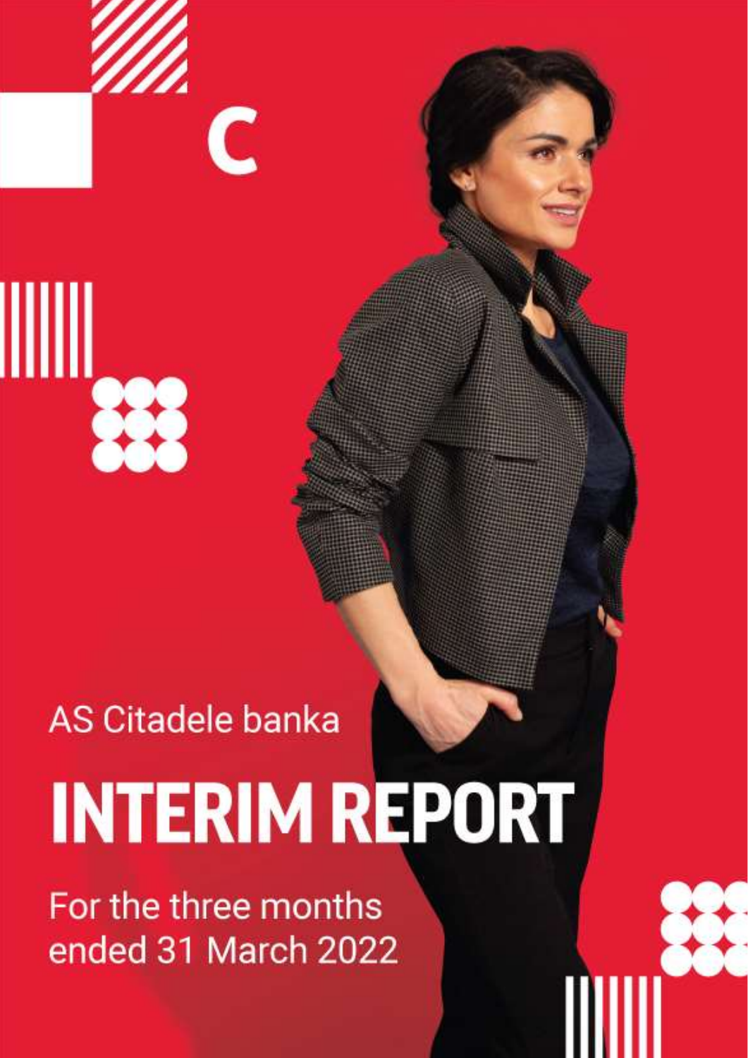AS Citadele banka

# INTERIM REPORT

For the three months ended 31 March 2022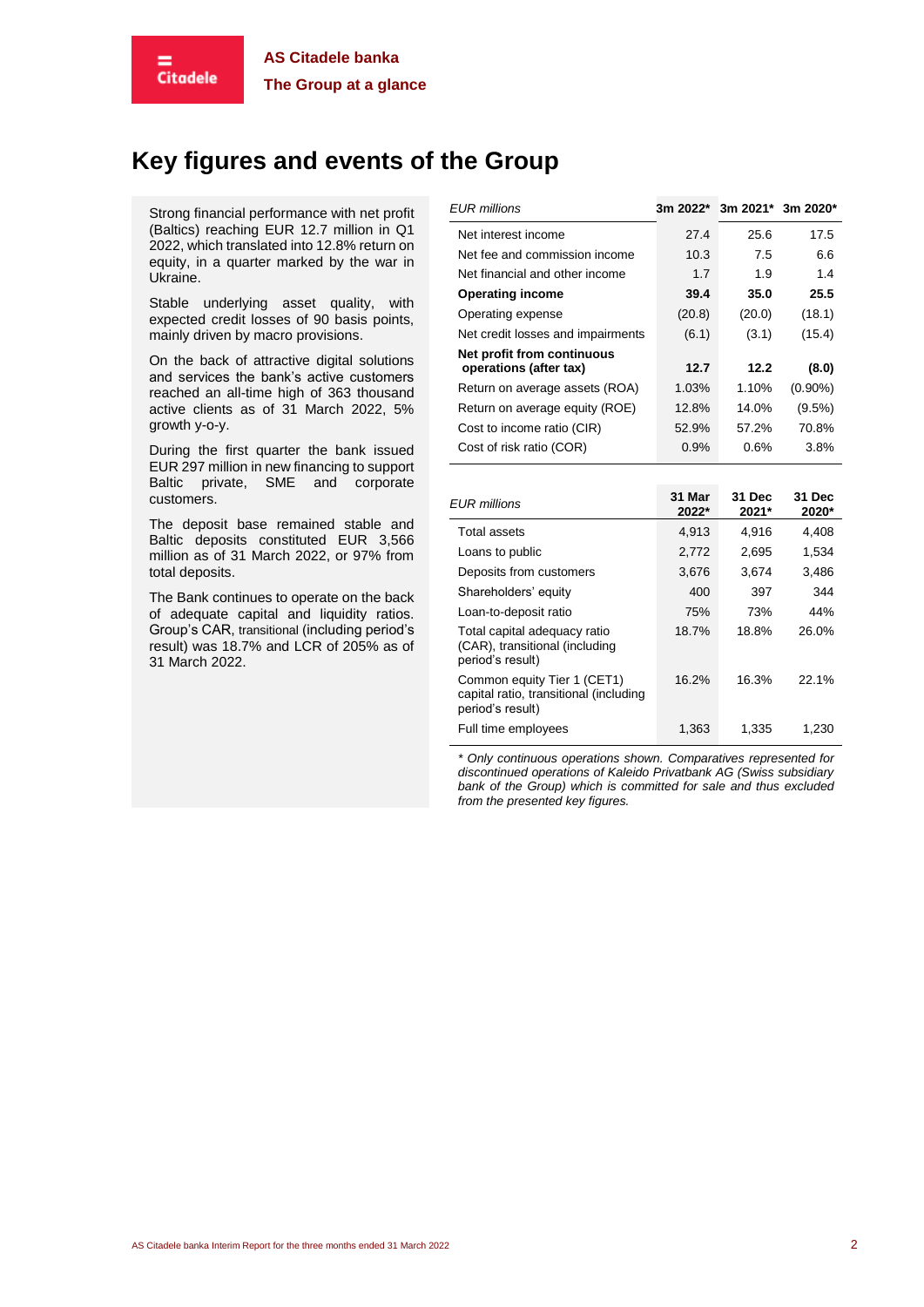# Key figures and events of the Group

Strong financial performance with net profit (Baltics) reaching EUR 12.7 million in Q1 2022, which translated into 12.8% return on equity, in a quarter marked by the war in Ukraine.

Stable underlying asset quality, with expected credit losses of 90 basis points, mainly driven by macro provisions.

On the back of attractive digital solutions and services the bank's active customers reached an all-time high of 363 thousand active clients as of 31 March 2022, 5% growth y-o-y.

During the first quarter the bank issued EUR 297 million in new financing to support Baltic private, SME and corporate customers.

The deposit base remained stable and Baltic deposits constituted EUR 3,566 million as of 31 March 2022, or 97% from total deposits.

The Bank continues to operate on the back of adequate capital and liquidity ratios. Group's CAR, transitional (including period's result) was 18.7% and LCR of 205% as of 31 March 2022.

| *EUR millions* | 3m 2022* | 3m 2021* | 3m 2020* |
|---|---|---|---|
| Net interest income | 27.4 | 25.6 | 17.5 |
| Net fee and commission income | 10.3 | 7.5 | 6.6 |
| Net financial and other income | 1.7 | 1.9 | 1.4 |
| **Operating income** | **39.4** | **35.0** | **25.5** |
| Operating expense | (20.8) | (20.0) | (18.1) |
| Net credit losses and impairments | (6.1) | (3.1) | (15.4) |
| **Net profit from continuous operations (after tax)** | **12.7** | **12.2** | **(8.0)** |
| Return on average assets (ROA) | 1.03% | 1.10% | (0.90%) |
| Return on average equity (ROE) | 12.8% | 14.0% | (9.5%) |
| Cost to income ratio (CIR) | 52.9% | 57.2% | 70.8% |
| Cost of risk ratio (COR) | 0.9% | 0.6% | 3.8% |

| *EUR millions* | 31 Mar 2022* | 31 Dec 2021* | 31 Dec 2020* |
|---|---|---|---|
| Total assets | 4,913 | 4,916 | 4,408 |
| Loans to public | 2,772 | 2,695 | 1,534 |
| Deposits from customers | 3,676 | 3,674 | 3,486 |
| Shareholders' equity | 400 | 397 | 344 |
| Loan-to-deposit ratio | 75% | 73% | 44% |
| Total capital adequacy ratio (CAR), transitional (including period's result) | 18.7% | 18.8% | 26.0% |
| Common equity Tier 1 (CET1) capital ratio, transitional (including period's result) | 16.2% | 16.3% | 22.1% |
| Full time employees | 1,363 | 1,335 | 1,230 |

*\* Only continuous operations shown. Comparatives represented for discontinued operations of Kaleido Privatbank AG (Swiss subsidiary bank of the Group) which is committed for sale and thus excluded from the presented key figures.*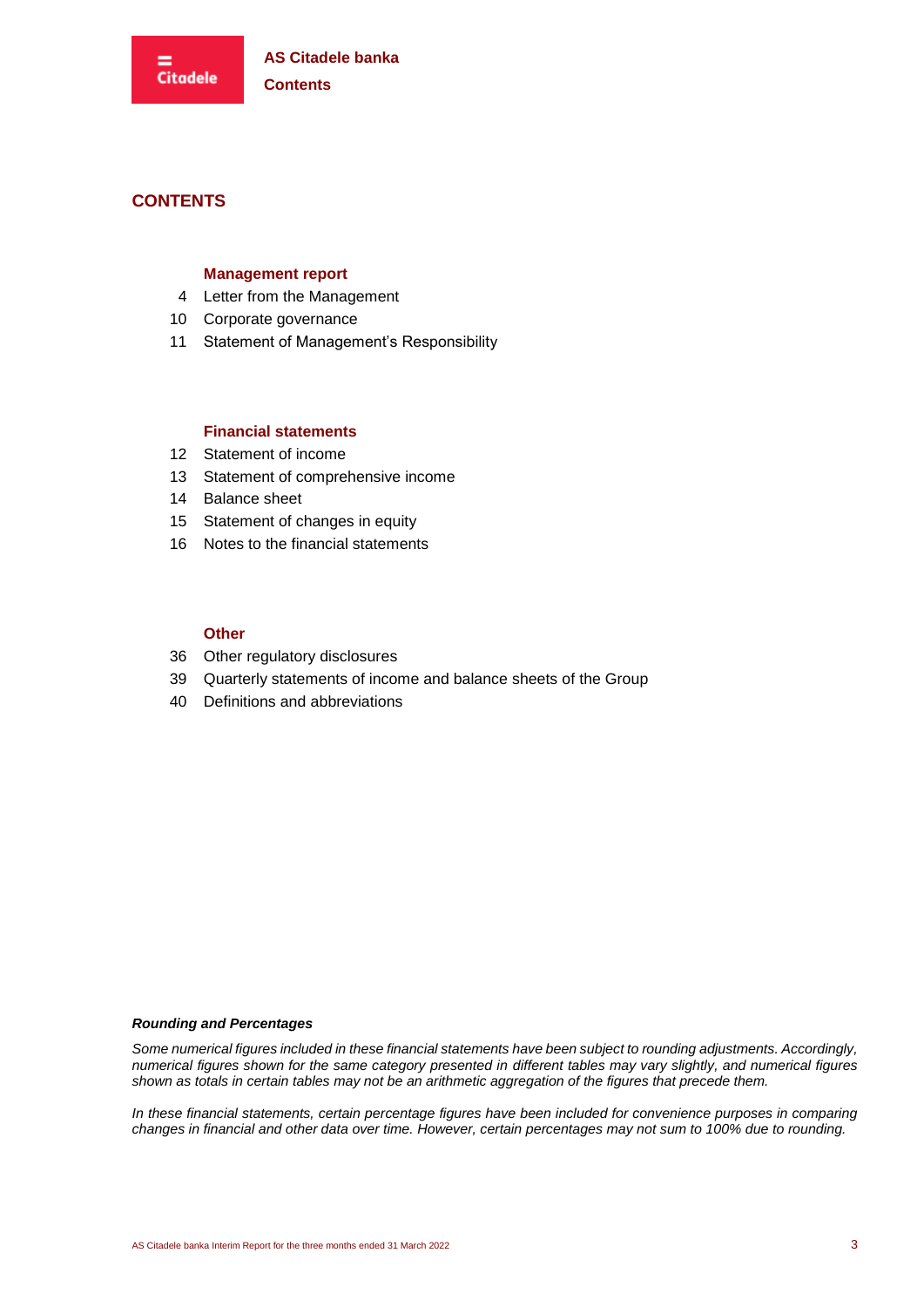# CONTENTS

### Management report

4 Letter from the Management
10 Corporate governance
11 Statement of Management's Responsibility

### Financial statements

12 Statement of income
13 Statement of comprehensive income
14 Balance sheet
15 Statement of changes in equity
16 Notes to the financial statements

### Other

36 Other regulatory disclosures
39 Quarterly statements of income and balance sheets of the Group
40 Definitions and abbreviations

***Rounding and Percentages***

*Some numerical figures included in these financial statements have been subject to rounding adjustments. Accordingly, numerical figures shown for the same category presented in different tables may vary slightly, and numerical figures shown as totals in certain tables may not be an arithmetic aggregation of the figures that precede them.*

*In these financial statements, certain percentage figures have been included for convenience purposes in comparing changes in financial and other data over time. However, certain percentages may not sum to 100% due to rounding.*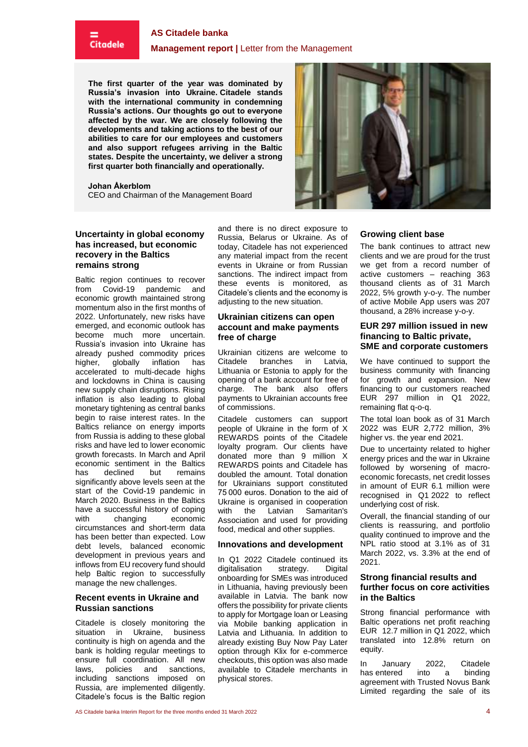**The first quarter of the year was dominated by Russia's invasion into Ukraine. Citadele stands with the international community in condemning Russia's actions. Our thoughts go out to everyone affected by the war. We are closely following the developments and taking actions to the best of our abilities to care for our employees and customers and also support refugees arriving in the Baltic states. Despite the uncertainty, we deliver a strong first quarter both financially and operationally.**

**Johan Åkerblom**
CEO and Chairman of the Management Board

### Uncertainty in global economy has increased, but economic recovery in the Baltics remains strong

Baltic region continues to recover from Covid-19 pandemic and economic growth maintained strong momentum also in the first months of 2022. Unfortunately, new risks have emerged, and economic outlook has become much more uncertain. Russia's invasion into Ukraine has already pushed commodity prices higher, globally inflation has accelerated to multi-decade highs and lockdowns in China is causing new supply chain disruptions. Rising inflation is also leading to global monetary tightening as central banks begin to raise interest rates. In the Baltics reliance on energy imports from Russia is adding to these global risks and have led to lower economic growth forecasts. In March and April economic sentiment in the Baltics has declined but remains significantly above levels seen at the start of the Covid-19 pandemic in March 2020. Business in the Baltics have a successful history of coping with changing economic circumstances and short-term data has been better than expected. Low debt levels, balanced economic development in previous years and inflows from EU recovery fund should help Baltic region to successfully manage the new challenges.

### Recent events in Ukraine and Russian sanctions

Citadele is closely monitoring the situation in Ukraine, business continuity is high on agenda and the bank is holding regular meetings to ensure full coordination. All new laws, policies and sanctions, including sanctions imposed on Russia, are implemented diligently. Citadele's focus is the Baltic region and there is no direct exposure to Russia, Belarus or Ukraine. As of today, Citadele has not experienced any material impact from the recent events in Ukraine or from Russian sanctions. The indirect impact from these events is monitored, as Citadele's clients and the economy is adjusting to the new situation.

### Ukrainian citizens can open account and make payments free of charge

Ukrainian citizens are welcome to Citadele branches in Latvia, Lithuania or Estonia to apply for the opening of a bank account for free of charge. The bank also offers payments to Ukrainian accounts free of commissions.

Citadele customers can support people of Ukraine in the form of X REWARDS points of the Citadele loyalty program. Our clients have donated more than 9 million X REWARDS points and Citadele has doubled the amount. Total donation for Ukrainians support constituted 75 000 euros. Donation to the aid of Ukraine is organised in cooperation with the Latvian Samaritan's Association and used for providing food, medical and other supplies.

### Innovations and development

In Q1 2022 Citadele continued its digitalisation strategy. Digital onboarding for SMEs was introduced in Lithuania, having previously been available in Latvia. The bank now offers the possibility for private clients to apply for Mortgage loan or Leasing via Mobile banking application in Latvia and Lithuania. In addition to already existing Buy Now Pay Later option through Klix for e-commerce checkouts, this option was also made available to Citadele merchants in physical stores.

### Growing client base

The bank continues to attract new clients and we are proud for the trust we get from a record number of active customers – reaching 363 thousand clients as of 31 March 2022, 5% growth y-o-y. The number of active Mobile App users was 207 thousand, a 28% increase y-o-y.

### EUR 297 million issued in new financing to Baltic private, SME and corporate customers

We have continued to support the business community with financing for growth and expansion. New financing to our customers reached EUR 297 million in Q1 2022, remaining flat q-o-q.

The total loan book as of 31 March 2022 was EUR 2,772 million, 3% higher vs. the year end 2021.

Due to uncertainty related to higher energy prices and the war in Ukraine followed by worsening of macro-economic forecasts, net credit losses in amount of EUR 6.1 million were recognised in Q1 2022 to reflect underlying cost of risk.

Overall, the financial standing of our clients is reassuring, and portfolio quality continued to improve and the NPL ratio stood at 3.1% as of 31 March 2022, vs. 3.3% at the end of 2021.

### Strong financial results and further focus on core activities in the Baltics

Strong financial performance with Baltic operations net profit reaching EUR 12.7 million in Q1 2022, which translated into 12.8% return on equity.

In January 2022, Citadele has entered into a binding agreement with Trusted Novus Bank Limited regarding the sale of its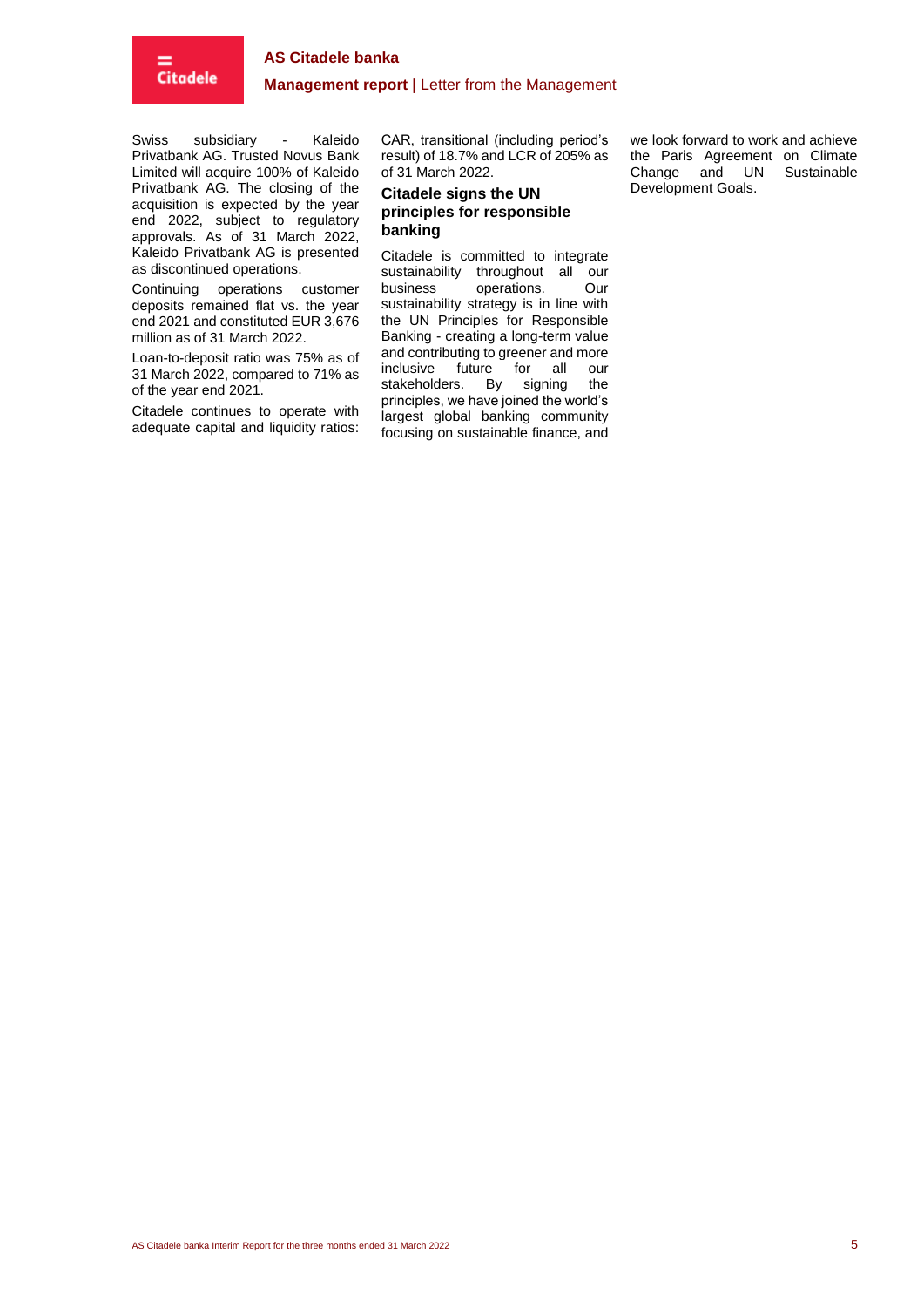Swiss subsidiary - Kaleido Privatbank AG. Trusted Novus Bank Limited will acquire 100% of Kaleido Privatbank AG. The closing of the acquisition is expected by the year end 2022, subject to regulatory approvals. As of 31 March 2022, Kaleido Privatbank AG is presented as discontinued operations.

Continuing operations customer deposits remained flat vs. the year end 2021 and constituted EUR 3,676 million as of 31 March 2022.

Loan-to-deposit ratio was 75% as of 31 March 2022, compared to 71% as of the year end 2021.

Citadele continues to operate with adequate capital and liquidity ratios: CAR, transitional (including period's result) of 18.7% and LCR of 205% as of 31 March 2022.

### Citadele signs the UN principles for responsible banking

Citadele is committed to integrate sustainability throughout all our business operations. Our sustainability strategy is in line with the UN Principles for Responsible Banking - creating a long-term value and contributing to greener and more inclusive future for all our stakeholders. By signing the principles, we have joined the world's largest global banking community focusing on sustainable finance, and we look forward to work and achieve the Paris Agreement on Climate Change and UN Sustainable Development Goals.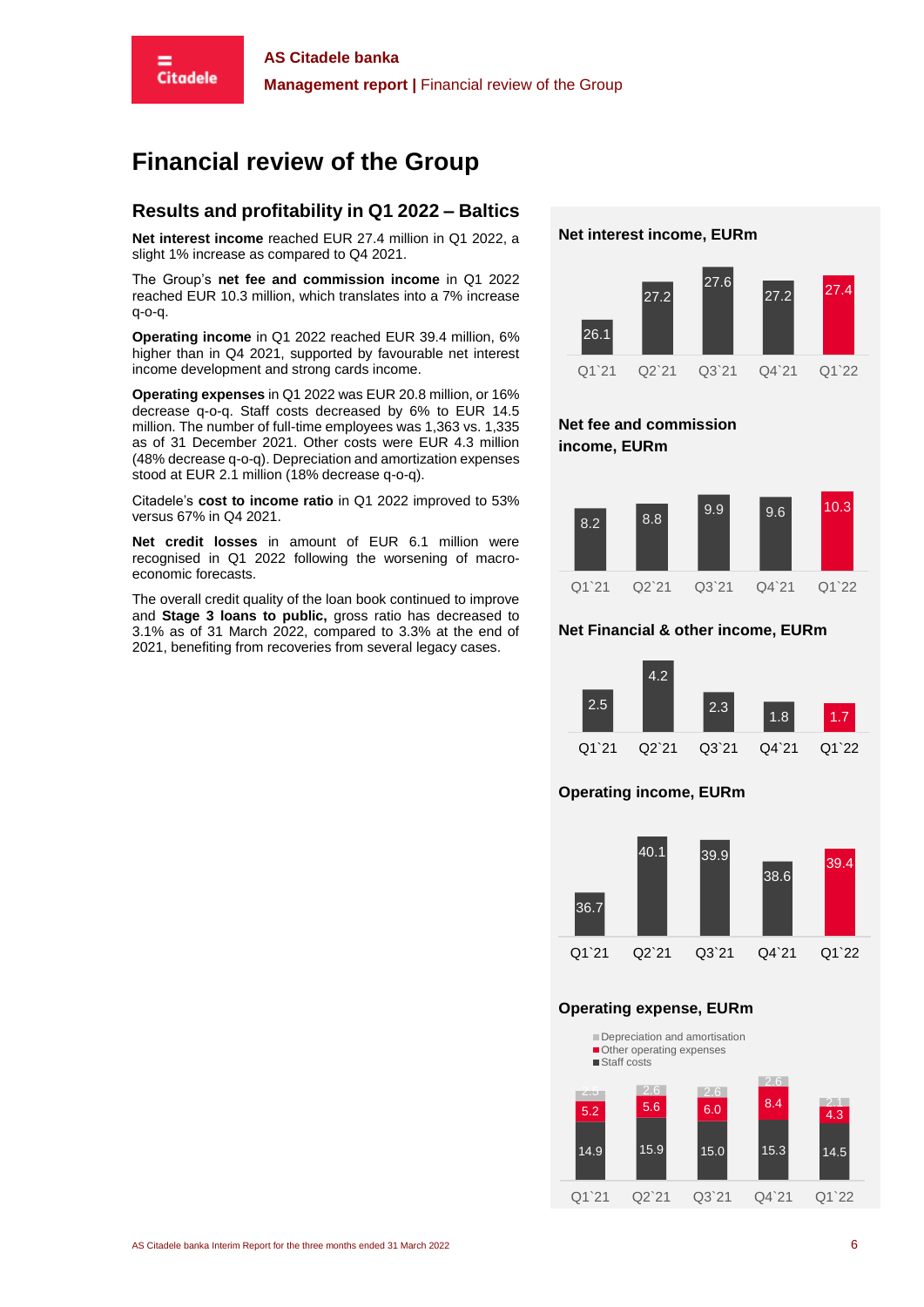# Financial review of the Group

## Results and profitability in Q1 2022 – Baltics

**Net interest income** reached EUR 27.4 million in Q1 2022, a slight 1% increase as compared to Q4 2021.

The Group's **net fee and commission income** in Q1 2022 reached EUR 10.3 million, which translates into a 7% increase q-o-q.

**Operating income** in Q1 2022 reached EUR 39.4 million, 6% higher than in Q4 2021, supported by favourable net interest income development and strong cards income.

**Operating expenses** in Q1 2022 was EUR 20.8 million, or 16% decrease q-o-q. Staff costs decreased by 6% to EUR 14.5 million. The number of full-time employees was 1,363 vs. 1,335 as of 31 December 2021. Other costs were EUR 4.3 million (48% decrease q-o-q). Depreciation and amortization expenses stood at EUR 2.1 million (18% decrease q-o-q).

Citadele's **cost to income ratio** in Q1 2022 improved to 53% versus 67% in Q4 2021.

**Net credit losses** in amount of EUR 6.1 million were recognised in Q1 2022 following the worsening of macro-economic forecasts.

The overall credit quality of the loan book continued to improve and **Stage 3 loans to public,** gross ratio has decreased to 3.1% as of 31 March 2022, compared to 3.3% at the end of 2021, benefiting from recoveries from several legacy cases.

**Net interest income, EURm**

| Q1`21 | Q2`21 | Q3`21 | Q4`21 | Q1`22 |
|---|---|---|---|---|
| 26.1 | 27.2 | 27.6 | 27.2 | 27.4 |

**Net fee and commission income, EURm**

| Q1`21 | Q2`21 | Q3`21 | Q4`21 | Q1`22 |
|---|---|---|---|---|
| 8.2 | 8.8 | 9.9 | 9.6 | 10.3 |

**Net Financial & other income, EURm**

| Q1`21 | Q2`21 | Q3`21 | Q4`21 | Q1`22 |
|---|---|---|---|---|
| 2.5 | 4.2 | 2.3 | 1.8 | 1.7 |

**Operating income, EURm**

| Q1`21 | Q2`21 | Q3`21 | Q4`21 | Q1`22 |
|---|---|---|---|---|
| 36.7 | 40.1 | 39.9 | 38.6 | 39.4 |

**Operating expense, EURm**

| | Q1`21 | Q2`21 | Q3`21 | Q4`21 | Q1`22 |
|---|---|---|---|---|---|
| Depreciation and amortisation | 2.5 | 2.6 | 2.6 | 2.6 | 2.1 |
| Other operating expenses | 5.2 | 5.6 | 6.0 | 8.4 | 4.3 |
| Staff costs | 14.9 | 15.9 | 15.0 | 15.3 | 14.5 |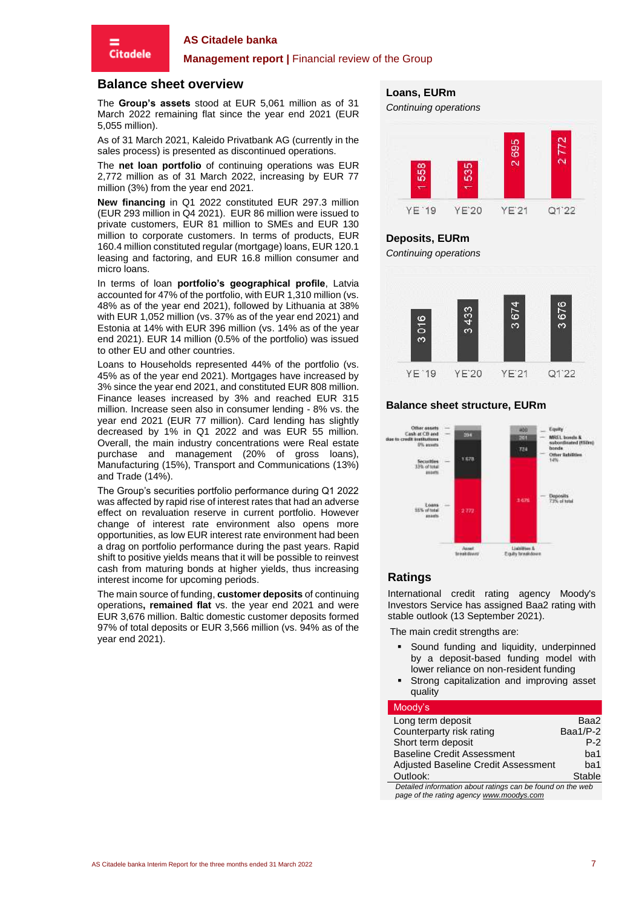## Balance sheet overview

The **Group's assets** stood at EUR 5,061 million as of 31 March 2022 remaining flat since the year end 2021 (EUR 5,055 million).

As of 31 March 2021, Kaleido Privatbank AG (currently in the sales process) is presented as discontinued operations.

The **net loan portfolio** of continuing operations was EUR 2,772 million as of 31 March 2022, increasing by EUR 77 million (3%) from the year end 2021.

**New financing** in Q1 2022 constituted EUR 297.3 million (EUR 293 million in Q4 2021). EUR 86 million were issued to private customers, EUR 81 million to SMEs and EUR 130 million to corporate customers. In terms of products, EUR 160.4 million constituted regular (mortgage) loans, EUR 120.1 leasing and factoring, and EUR 16.8 million consumer and micro loans.

In terms of loan **portfolio's geographical profile**, Latvia accounted for 47% of the portfolio, with EUR 1,310 million (vs. 48% as of the year end 2021), followed by Lithuania at 38% with EUR 1,052 million (vs. 37% as of the year end 2021) and Estonia at 14% with EUR 396 million (vs. 14% as of the year end 2021). EUR 14 million (0.5% of the portfolio) was issued to other EU and other countries.

Loans to Households represented 44% of the portfolio (vs. 45% as of the year end 2021). Mortgages have increased by 3% since the year end 2021, and constituted EUR 808 million. Finance leases increased by 3% and reached EUR 315 million. Increase seen also in consumer lending - 8% vs. the year end 2021 (EUR 77 million). Card lending has slightly decreased by 1% in Q1 2022 and was EUR 55 million. Overall, the main industry concentrations were Real estate purchase and management (20% of gross loans), Manufacturing (15%), Transport and Communications (13%) and Trade (14%).

The Group's securities portfolio performance during Q1 2022 was affected by rapid rise of interest rates that had an adverse effect on revaluation reserve in current portfolio. However change of interest rate environment also opens more opportunities, as low EUR interest rate environment had been a drag on portfolio performance during the past years. Rapid shift to positive yields means that it will be possible to reinvest cash from maturing bonds at higher yields, thus increasing interest income for upcoming periods.

The main source of funding, **customer deposits** of continuing operations**, remained flat** vs. the year end 2021 and were EUR 3,676 million. Baltic domestic customer deposits formed 97% of total deposits or EUR 3,566 million (vs. 94% as of the year end 2021).

### Loans, EURm

*Continuing operations*

| YE`19 | YE`20 | YE`21 | Q1`22 |
|---|---|---|---|
| 1 558 | 1 535 | 2 695 | 2 772 |

### Deposits, EURm

*Continuing operations*

| YE`19 | YE`20 | YE`21 | Q1`22 |
|---|---|---|---|
| 3 016 | 3 433 | 3 674 | 3 676 |

### Balance sheet structure, EURm

| Asset breakdown | EURm | Liabilities & Equity breakdown | EURm |
|---|---|---|---|
| Other assets; Cash at CB and due to credit institutions (6% assets) | 294 | Equity | 400 |
| Securities (33% of total assets) | 1 678 | MREL bonds & subordinated (€60m) bonds | 261 |
| Loans (55% of total assets) | 2 772 | Other liabilities (14%) | 724 |
| | | Deposits (73% of total) | 3 676 |

## Ratings

International credit rating agency Moody's Investors Service has assigned Baa2 rating with stable outlook (13 September 2021).

The main credit strengths are:

- Sound funding and liquidity, underpinned by a deposit-based funding model with lower reliance on non-resident funding
- Strong capitalization and improving asset quality

| Moody's | |
|---|---|
| Long term deposit | Baa2 |
| Counterparty risk rating | Baa1/P-2 |
| Short term deposit | P-2 |
| Baseline Credit Assessment | ba1 |
| Adjusted Baseline Credit Assessment | ba1 |
| Outlook: | Stable |

*Detailed information about ratings can be found on the web page of the rating agency www.moodys.com*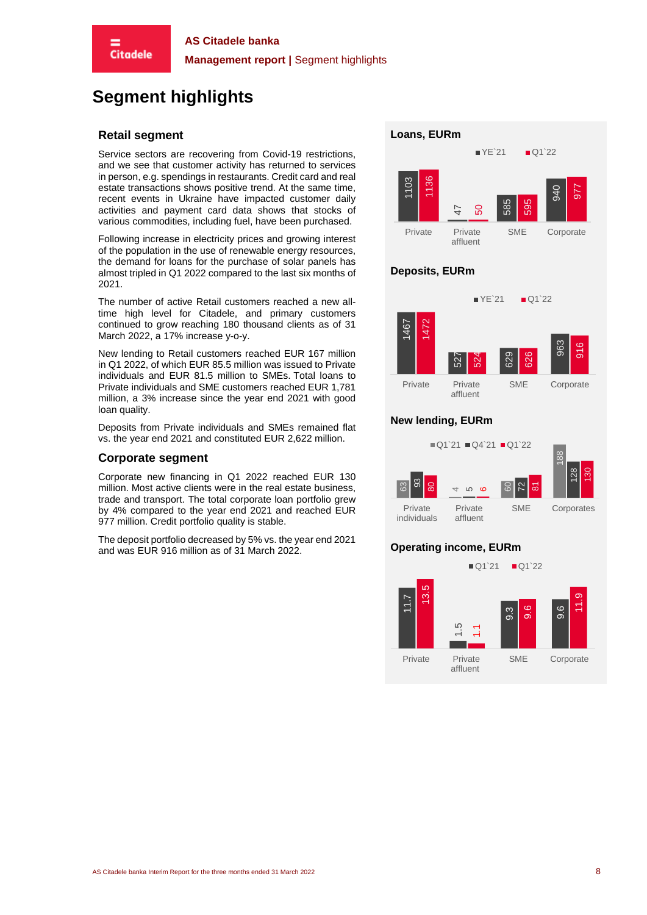# Segment highlights

## Retail segment

Service sectors are recovering from Covid-19 restrictions, and we see that customer activity has returned to services in person, e.g. spendings in restaurants. Credit card and real estate transactions shows positive trend. At the same time, recent events in Ukraine have impacted customer daily activities and payment card data shows that stocks of various commodities, including fuel, have been purchased.

Following increase in electricity prices and growing interest of the population in the use of renewable energy resources, the demand for loans for the purchase of solar panels has almost tripled in Q1 2022 compared to the last six months of 2021.

The number of active Retail customers reached a new all-time high level for Citadele, and primary customers continued to grow reaching 180 thousand clients as of 31 March 2022, a 17% increase y-o-y.

New lending to Retail customers reached EUR 167 million in Q1 2022, of which EUR 85.5 million was issued to Private individuals and EUR 81.5 million to SMEs. Total loans to Private individuals and SME customers reached EUR 1,781 million, a 3% increase since the year end 2021 with good loan quality.

Deposits from Private individuals and SMEs remained flat vs. the year end 2021 and constituted EUR 2,622 million.

## Corporate segment

Corporate new financing in Q1 2022 reached EUR 130 million. Most active clients were in the real estate business, trade and transport. The total corporate loan portfolio grew by 4% compared to the year end 2021 and reached EUR 977 million. Credit portfolio quality is stable.

The deposit portfolio decreased by 5% vs. the year end 2021 and was EUR 916 million as of 31 March 2022.

**Loans, EURm**

| | YE`21 | Q1`22 |
|---|---|---|
| Private | 1103 | 1136 |
| Private affluent | 47 | 50 |
| SME | 585 | 595 |
| Corporate | 940 | 977 |

**Deposits, EURm**

| | YE`21 | Q1`22 |
|---|---|---|
| Private | 1467 | 1472 |
| Private affluent | 527 | 524 |
| SME | 629 | 626 |
| Corporate | 963 | 916 |

**New lending, EURm**

| | Q1`21 | Q4`21 | Q1`22 |
|---|---|---|---|
| Private individuals | 63 | 93 | 80 |
| Private affluent | 4 | 5 | 6 |
| SME | 60 | 72 | 81 |
| Corporates | 188 | 128 | 130 |

**Operating income, EURm**

| | Q1`21 | Q1`22 |
|---|---|---|
| Private | 11.7 | 13.5 |
| Private affluent | 1.5 | 1.1 |
| SME | 9.3 | 9.6 |
| Corporate | 9.6 | 11.9 |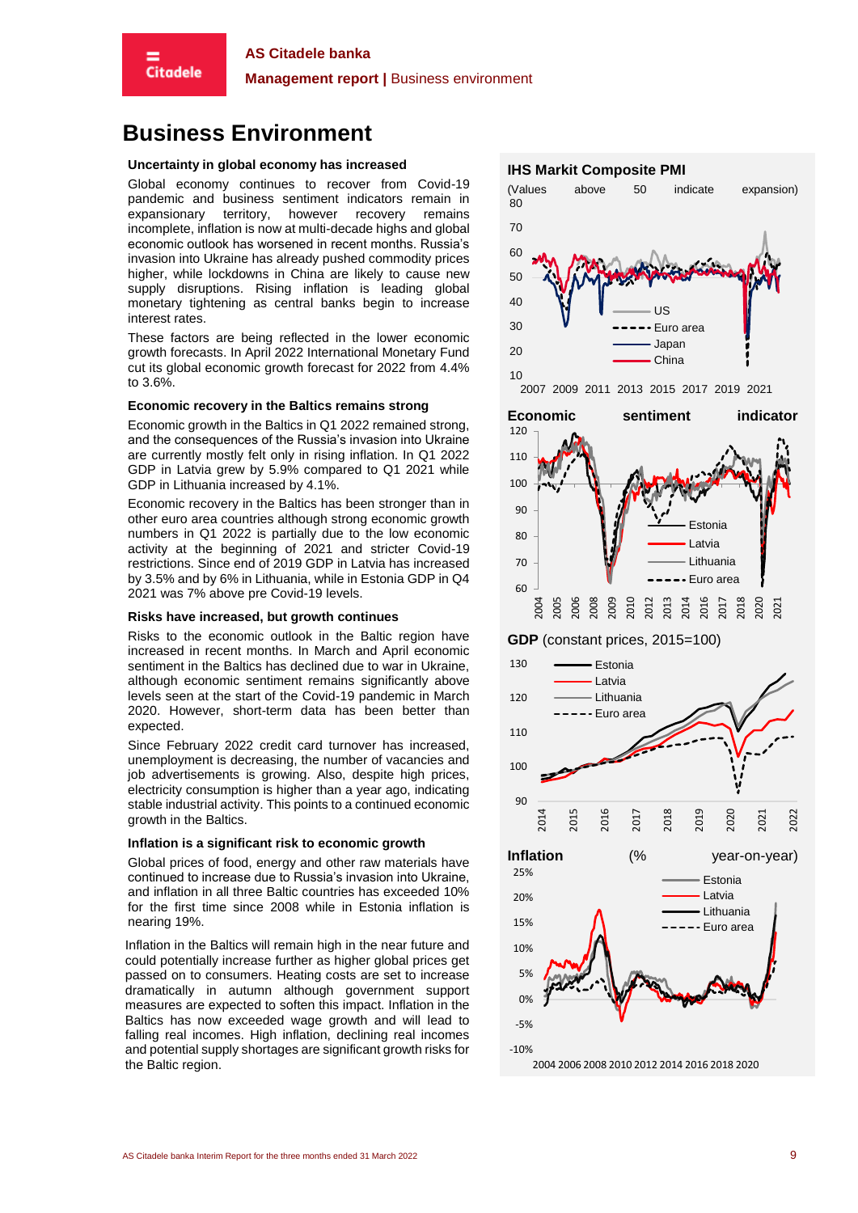# Business Environment

### Uncertainty in global economy has increased

Global economy continues to recover from Covid-19 pandemic and business sentiment indicators remain in expansionary territory, however recovery remains incomplete, inflation is now at multi-decade highs and global economic outlook has worsened in recent months. Russia's invasion into Ukraine has already pushed commodity prices higher, while lockdowns in China are likely to cause new supply disruptions. Rising inflation is leading global monetary tightening as central banks begin to increase interest rates.

These factors are being reflected in the lower economic growth forecasts. In April 2022 International Monetary Fund cut its global economic growth forecast for 2022 from 4.4% to 3.6%.

### Economic recovery in the Baltics remains strong

Economic growth in the Baltics in Q1 2022 remained strong, and the consequences of the Russia's invasion into Ukraine are currently mostly felt only in rising inflation. In Q1 2022 GDP in Latvia grew by 5.9% compared to Q1 2021 while GDP in Lithuania increased by 4.1%.

Economic recovery in the Baltics has been stronger than in other euro area countries although strong economic growth numbers in Q1 2022 is partially due to the low economic activity at the beginning of 2021 and stricter Covid-19 restrictions. Since end of 2019 GDP in Latvia has increased by 3.5% and by 6% in Lithuania, while in Estonia GDP in Q4 2021 was 7% above pre Covid-19 levels.

### Risks have increased, but growth continues

Risks to the economic outlook in the Baltic region have increased in recent months. In March and April economic sentiment in the Baltics has declined due to war in Ukraine, although economic sentiment remains significantly above levels seen at the start of the Covid-19 pandemic in March 2020. However, short-term data has been better than expected.

Since February 2022 credit card turnover has increased, unemployment is decreasing, the number of vacancies and job advertisements is growing. Also, despite high prices, electricity consumption is higher than a year ago, indicating stable industrial activity. This points to a continued economic growth in the Baltics.

### Inflation is a significant risk to economic growth

Global prices of food, energy and other raw materials have continued to increase due to Russia's invasion into Ukraine, and inflation in all three Baltic countries has exceeded 10% for the first time since 2008 while in Estonia inflation is nearing 19%.

Inflation in the Baltics will remain high in the near future and could potentially increase further as higher global prices get passed on to consumers. Heating costs are set to increase dramatically in autumn although government support measures are expected to soften this impact. Inflation in the Baltics has now exceeded wage growth and will lead to falling real incomes. High inflation, declining real incomes and potential supply shortages are significant growth risks for the Baltic region.

**IHS Markit Composite PMI** (Values above 50 indicate expansion)

**Economic sentiment indicator**

**GDP** (constant prices, 2015=100)

**Inflation** (% year-on-year)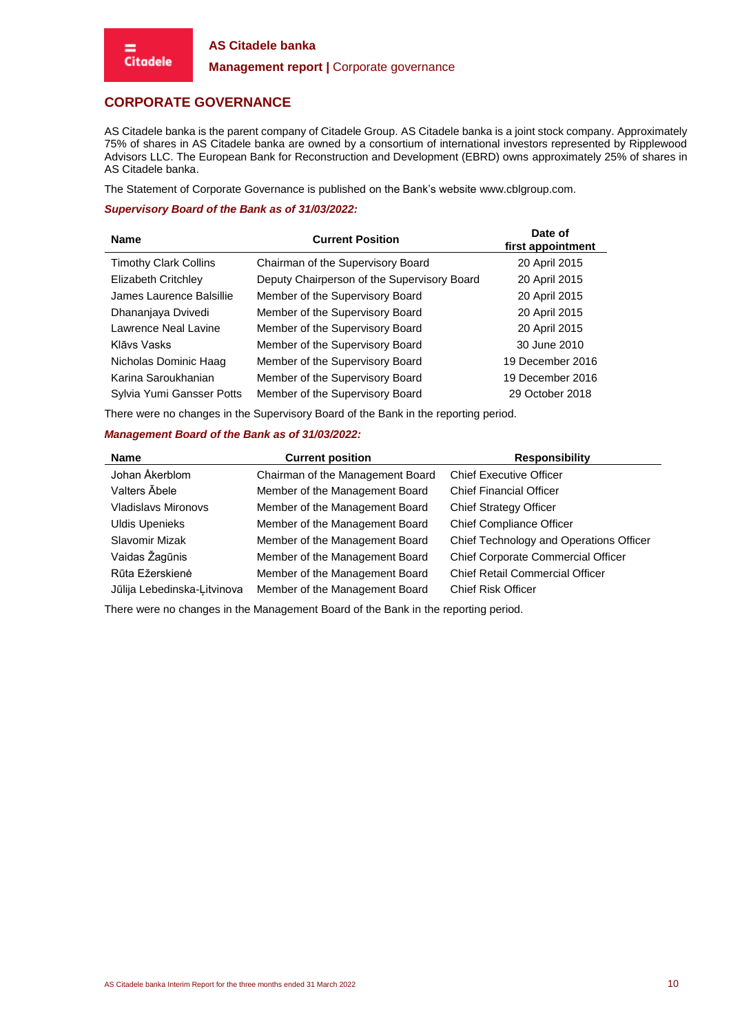## CORPORATE GOVERNANCE

AS Citadele banka is the parent company of Citadele Group. AS Citadele banka is a joint stock company. Approximately 75% of shares in AS Citadele banka are owned by a consortium of international investors represented by Ripplewood Advisors LLC. The European Bank for Reconstruction and Development (EBRD) owns approximately 25% of shares in AS Citadele banka.

The Statement of Corporate Governance is published on the Bank's website www.cblgroup.com.

***Supervisory Board of the Bank as of 31/03/2022:***

| Name | Current Position | Date of first appointment |
|---|---|---|
| Timothy Clark Collins | Chairman of the Supervisory Board | 20 April 2015 |
| Elizabeth Critchley | Deputy Chairperson of the Supervisory Board | 20 April 2015 |
| James Laurence Balsillie | Member of the Supervisory Board | 20 April 2015 |
| Dhananjaya Dvivedi | Member of the Supervisory Board | 20 April 2015 |
| Lawrence Neal Lavine | Member of the Supervisory Board | 20 April 2015 |
| Klāvs Vasks | Member of the Supervisory Board | 30 June 2010 |
| Nicholas Dominic Haag | Member of the Supervisory Board | 19 December 2016 |
| Karina Saroukhanian | Member of the Supervisory Board | 19 December 2016 |
| Sylvia Yumi Gansser Potts | Member of the Supervisory Board | 29 October 2018 |

There were no changes in the Supervisory Board of the Bank in the reporting period.

***Management Board of the Bank as of 31/03/2022:***

| Name | Current position | Responsibility |
|---|---|---|
| Johan Åkerblom | Chairman of the Management Board | Chief Executive Officer |
| Valters Ābele | Member of the Management Board | Chief Financial Officer |
| Vladislavs Mironovs | Member of the Management Board | Chief Strategy Officer |
| Uldis Upenieks | Member of the Management Board | Chief Compliance Officer |
| Slavomir Mizak | Member of the Management Board | Chief Technology and Operations Officer |
| Vaidas Žagūnis | Member of the Management Board | Chief Corporate Commercial Officer |
| Rūta Ežerskienė | Member of the Management Board | Chief Retail Commercial Officer |
| Jūlija Lebedinska-Ļitvinova | Member of the Management Board | Chief Risk Officer |

There were no changes in the Management Board of the Bank in the reporting period.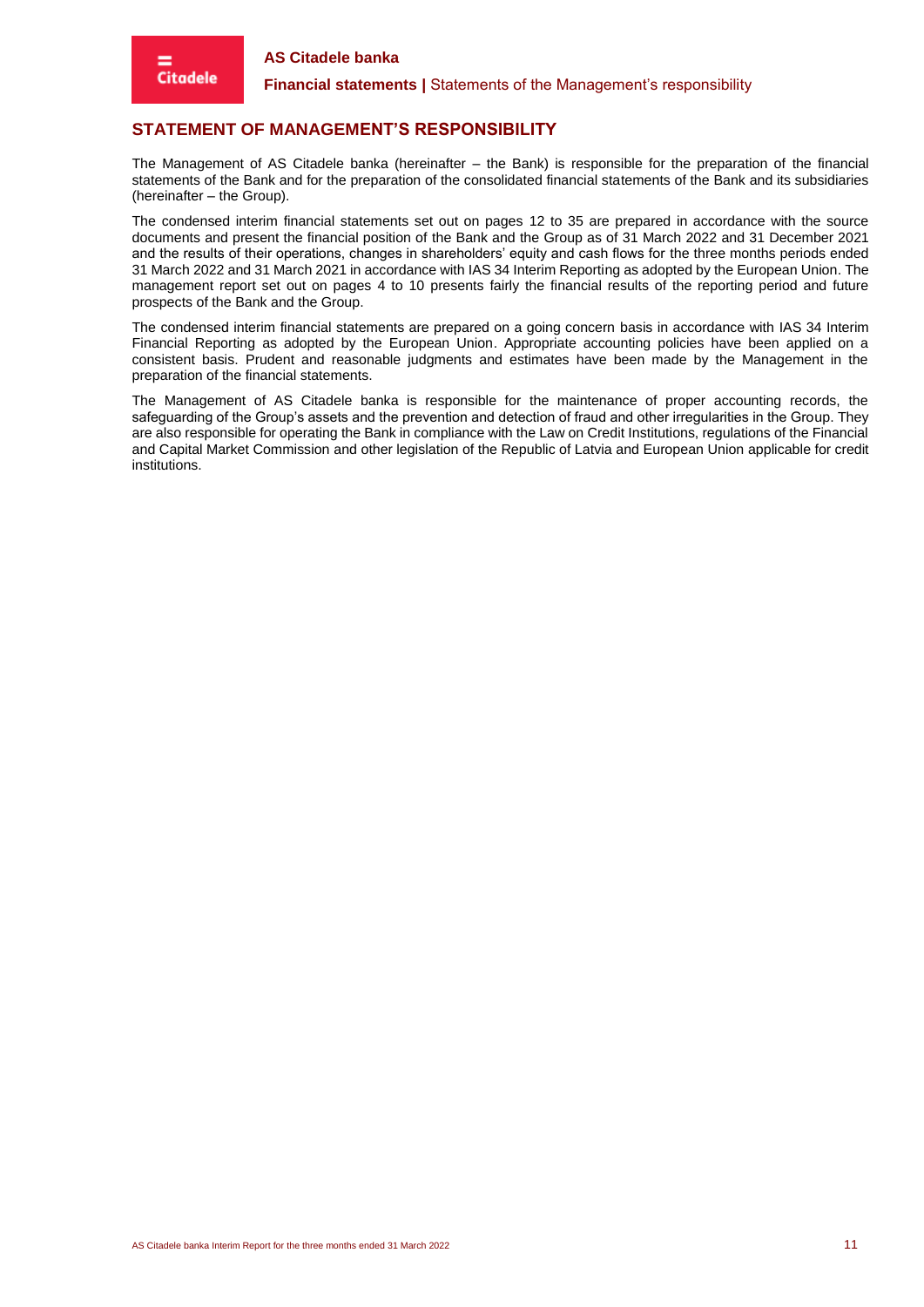## STATEMENT OF MANAGEMENT'S RESPONSIBILITY

The Management of AS Citadele banka (hereinafter – the Bank) is responsible for the preparation of the financial statements of the Bank and for the preparation of the consolidated financial statements of the Bank and its subsidiaries (hereinafter – the Group).

The condensed interim financial statements set out on pages 12 to 35 are prepared in accordance with the source documents and present the financial position of the Bank and the Group as of 31 March 2022 and 31 December 2021 and the results of their operations, changes in shareholders' equity and cash flows for the three months periods ended 31 March 2022 and 31 March 2021 in accordance with IAS 34 Interim Reporting as adopted by the European Union. The management report set out on pages 4 to 10 presents fairly the financial results of the reporting period and future prospects of the Bank and the Group.

The condensed interim financial statements are prepared on a going concern basis in accordance with IAS 34 Interim Financial Reporting as adopted by the European Union. Appropriate accounting policies have been applied on a consistent basis. Prudent and reasonable judgments and estimates have been made by the Management in the preparation of the financial statements.

The Management of AS Citadele banka is responsible for the maintenance of proper accounting records, the safeguarding of the Group's assets and the prevention and detection of fraud and other irregularities in the Group. They are also responsible for operating the Bank in compliance with the Law on Credit Institutions, regulations of the Financial and Capital Market Commission and other legislation of the Republic of Latvia and European Union applicable for credit institutions.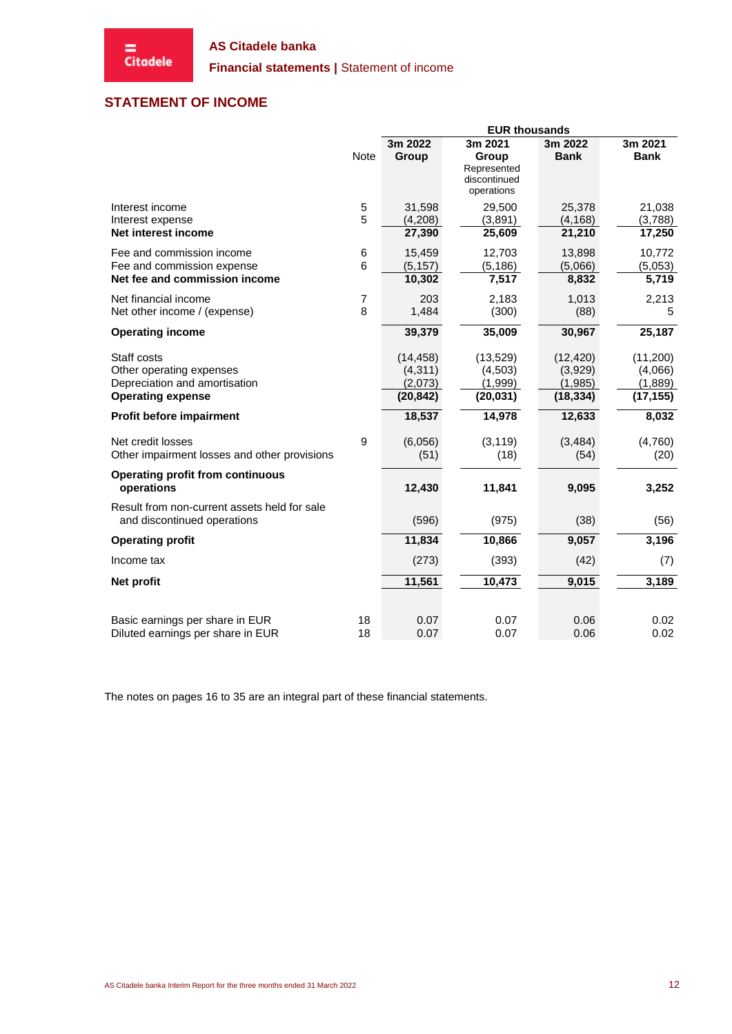AS Citadele banka

**Financial statements |** Statement of income

## STATEMENT OF INCOME

| | Note | EUR thousands | | | |
|---|---|---|---|---|---|
| | | **3m 2022 Group** | **3m 2021 Group** Represented discontinued operations | **3m 2022 Bank** | **3m 2021 Bank** |
| Interest income | 5 | 31,598 | 29,500 | 25,378 | 21,038 |
| Interest expense | 5 | (4,208) | (3,891) | (4,168) | (3,788) |
| **Net interest income** | | **27,390** | **25,609** | **21,210** | **17,250** |
| Fee and commission income | 6 | 15,459 | 12,703 | 13,898 | 10,772 |
| Fee and commission expense | 6 | (5,157) | (5,186) | (5,066) | (5,053) |
| **Net fee and commission income** | | **10,302** | **7,517** | **8,832** | **5,719** |
| Net financial income | 7 | 203 | 2,183 | 1,013 | 2,213 |
| Net other income / (expense) | 8 | 1,484 | (300) | (88) | 5 |
| **Operating income** | | **39,379** | **35,009** | **30,967** | **25,187** |
| Staff costs | | (14,458) | (13,529) | (12,420) | (11,200) |
| Other operating expenses | | (4,311) | (4,503) | (3,929) | (4,066) |
| Depreciation and amortisation | | (2,073) | (1,999) | (1,985) | (1,889) |
| **Operating expense** | | **(20,842)** | **(20,031)** | **(18,334)** | **(17,155)** |
| **Profit before impairment** | | **18,537** | **14,978** | **12,633** | **8,032** |
| Net credit losses | 9 | (6,056) | (3,119) | (3,484) | (4,760) |
| Other impairment losses and other provisions | | (51) | (18) | (54) | (20) |
| **Operating profit from continuous operations** | | **12,430** | **11,841** | **9,095** | **3,252** |
| Result from non-current assets held for sale and discontinued operations | | (596) | (975) | (38) | (56) |
| **Operating profit** | | **11,834** | **10,866** | **9,057** | **3,196** |
| Income tax | | (273) | (393) | (42) | (7) |
| **Net profit** | | **11,561** | **10,473** | **9,015** | **3,189** |
| Basic earnings per share in EUR | 18 | 0.07 | 0.07 | 0.06 | 0.02 |
| Diluted earnings per share in EUR | 18 | 0.07 | 0.07 | 0.06 | 0.02 |

The notes on pages 16 to 35 are an integral part of these financial statements.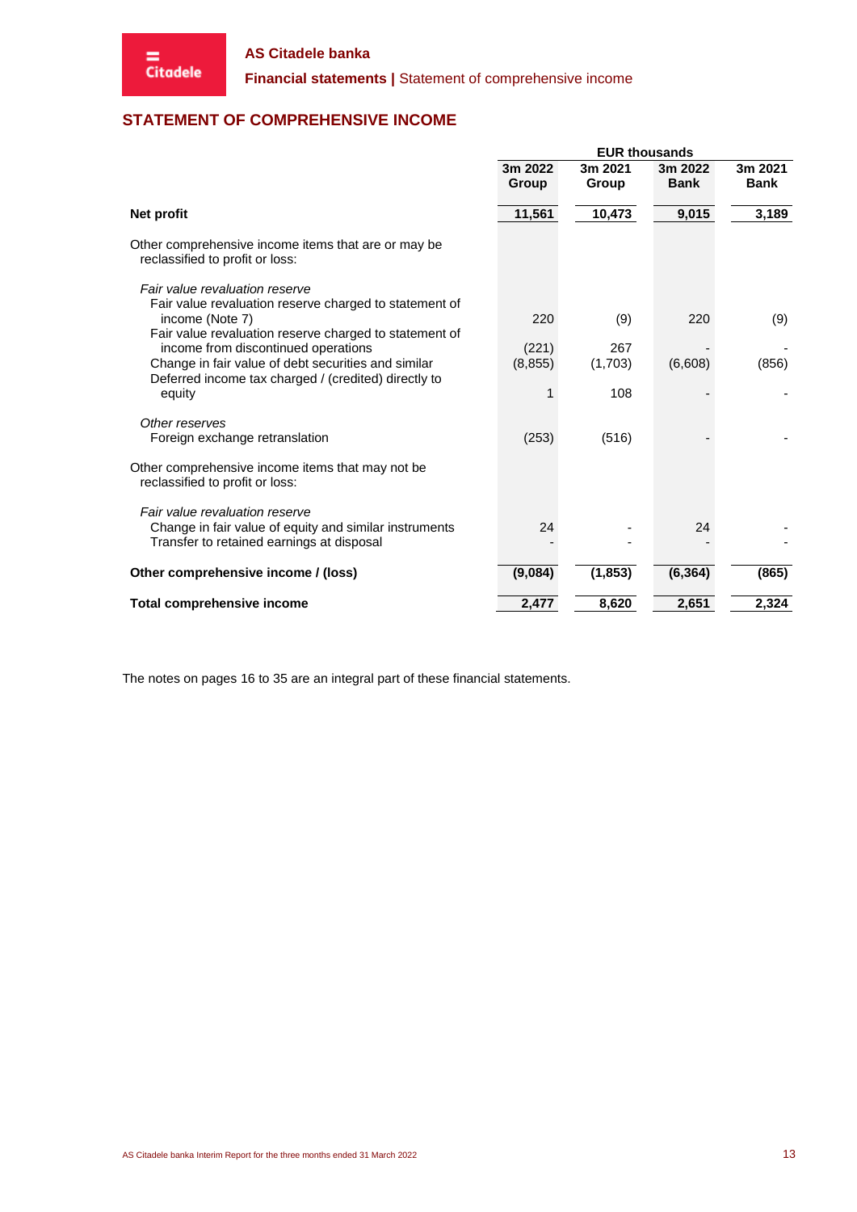## STATEMENT OF COMPREHENSIVE INCOME

| | EUR thousands | | | |
|---|---|---|---|---|
| | 3m 2022 Group | 3m 2021 Group | 3m 2022 Bank | 3m 2021 Bank |
| **Net profit** | **11,561** | **10,473** | **9,015** | **3,189** |
| Other comprehensive income items that are or may be reclassified to profit or loss: | | | | |
| *Fair value revaluation reserve* | | | | |
| Fair value revaluation reserve charged to statement of income (Note 7) | 220 | (9) | 220 | (9) |
| Fair value revaluation reserve charged to statement of income from discontinued operations | (221) | 267 | - | - |
| Change in fair value of debt securities and similar | (8,855) | (1,703) | (6,608) | (856) |
| Deferred income tax charged / (credited) directly to equity | 1 | 108 | - | - |
| *Other reserves* | | | | |
| Foreign exchange retranslation | (253) | (516) | - | - |
| Other comprehensive income items that may not be reclassified to profit or loss: | | | | |
| *Fair value revaluation reserve* | | | | |
| Change in fair value of equity and similar instruments | 24 | - | 24 | - |
| Transfer to retained earnings at disposal | - | - | - | - |
| **Other comprehensive income / (loss)** | **(9,084)** | **(1,853)** | **(6,364)** | **(865)** |
| **Total comprehensive income** | **2,477** | **8,620** | **2,651** | **2,324** |

The notes on pages 16 to 35 are an integral part of these financial statements.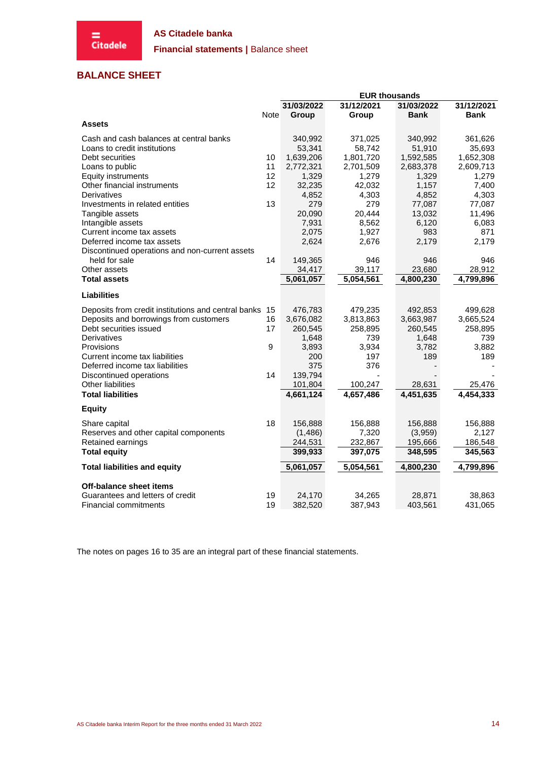## BALANCE SHEET

| | Note | 31/03/2022 Group | 31/12/2021 Group | 31/03/2022 Bank | 31/12/2021 Bank |
|---|---|---|---|---|---|
| | | EUR thousands | | | |
| **Assets** | | | | | |
| Cash and cash balances at central banks | | 340,992 | 371,025 | 340,992 | 361,626 |
| Loans to credit institutions | | 53,341 | 58,742 | 51,910 | 35,693 |
| Debt securities | 10 | 1,639,206 | 1,801,720 | 1,592,585 | 1,652,308 |
| Loans to public | 11 | 2,772,321 | 2,701,509 | 2,683,378 | 2,609,713 |
| Equity instruments | 12 | 1,329 | 1,279 | 1,329 | 1,279 |
| Other financial instruments | 12 | 32,235 | 42,032 | 1,157 | 7,400 |
| Derivatives | | 4,852 | 4,303 | 4,852 | 4,303 |
| Investments in related entities | 13 | 279 | 279 | 77,087 | 77,087 |
| Tangible assets | | 20,090 | 20,444 | 13,032 | 11,496 |
| Intangible assets | | 7,931 | 8,562 | 6,120 | 6,083 |
| Current income tax assets | | 2,075 | 1,927 | 983 | 871 |
| Deferred income tax assets | | 2,624 | 2,676 | 2,179 | 2,179 |
| Discontinued operations and non-current assets held for sale | 14 | 149,365 | 946 | 946 | 946 |
| Other assets | | 34,417 | 39,117 | 23,680 | 28,912 |
| **Total assets** | | **5,061,057** | **5,054,561** | **4,800,230** | **4,799,896** |
| **Liabilities** | | | | | |
| Deposits from credit institutions and central banks | 15 | 476,783 | 479,235 | 492,853 | 499,628 |
| Deposits and borrowings from customers | 16 | 3,676,082 | 3,813,863 | 3,663,987 | 3,665,524 |
| Debt securities issued | 17 | 260,545 | 258,895 | 260,545 | 258,895 |
| Derivatives | | 1,648 | 739 | 1,648 | 739 |
| Provisions | 9 | 3,893 | 3,934 | 3,782 | 3,882 |
| Current income tax liabilities | | 200 | 197 | 189 | 189 |
| Deferred income tax liabilities | | 375 | 376 | - | - |
| Discontinued operations | 14 | 139,794 | - | - | - |
| Other liabilities | | 101,804 | 100,247 | 28,631 | 25,476 |
| **Total liabilities** | | **4,661,124** | **4,657,486** | **4,451,635** | **4,454,333** |
| **Equity** | | | | | |
| Share capital | 18 | 156,888 | 156,888 | 156,888 | 156,888 |
| Reserves and other capital components | | (1,486) | 7,320 | (3,959) | 2,127 |
| Retained earnings | | 244,531 | 232,867 | 195,666 | 186,548 |
| **Total equity** | | **399,933** | **397,075** | **348,595** | **345,563** |
| **Total liabilities and equity** | | **5,061,057** | **5,054,561** | **4,800,230** | **4,799,896** |
| **Off-balance sheet items** | | | | | |
| Guarantees and letters of credit | 19 | 24,170 | 34,265 | 28,871 | 38,863 |
| Financial commitments | 19 | 382,520 | 387,943 | 403,561 | 431,065 |

The notes on pages 16 to 35 are an integral part of these financial statements.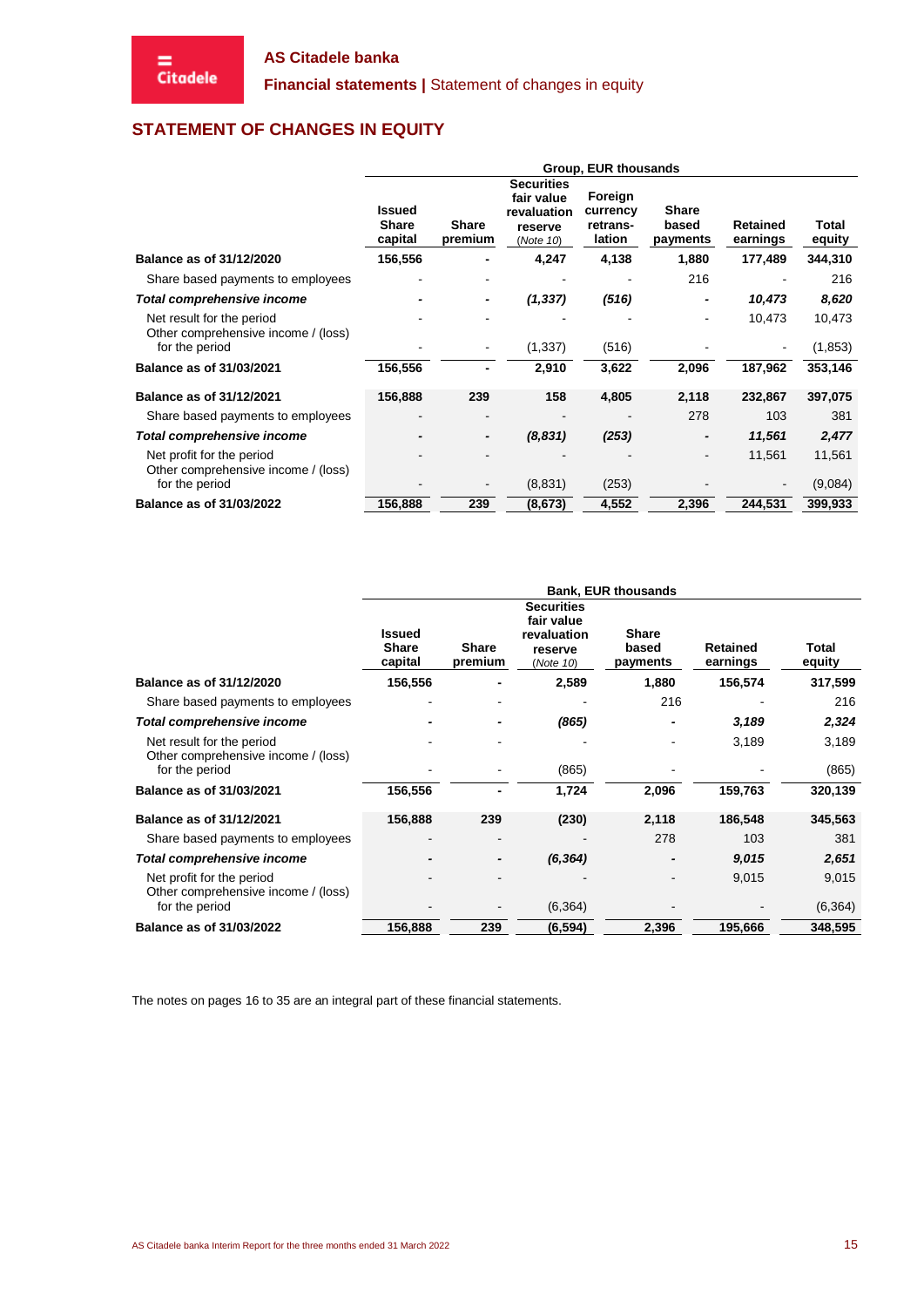## STATEMENT OF CHANGES IN EQUITY

| | Group, EUR thousands | | | | | | |
|---|---|---|---|---|---|---|---|
| | Issued Share capital | Share premium | Securities fair value revaluation reserve (*Note 10*) | Foreign currency retrans-lation | Share based payments | Retained earnings | Total equity |
| **Balance as of 31/12/2020** | **156,556** | **-** | **4,247** | **4,138** | **1,880** | **177,489** | **344,310** |
| Share based payments to employees | - | - | - | - | 216 | - | 216 |
| ***Total comprehensive income*** | **-** | **-** | ***(1,337)*** | ***(516)*** | **-** | ***10,473*** | ***8,620*** |
| Net result for the period | - | - | - | - | - | 10,473 | 10,473 |
| Other comprehensive income / (loss) for the period | - | - | (1,337) | (516) | - | - | (1,853) |
| **Balance as of 31/03/2021** | **156,556** | **-** | **2,910** | **3,622** | **2,096** | **187,962** | **353,146** |
| **Balance as of 31/12/2021** | **156,888** | **239** | **158** | **4,805** | **2,118** | **232,867** | **397,075** |
| Share based payments to employees | - | - | - | - | 278 | 103 | 381 |
| ***Total comprehensive income*** | **-** | **-** | ***(8,831)*** | ***(253)*** | **-** | ***11,561*** | ***2,477*** |
| Net profit for the period | - | - | - | - | - | 11,561 | 11,561 |
| Other comprehensive income / (loss) for the period | - | - | (8,831) | (253) | - | - | (9,084) |
| **Balance as of 31/03/2022** | **156,888** | **239** | **(8,673)** | **4,552** | **2,396** | **244,531** | **399,933** |

| | Bank, EUR thousands | | | | | |
|---|---|---|---|---|---|---|
| | Issued Share capital | Share premium | Securities fair value revaluation reserve (*Note 10*) | Share based payments | Retained earnings | Total equity |
| **Balance as of 31/12/2020** | **156,556** | **-** | **2,589** | **1,880** | **156,574** | **317,599** |
| Share based payments to employees | - | - | - | 216 | - | 216 |
| ***Total comprehensive income*** | **-** | **-** | ***(865)*** | **-** | ***3,189*** | ***2,324*** |
| Net result for the period | - | - | - | - | 3,189 | 3,189 |
| Other comprehensive income / (loss) for the period | - | - | (865) | - | - | (865) |
| **Balance as of 31/03/2021** | **156,556** | **-** | **1,724** | **2,096** | **159,763** | **320,139** |
| **Balance as of 31/12/2021** | **156,888** | **239** | **(230)** | **2,118** | **186,548** | **345,563** |
| Share based payments to employees | - | - | - | 278 | 103 | 381 |
| ***Total comprehensive income*** | **-** | **-** | ***(6,364)*** | **-** | ***9,015*** | ***2,651*** |
| Net profit for the period | - | - | - | - | 9,015 | 9,015 |
| Other comprehensive income / (loss) for the period | - | - | (6,364) | - | - | (6,364) |
| **Balance as of 31/03/2022** | **156,888** | **239** | **(6,594)** | **2,396** | **195,666** | **348,595** |

The notes on pages 16 to 35 are an integral part of these financial statements.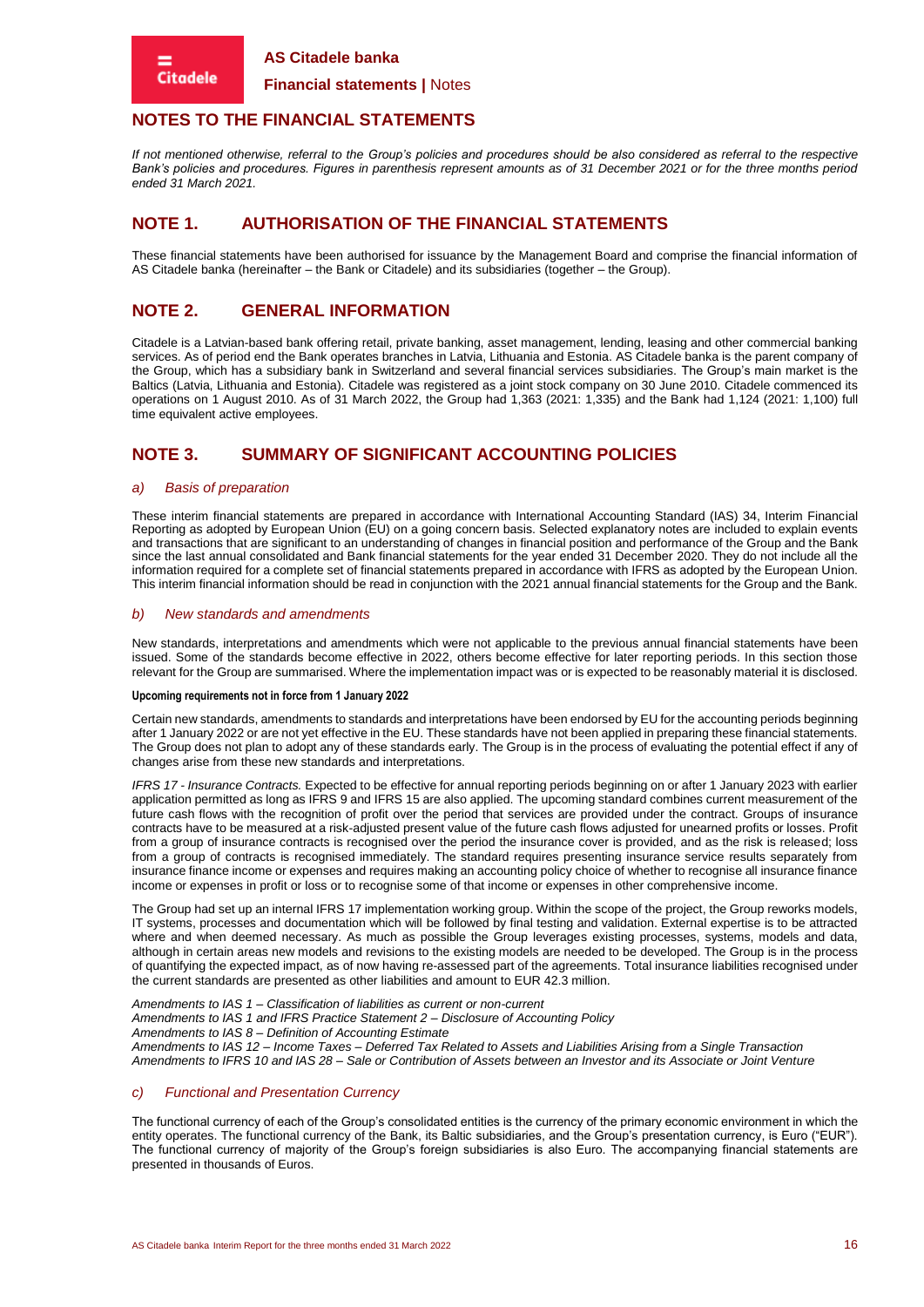# NOTES TO THE FINANCIAL STATEMENTS

*If not mentioned otherwise, referral to the Group's policies and procedures should be also considered as referral to the respective Bank's policies and procedures. Figures in parenthesis represent amounts as of 31 December 2021 or for the three months period ended 31 March 2021.*

## NOTE 1. AUTHORISATION OF THE FINANCIAL STATEMENTS

These financial statements have been authorised for issuance by the Management Board and comprise the financial information of AS Citadele banka (hereinafter – the Bank or Citadele) and its subsidiaries (together – the Group).

## NOTE 2. GENERAL INFORMATION

Citadele is a Latvian-based bank offering retail, private banking, asset management, lending, leasing and other commercial banking services. As of period end the Bank operates branches in Latvia, Lithuania and Estonia. AS Citadele banka is the parent company of the Group, which has a subsidiary bank in Switzerland and several financial services subsidiaries. The Group's main market is the Baltics (Latvia, Lithuania and Estonia). Citadele was registered as a joint stock company on 30 June 2010. Citadele commenced its operations on 1 August 2010. As of 31 March 2022, the Group had 1,363 (2021: 1,335) and the Bank had 1,124 (2021: 1,100) full time equivalent active employees.

## NOTE 3. SUMMARY OF SIGNIFICANT ACCOUNTING POLICIES

### *a) Basis of preparation*

These interim financial statements are prepared in accordance with International Accounting Standard (IAS) 34, Interim Financial Reporting as adopted by European Union (EU) on a going concern basis. Selected explanatory notes are included to explain events and transactions that are significant to an understanding of changes in financial position and performance of the Group and the Bank since the last annual consolidated and Bank financial statements for the year ended 31 December 2020. They do not include all the information required for a complete set of financial statements prepared in accordance with IFRS as adopted by the European Union. This interim financial information should be read in conjunction with the 2021 annual financial statements for the Group and the Bank.

### *b) New standards and amendments*

New standards, interpretations and amendments which were not applicable to the previous annual financial statements have been issued. Some of the standards become effective in 2022, others become effective for later reporting periods. In this section those relevant for the Group are summarised. Where the implementation impact was or is expected to be reasonably material it is disclosed.

**Upcoming requirements not in force from 1 January 2022**

Certain new standards, amendments to standards and interpretations have been endorsed by EU for the accounting periods beginning after 1 January 2022 or are not yet effective in the EU. These standards have not been applied in preparing these financial statements. The Group does not plan to adopt any of these standards early. The Group is in the process of evaluating the potential effect if any of changes arise from these new standards and interpretations.

*IFRS 17 - Insurance Contracts.* Expected to be effective for annual reporting periods beginning on or after 1 January 2023 with earlier application permitted as long as IFRS 9 and IFRS 15 are also applied. The upcoming standard combines current measurement of the future cash flows with the recognition of profit over the period that services are provided under the contract. Groups of insurance contracts have to be measured at a risk-adjusted present value of the future cash flows adjusted for unearned profits or losses. Profit from a group of insurance contracts is recognised over the period the insurance cover is provided, and as the risk is released; loss from a group of contracts is recognised immediately. The standard requires presenting insurance service results separately from insurance finance income or expenses and requires making an accounting policy choice of whether to recognise all insurance finance income or expenses in profit or loss or to recognise some of that income or expenses in other comprehensive income.

The Group had set up an internal IFRS 17 implementation working group. Within the scope of the project, the Group reworks models, IT systems, processes and documentation which will be followed by final testing and validation. External expertise is to be attracted where and when deemed necessary. As much as possible the Group leverages existing processes, systems, models and data, although in certain areas new models and revisions to the existing models are needed to be developed. The Group is in the process of quantifying the expected impact, as of now having re-assessed part of the agreements. Total insurance liabilities recognised under the current standards are presented as other liabilities and amount to EUR 42.3 million.

*Amendments to IAS 1 – Classification of liabilities as current or non-current*
*Amendments to IAS 1 and IFRS Practice Statement 2 – Disclosure of Accounting Policy*
*Amendments to IAS 8 – Definition of Accounting Estimate*
*Amendments to IAS 12 – Income Taxes – Deferred Tax Related to Assets and Liabilities Arising from a Single Transaction*
*Amendments to IFRS 10 and IAS 28 – Sale or Contribution of Assets between an Investor and its Associate or Joint Venture*

### *c) Functional and Presentation Currency*

The functional currency of each of the Group's consolidated entities is the currency of the primary economic environment in which the entity operates. The functional currency of the Bank, its Baltic subsidiaries, and the Group's presentation currency, is Euro ("EUR"). The functional currency of majority of the Group's foreign subsidiaries is also Euro. The accompanying financial statements are presented in thousands of Euros.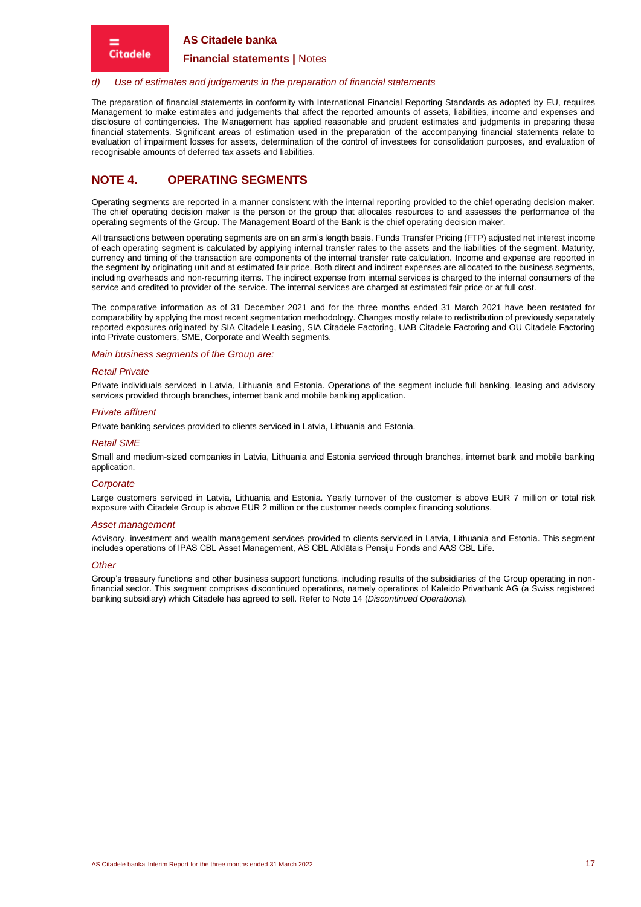*d) Use of estimates and judgements in the preparation of financial statements*

The preparation of financial statements in conformity with International Financial Reporting Standards as adopted by EU, requires Management to make estimates and judgements that affect the reported amounts of assets, liabilities, income and expenses and disclosure of contingencies. The Management has applied reasonable and prudent estimates and judgments in preparing these financial statements. Significant areas of estimation used in the preparation of the accompanying financial statements relate to evaluation of impairment losses for assets, determination of the control of investees for consolidation purposes, and evaluation of recognisable amounts of deferred tax assets and liabilities.

## NOTE 4. OPERATING SEGMENTS

Operating segments are reported in a manner consistent with the internal reporting provided to the chief operating decision maker. The chief operating decision maker is the person or the group that allocates resources to and assesses the performance of the operating segments of the Group. The Management Board of the Bank is the chief operating decision maker.

All transactions between operating segments are on an arm's length basis. Funds Transfer Pricing (FTP) adjusted net interest income of each operating segment is calculated by applying internal transfer rates to the assets and the liabilities of the segment. Maturity, currency and timing of the transaction are components of the internal transfer rate calculation. Income and expense are reported in the segment by originating unit and at estimated fair price. Both direct and indirect expenses are allocated to the business segments, including overheads and non-recurring items. The indirect expense from internal services is charged to the internal consumers of the service and credited to provider of the service. The internal services are charged at estimated fair price or at full cost.

The comparative information as of 31 December 2021 and for the three months ended 31 March 2021 have been restated for comparability by applying the most recent segmentation methodology. Changes mostly relate to redistribution of previously separately reported exposures originated by SIA Citadele Leasing, SIA Citadele Factoring, UAB Citadele Factoring and OU Citadele Factoring into Private customers, SME, Corporate and Wealth segments.

*Main business segments of the Group are:*

*Retail Private*

Private individuals serviced in Latvia, Lithuania and Estonia. Operations of the segment include full banking, leasing and advisory services provided through branches, internet bank and mobile banking application.

*Private affluent*

Private banking services provided to clients serviced in Latvia, Lithuania and Estonia.

*Retail SME*

Small and medium-sized companies in Latvia, Lithuania and Estonia serviced through branches, internet bank and mobile banking application.

*Corporate*

Large customers serviced in Latvia, Lithuania and Estonia. Yearly turnover of the customer is above EUR 7 million or total risk exposure with Citadele Group is above EUR 2 million or the customer needs complex financing solutions.

*Asset management*

Advisory, investment and wealth management services provided to clients serviced in Latvia, Lithuania and Estonia. This segment includes operations of IPAS CBL Asset Management, AS CBL Atklātais Pensiju Fonds and AAS CBL Life.

*Other*

Group's treasury functions and other business support functions, including results of the subsidiaries of the Group operating in non-financial sector. This segment comprises discontinued operations, namely operations of Kaleido Privatbank AG (a Swiss registered banking subsidiary) which Citadele has agreed to sell. Refer to Note 14 (*Discontinued Operations*).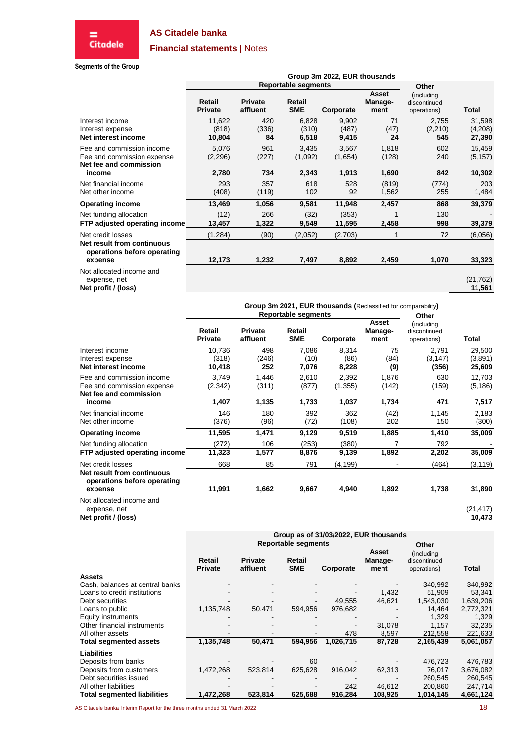**Segments of the Group**

| Group 3m 2022, EUR thousands | | | | | | | |
|---|---|---|---|---|---|---|---|
| | Reportable segments | | | | | Other | |
| | Retail Private | Private affluent | Retail SME | Corporate | Asset Manage-ment | (including discontinued operations) | Total |
| Interest income | 11,622 | 420 | 6,828 | 9,902 | 71 | 2,755 | 31,598 |
| Interest expense | (818) | (336) | (310) | (487) | (47) | (2,210) | (4,208) |
| **Net interest income** | **10,804** | **84** | **6,518** | **9,415** | **24** | **545** | **27,390** |
| Fee and commission income | 5,076 | 961 | 3,435 | 3,567 | 1,818 | 602 | 15,459 |
| Fee and commission expense | (2,296) | (227) | (1,092) | (1,654) | (128) | 240 | (5,157) |
| **Net fee and commission income** | **2,780** | **734** | **2,343** | **1,913** | **1,690** | **842** | **10,302** |
| Net financial income | 293 | 357 | 618 | 528 | (819) | (774) | 203 |
| Net other income | (408) | (119) | 102 | 92 | 1,562 | 255 | 1,484 |
| **Operating income** | **13,469** | **1,056** | **9,581** | **11,948** | **2,457** | **868** | **39,379** |
| Net funding allocation | (12) | 266 | (32) | (353) | 1 | 130 | - |
| **FTP adjusted operating income** | **13,457** | **1,322** | **9,549** | **11,595** | **2,458** | **998** | **39,379** |
| Net credit losses | (1,284) | (90) | (2,052) | (2,703) | 1 | 72 | (6,056) |
| **Net result from continuous operations before operating expense** | **12,173** | **1,232** | **7,497** | **8,892** | **2,459** | **1,070** | **33,323** |
| Not allocated income and expense, net | | | | | | | (21,762) |
| **Net profit / (loss)** | | | | | | | **11,561** |

| Group 3m 2021, EUR thousands (Reclassified for comparability) | | | | | | | |
|---|---|---|---|---|---|---|---|
| | Reportable segments | | | | | Other | |
| | Retail Private | Private affluent | Retail SME | Corporate | Asset Manage-ment | (including discontinued operations) | Total |
| Interest income | 10,736 | 498 | 7,086 | 8,314 | 75 | 2,791 | 29,500 |
| Interest expense | (318) | (246) | (10) | (86) | (84) | (3,147) | (3,891) |
| **Net interest income** | **10,418** | **252** | **7,076** | **8,228** | **(9)** | **(356)** | **25,609** |
| Fee and commission income | 3,749 | 1,446 | 2,610 | 2,392 | 1,876 | 630 | 12,703 |
| Fee and commission expense | (2,342) | (311) | (877) | (1,355) | (142) | (159) | (5,186) |
| **Net fee and commission income** | **1,407** | **1,135** | **1,733** | **1,037** | **1,734** | **471** | **7,517** |
| Net financial income | 146 | 180 | 392 | 362 | (42) | 1,145 | 2,183 |
| Net other income | (376) | (96) | (72) | (108) | 202 | 150 | (300) |
| **Operating income** | **11,595** | **1,471** | **9,129** | **9,519** | **1,885** | **1,410** | **35,009** |
| Net funding allocation | (272) | 106 | (253) | (380) | 7 | 792 | - |
| **FTP adjusted operating income** | **11,323** | **1,577** | **8,876** | **9,139** | **1,892** | **2,202** | **35,009** |
| Net credit losses | 668 | 85 | 791 | (4,199) | - | (464) | (3,119) |
| **Net result from continuous operations before operating expense** | **11,991** | **1,662** | **9,667** | **4,940** | **1,892** | **1,738** | **31,890** |
| Not allocated income and expense, net | | | | | | | (21,417) |
| **Net profit / (loss)** | | | | | | | **10,473** |

| Group as of 31/03/2022, EUR thousands | | | | | | | |
|---|---|---|---|---|---|---|---|
| | Reportable segments | | | | | Other | |
| | Retail Private | Private affluent | Retail SME | Corporate | Asset Manage-ment | (including discontinued operations) | Total |
| **Assets** | | | | | | | |
| Cash, balances at central banks | - | - | - | - | - | 340,992 | 340,992 |
| Loans to credit institutions | - | - | - | - | 1,432 | 51,909 | 53,341 |
| Debt securities | - | - | - | 49,555 | 46,621 | 1,543,030 | 1,639,206 |
| Loans to public | 1,135,748 | 50,471 | 594,956 | 976,682 | - | 14,464 | 2,772,321 |
| Equity instruments | - | - | - | - | - | 1,329 | 1,329 |
| Other financial instruments | - | - | - | - | 31,078 | 1,157 | 32,235 |
| All other assets | - | - | - | 478 | 8,597 | 212,558 | 221,633 |
| **Total segmented assets** | **1,135,748** | **50,471** | **594,956** | **1,026,715** | **87,728** | **2,165,439** | **5,061,057** |
| **Liabilities** | | | | | | | |
| Deposits from banks | - | - | 60 | - | - | 476,723 | 476,783 |
| Deposits from customers | 1,472,268 | 523,814 | 625,628 | 916,042 | 62,313 | 76,017 | 3,676,082 |
| Debt securities issued | - | - | - | - | - | 260,545 | 260,545 |
| All other liabilities | - | - | - | 242 | 46,612 | 200,860 | 247,714 |
| **Total segmented liabilities** | **1,472,268** | **523,814** | **625,688** | **916,284** | **108,925** | **1,014,145** | **4,661,124** |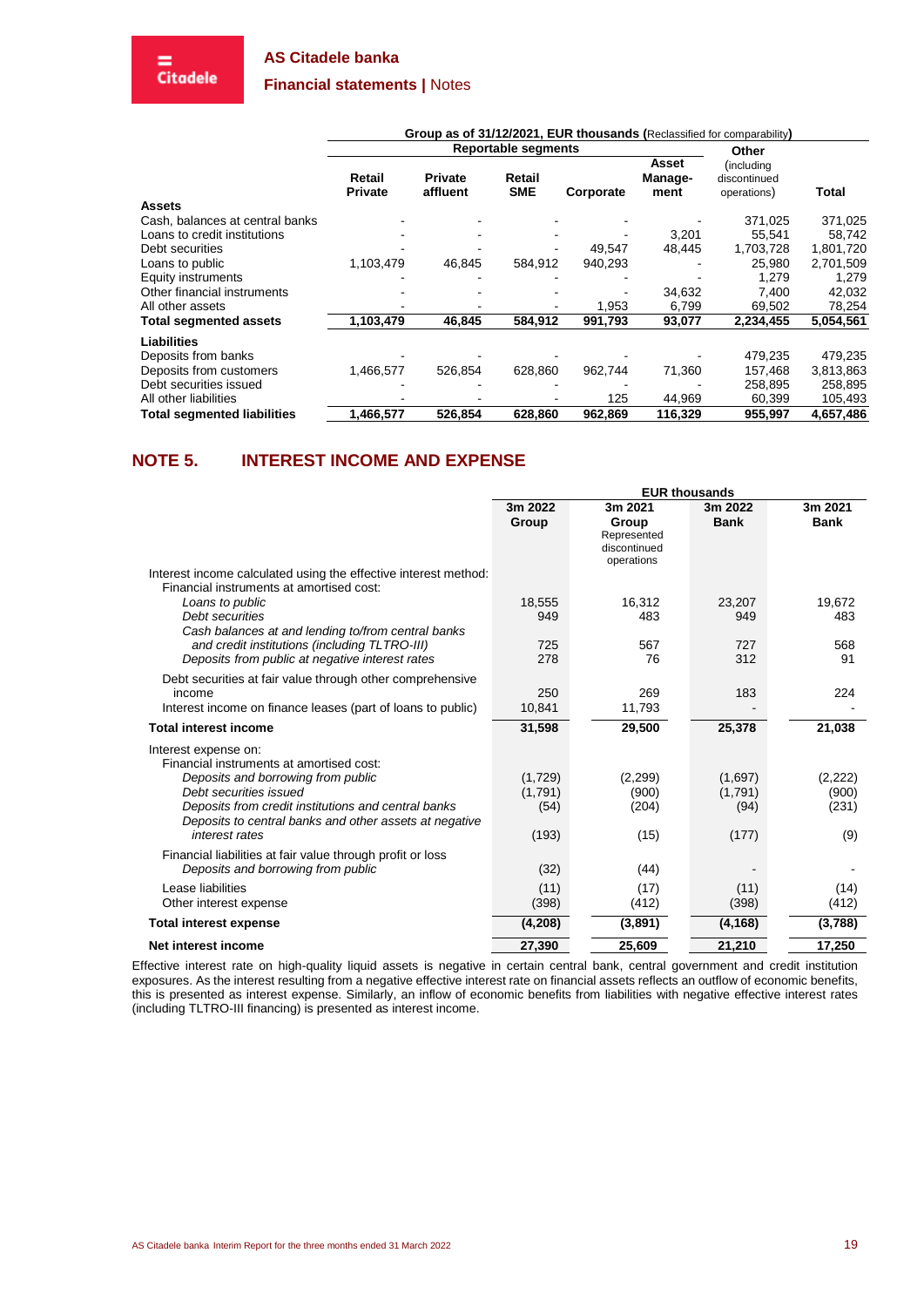| | Group as of 31/12/2021, EUR thousands (Reclassified for comparability) | | | | | | |
|---|---|---|---|---|---|---|---|
| | Reportable segments | | | | | Other | |
| | Retail Private | Private affluent | Retail SME | Corporate | Asset Manage-ment | (including discontinued operations) | Total |
| **Assets** | | | | | | | |
| Cash, balances at central banks | - | - | - | - | - | 371,025 | 371,025 |
| Loans to credit institutions | - | - | - | - | 3,201 | 55,541 | 58,742 |
| Debt securities | - | - | - | 49,547 | 48,445 | 1,703,728 | 1,801,720 |
| Loans to public | 1,103,479 | 46,845 | 584,912 | 940,293 | - | 25,980 | 2,701,509 |
| Equity instruments | - | - | - | - | - | 1,279 | 1,279 |
| Other financial instruments | - | - | - | - | 34,632 | 7,400 | 42,032 |
| All other assets | - | - | - | 1,953 | 6,799 | 69,502 | 78,254 |
| **Total segmented assets** | **1,103,479** | **46,845** | **584,912** | **991,793** | **93,077** | **2,234,455** | **5,054,561** |
| **Liabilities** | | | | | | | |
| Deposits from banks | - | - | - | - | - | 479,235 | 479,235 |
| Deposits from customers | 1,466,577 | 526,854 | 628,860 | 962,744 | 71,360 | 157,468 | 3,813,863 |
| Debt securities issued | - | - | - | - | - | 258,895 | 258,895 |
| All other liabilities | - | - | - | 125 | 44,969 | 60,399 | 105,493 |
| **Total segmented liabilities** | **1,466,577** | **526,854** | **628,860** | **962,869** | **116,329** | **955,997** | **4,657,486** |

## NOTE 5. INTEREST INCOME AND EXPENSE

| | EUR thousands | | | |
|---|---|---|---|---|
| | 3m 2022 Group | 3m 2021 Group Represented discontinued operations | 3m 2022 Bank | 3m 2021 Bank |
| Interest income calculated using the effective interest method: | | | | |
| Financial instruments at amortised cost: | | | | |
| *Loans to public* | 18,555 | 16,312 | 23,207 | 19,672 |
| *Debt securities* | 949 | 483 | 949 | 483 |
| *Cash balances at and lending to/from central banks and credit institutions (including TLTRO-III)* | 725 | 567 | 727 | 568 |
| *Deposits from public at negative interest rates* | 278 | 76 | 312 | 91 |
| Debt securities at fair value through other comprehensive income | 250 | 269 | 183 | 224 |
| Interest income on finance leases (part of loans to public) | 10,841 | 11,793 | - | - |
| **Total interest income** | **31,598** | **29,500** | **25,378** | **21,038** |
| Interest expense on: | | | | |
| Financial instruments at amortised cost: | | | | |
| *Deposits and borrowing from public* | (1,729) | (2,299) | (1,697) | (2,222) |
| *Debt securities issued* | (1,791) | (900) | (1,791) | (900) |
| *Deposits from credit institutions and central banks* | (54) | (204) | (94) | (231) |
| *Deposits to central banks and other assets at negative interest rates* | (193) | (15) | (177) | (9) |
| Financial liabilities at fair value through profit or loss | | | | |
| *Deposits and borrowing from public* | (32) | (44) | - | - |
| Lease liabilities | (11) | (17) | (11) | (14) |
| Other interest expense | (398) | (412) | (398) | (412) |
| **Total interest expense** | **(4,208)** | **(3,891)** | **(4,168)** | **(3,788)** |
| **Net interest income** | **27,390** | **25,609** | **21,210** | **17,250** |

Effective interest rate on high-quality liquid assets is negative in certain central bank, central government and credit institution exposures. As the interest resulting from a negative effective interest rate on financial assets reflects an outflow of economic benefits, this is presented as interest expense. Similarly, an inflow of economic benefits from liabilities with negative effective interest rates (including TLTRO-III financing) is presented as interest income.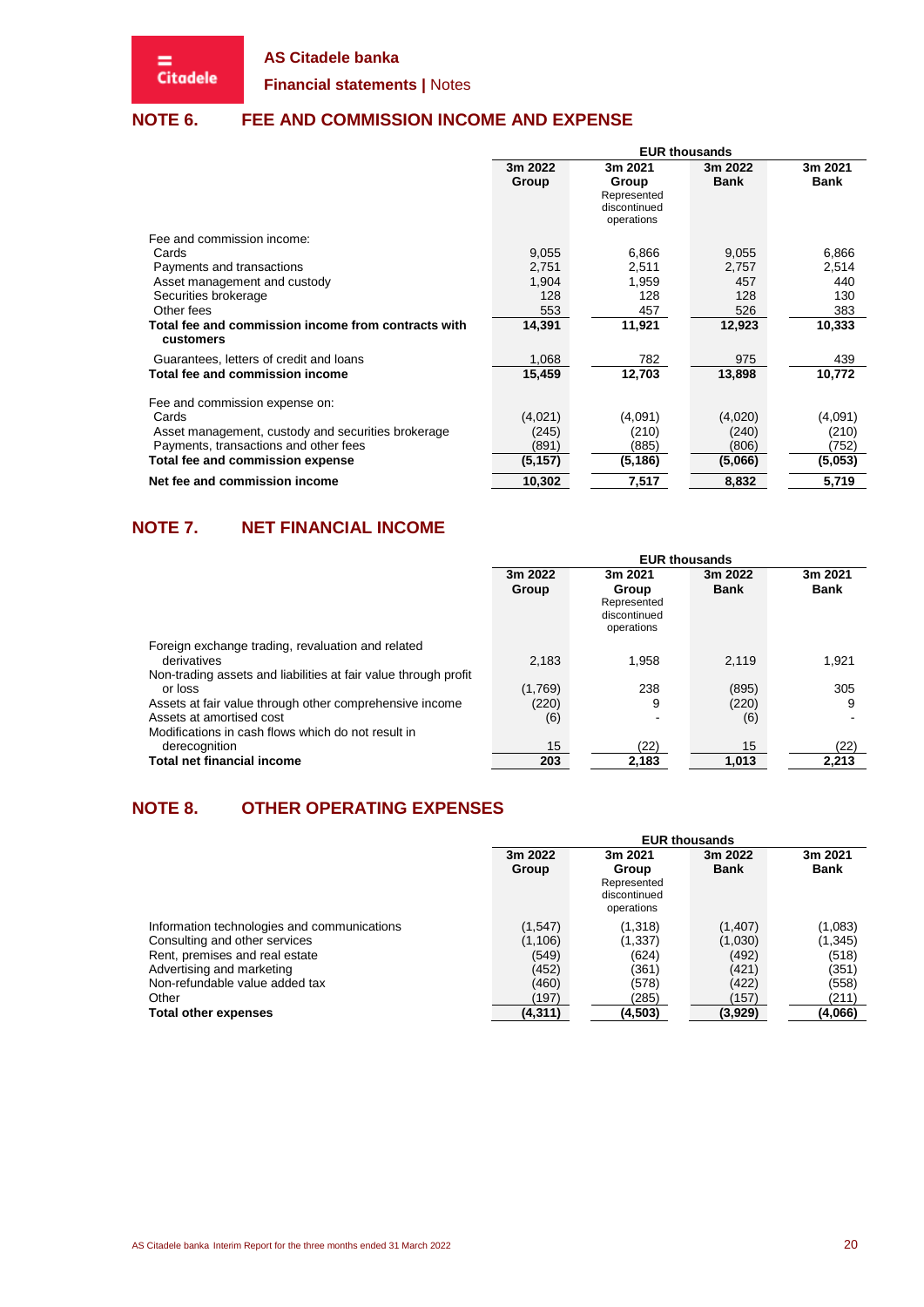## NOTE 6. FEE AND COMMISSION INCOME AND EXPENSE

| | EUR thousands | | | |
|---|---|---|---|---|
| | 3m 2022 Group | 3m 2021 Group Represented discontinued operations | 3m 2022 Bank | 3m 2021 Bank |
| Fee and commission income: | | | | |
| Cards | 9,055 | 6,866 | 9,055 | 6,866 |
| Payments and transactions | 2,751 | 2,511 | 2,757 | 2,514 |
| Asset management and custody | 1,904 | 1,959 | 457 | 440 |
| Securities brokerage | 128 | 128 | 128 | 130 |
| Other fees | 553 | 457 | 526 | 383 |
| **Total fee and commission income from contracts with customers** | **14,391** | **11,921** | **12,923** | **10,333** |
| Guarantees, letters of credit and loans | 1,068 | 782 | 975 | 439 |
| **Total fee and commission income** | **15,459** | **12,703** | **13,898** | **10,772** |
| Fee and commission expense on: | | | | |
| Cards | (4,021) | (4,091) | (4,020) | (4,091) |
| Asset management, custody and securities brokerage | (245) | (210) | (240) | (210) |
| Payments, transactions and other fees | (891) | (885) | (806) | (752) |
| **Total fee and commission expense** | **(5,157)** | **(5,186)** | **(5,066)** | **(5,053)** |
| **Net fee and commission income** | **10,302** | **7,517** | **8,832** | **5,719** |

## NOTE 7. NET FINANCIAL INCOME

| | EUR thousands | | | |
|---|---|---|---|---|
| | 3m 2022 Group | 3m 2021 Group Represented discontinued operations | 3m 2022 Bank | 3m 2021 Bank |
| Foreign exchange trading, revaluation and related derivatives | 2,183 | 1,958 | 2,119 | 1,921 |
| Non-trading assets and liabilities at fair value through profit or loss | (1,769) | 238 | (895) | 305 |
| Assets at fair value through other comprehensive income | (220) | 9 | (220) | 9 |
| Assets at amortised cost | (6) | - | (6) | - |
| Modifications in cash flows which do not result in derecognition | 15 | (22) | 15 | (22) |
| **Total net financial income** | **203** | **2,183** | **1,013** | **2,213** |

## NOTE 8. OTHER OPERATING EXPENSES

| | EUR thousands | | | |
|---|---|---|---|---|
| | 3m 2022 Group | 3m 2021 Group Represented discontinued operations | 3m 2022 Bank | 3m 2021 Bank |
| Information technologies and communications | (1,547) | (1,318) | (1,407) | (1,083) |
| Consulting and other services | (1,106) | (1,337) | (1,030) | (1,345) |
| Rent, premises and real estate | (549) | (624) | (492) | (518) |
| Advertising and marketing | (452) | (361) | (421) | (351) |
| Non-refundable value added tax | (460) | (578) | (422) | (558) |
| Other | (197) | (285) | (157) | (211) |
| **Total other expenses** | **(4,311)** | **(4,503)** | **(3,929)** | **(4,066)** |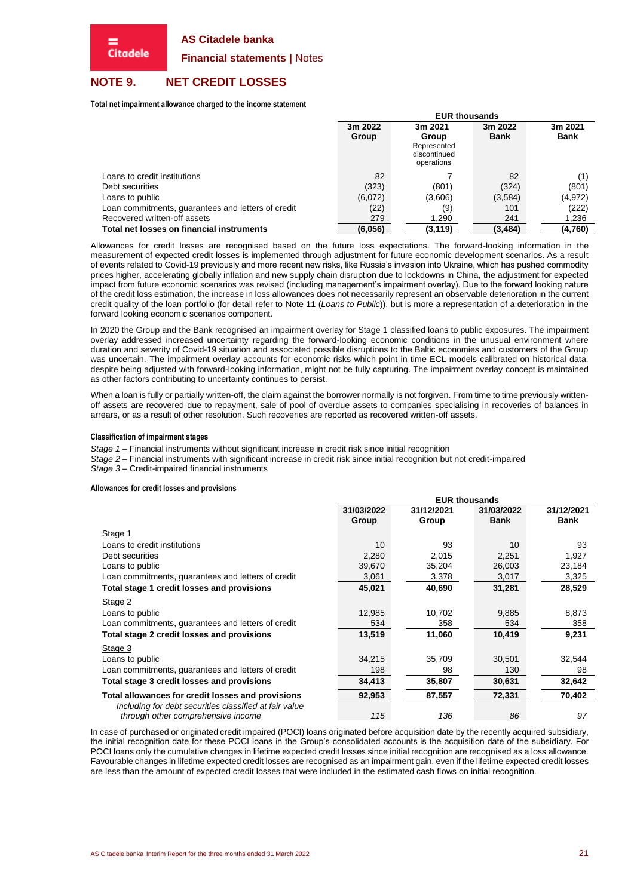## NOTE 9. NET CREDIT LOSSES

**Total net impairment allowance charged to the income statement**

| | EUR thousands | | | |
|---|---|---|---|---|
| | 3m 2022 Group | 3m 2021 Group Represented discontinued operations | 3m 2022 Bank | 3m 2021 Bank |
| Loans to credit institutions | 82 | 7 | 82 | (1) |
| Debt securities | (323) | (801) | (324) | (801) |
| Loans to public | (6,072) | (3,606) | (3,584) | (4,972) |
| Loan commitments, guarantees and letters of credit | (22) | (9) | 101 | (222) |
| Recovered written-off assets | 279 | 1,290 | 241 | 1,236 |
| **Total net losses on financial instruments** | **(6,056)** | **(3,119)** | **(3,484)** | **(4,760)** |

Allowances for credit losses are recognised based on the future loss expectations. The forward-looking information in the measurement of expected credit losses is implemented through adjustment for future economic development scenarios. As a result of events related to Covid-19 previously and more recent new risks, like Russia's invasion into Ukraine, which has pushed commodity prices higher, accelerating globally inflation and new supply chain disruption due to lockdowns in China, the adjustment for expected impact from future economic scenarios was revised (including management's impairment overlay). Due to the forward looking nature of the credit loss estimation, the increase in loss allowances does not necessarily represent an observable deterioration in the current credit quality of the loan portfolio (for detail refer to Note 11 (*Loans to Public*)), but is more a representation of a deterioration in the forward looking economic scenarios component.

In 2020 the Group and the Bank recognised an impairment overlay for Stage 1 classified loans to public exposures. The impairment overlay addressed increased uncertainty regarding the forward-looking economic conditions in the unusual environment where duration and severity of Covid-19 situation and associated possible disruptions to the Baltic economies and customers of the Group was uncertain. The impairment overlay accounts for economic risks which point in time ECL models calibrated on historical data, despite being adjusted with forward-looking information, might not be fully capturing. The impairment overlay concept is maintained as other factors contributing to uncertainty continues to persist.

When a loan is fully or partially written-off, the claim against the borrower normally is not forgiven. From time to time previously written-off assets are recovered due to repayment, sale of pool of overdue assets to companies specialising in recoveries of balances in arrears, or as a result of other resolution. Such recoveries are reported as recovered written-off assets.

**Classification of impairment stages**

*Stage 1* – Financial instruments without significant increase in credit risk since initial recognition
*Stage 2* – Financial instruments with significant increase in credit risk since initial recognition but not credit-impaired
*Stage 3* – Credit-impaired financial instruments

**Allowances for credit losses and provisions**

| | EUR thousands | | | |
|---|---|---|---|---|
| | 31/03/2022 Group | 31/12/2021 Group | 31/03/2022 Bank | 31/12/2021 Bank |
| Stage 1 | | | | |
| Loans to credit institutions | 10 | 93 | 10 | 93 |
| Debt securities | 2,280 | 2,015 | 2,251 | 1,927 |
| Loans to public | 39,670 | 35,204 | 26,003 | 23,184 |
| Loan commitments, guarantees and letters of credit | 3,061 | 3,378 | 3,017 | 3,325 |
| **Total stage 1 credit losses and provisions** | **45,021** | **40,690** | **31,281** | **28,529** |
| Stage 2 | | | | |
| Loans to public | 12,985 | 10,702 | 9,885 | 8,873 |
| Loan commitments, guarantees and letters of credit | 534 | 358 | 534 | 358 |
| **Total stage 2 credit losses and provisions** | **13,519** | **11,060** | **10,419** | **9,231** |
| Stage 3 | | | | |
| Loans to public | 34,215 | 35,709 | 30,501 | 32,544 |
| Loan commitments, guarantees and letters of credit | 198 | 98 | 130 | 98 |
| **Total stage 3 credit losses and provisions** | **34,413** | **35,807** | **30,631** | **32,642** |
| **Total allowances for credit losses and provisions** | **92,953** | **87,557** | **72,331** | **70,402** |
| *Including for debt securities classified at fair value through other comprehensive income* | *115* | *136* | *86* | *97* |

In case of purchased or originated credit impaired (POCI) loans originated before acquisition date by the recently acquired subsidiary, the initial recognition date for these POCI loans in the Group's consolidated accounts is the acquisition date of the subsidiary. For POCI loans only the cumulative changes in lifetime expected credit losses since initial recognition are recognised as a loss allowance. Favourable changes in lifetime expected credit losses are recognised as an impairment gain, even if the lifetime expected credit losses are less than the amount of expected credit losses that were included in the estimated cash flows on initial recognition.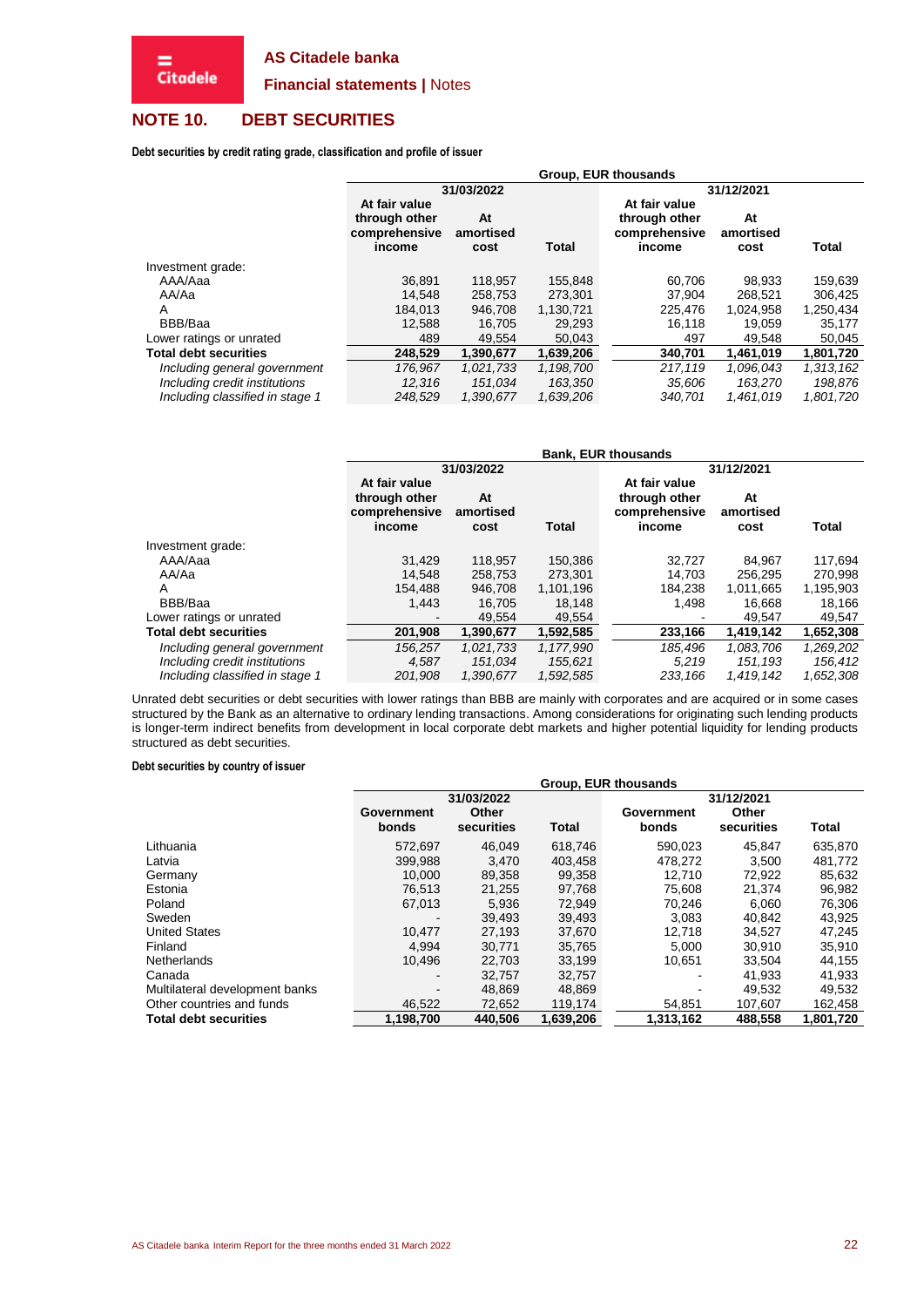## NOTE 10. DEBT SECURITIES

**Debt securities by credit rating grade, classification and profile of issuer**

| | Group, EUR thousands | | | | | |
|---|---|---|---|---|---|---|
| | 31/03/2022 | | | 31/12/2021 | | |
| | At fair value through other comprehensive income | At amortised cost | Total | At fair value through other comprehensive income | At amortised cost | Total |
| Investment grade: | | | | | | |
| AAA/Aaa | 36,891 | 118,957 | 155,848 | 60,706 | 98,933 | 159,639 |
| AA/Aa | 14,548 | 258,753 | 273,301 | 37,904 | 268,521 | 306,425 |
| A | 184,013 | 946,708 | 1,130,721 | 225,476 | 1,024,958 | 1,250,434 |
| BBB/Baa | 12,588 | 16,705 | 29,293 | 16,118 | 19,059 | 35,177 |
| Lower ratings or unrated | 489 | 49,554 | 50,043 | 497 | 49,548 | 50,045 |
| **Total debt securities** | **248,529** | **1,390,677** | **1,639,206** | **340,701** | **1,461,019** | **1,801,720** |
| *Including general government* | *176,967* | *1,021,733* | *1,198,700* | *217,119* | *1,096,043* | *1,313,162* |
| *Including credit institutions* | *12,316* | *151,034* | *163,350* | *35,606* | *163,270* | *198,876* |
| *Including classified in stage 1* | *248,529* | *1,390,677* | *1,639,206* | *340,701* | *1,461,019* | *1,801,720* |

| | Bank, EUR thousands | | | | | |
|---|---|---|---|---|---|---|
| | 31/03/2022 | | | 31/12/2021 | | |
| | At fair value through other comprehensive income | At amortised cost | Total | At fair value through other comprehensive income | At amortised cost | Total |
| Investment grade: | | | | | | |
| AAA/Aaa | 31,429 | 118,957 | 150,386 | 32,727 | 84,967 | 117,694 |
| AA/Aa | 14,548 | 258,753 | 273,301 | 14,703 | 256,295 | 270,998 |
| A | 154,488 | 946,708 | 1,101,196 | 184,238 | 1,011,665 | 1,195,903 |
| BBB/Baa | 1,443 | 16,705 | 18,148 | 1,498 | 16,668 | 18,166 |
| Lower ratings or unrated | - | 49,554 | 49,554 | - | 49,547 | 49,547 |
| **Total debt securities** | **201,908** | **1,390,677** | **1,592,585** | **233,166** | **1,419,142** | **1,652,308** |
| *Including general government* | *156,257* | *1,021,733* | *1,177,990* | *185,496* | *1,083,706* | *1,269,202* |
| *Including credit institutions* | *4,587* | *151,034* | *155,621* | *5,219* | *151,193* | *156,412* |
| *Including classified in stage 1* | *201,908* | *1,390,677* | *1,592,585* | *233,166* | *1,419,142* | *1,652,308* |

Unrated debt securities or debt securities with lower ratings than BBB are mainly with corporates and are acquired or in some cases structured by the Bank as an alternative to ordinary lending transactions. Among considerations for originating such lending products is longer-term indirect benefits from development in local corporate debt markets and higher potential liquidity for lending products structured as debt securities.

**Debt securities by country of issuer**

| | Group, EUR thousands | | | | | |
|---|---|---|---|---|---|---|
| | 31/03/2022 | | | 31/12/2021 | | |
| | Government bonds | Other securities | Total | Government bonds | Other securities | Total |
| Lithuania | 572,697 | 46,049 | 618,746 | 590,023 | 45,847 | 635,870 |
| Latvia | 399,988 | 3,470 | 403,458 | 478,272 | 3,500 | 481,772 |
| Germany | 10,000 | 89,358 | 99,358 | 12,710 | 72,922 | 85,632 |
| Estonia | 76,513 | 21,255 | 97,768 | 75,608 | 21,374 | 96,982 |
| Poland | 67,013 | 5,936 | 72,949 | 70,246 | 6,060 | 76,306 |
| Sweden | - | 39,493 | 39,493 | 3,083 | 40,842 | 43,925 |
| United States | 10,477 | 27,193 | 37,670 | 12,718 | 34,527 | 47,245 |
| Finland | 4,994 | 30,771 | 35,765 | 5,000 | 30,910 | 35,910 |
| Netherlands | 10,496 | 22,703 | 33,199 | 10,651 | 33,504 | 44,155 |
| Canada | - | 32,757 | 32,757 | - | 41,933 | 41,933 |
| Multilateral development banks | - | 48,869 | 48,869 | - | 49,532 | 49,532 |
| Other countries and funds | 46,522 | 72,652 | 119,174 | 54,851 | 107,607 | 162,458 |
| **Total debt securities** | **1,198,700** | **440,506** | **1,639,206** | **1,313,162** | **488,558** | **1,801,720** |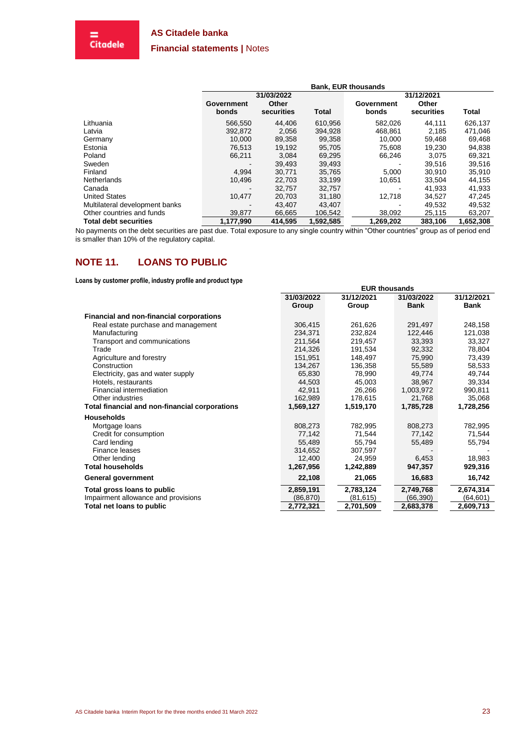| | Bank, EUR thousands | | | | | |
|---|---|---|---|---|---|---|
| | 31/03/2022 | | | 31/12/2021 | | |
| | Government bonds | Other securities | Total | Government bonds | Other securities | Total |
| Lithuania | 566,550 | 44,406 | 610,956 | 582,026 | 44,111 | 626,137 |
| Latvia | 392,872 | 2,056 | 394,928 | 468,861 | 2,185 | 471,046 |
| Germany | 10,000 | 89,358 | 99,358 | 10,000 | 59,468 | 69,468 |
| Estonia | 76,513 | 19,192 | 95,705 | 75,608 | 19,230 | 94,838 |
| Poland | 66,211 | 3,084 | 69,295 | 66,246 | 3,075 | 69,321 |
| Sweden | - | 39,493 | 39,493 | - | 39,516 | 39,516 |
| Finland | 4,994 | 30,771 | 35,765 | 5,000 | 30,910 | 35,910 |
| Netherlands | 10,496 | 22,703 | 33,199 | 10,651 | 33,504 | 44,155 |
| Canada | - | 32,757 | 32,757 | - | 41,933 | 41,933 |
| United States | 10,477 | 20,703 | 31,180 | 12,718 | 34,527 | 47,245 |
| Multilateral development banks | - | 43,407 | 43,407 | - | 49,532 | 49,532 |
| Other countries and funds | 39,877 | 66,665 | 106,542 | 38,092 | 25,115 | 63,207 |
| **Total debt securities** | **1,177,990** | **414,595** | **1,592,585** | **1,269,202** | **383,106** | **1,652,308** |

No payments on the debt securities are past due. Total exposure to any single country within "Other countries" group as of period end is smaller than 10% of the regulatory capital.

## NOTE 11. LOANS TO PUBLIC

**Loans by customer profile, industry profile and product type**

| | EUR thousands | | | |
|---|---|---|---|---|
| | 31/03/2022 Group | 31/12/2021 Group | 31/03/2022 Bank | 31/12/2021 Bank |
| **Financial and non-financial corporations** | | | | |
| Real estate purchase and management | 306,415 | 261,626 | 291,497 | 248,158 |
| Manufacturing | 234,371 | 232,824 | 122,446 | 121,038 |
| Transport and communications | 211,564 | 219,457 | 33,393 | 33,327 |
| Trade | 214,326 | 191,534 | 92,332 | 78,804 |
| Agriculture and forestry | 151,951 | 148,497 | 75,990 | 73,439 |
| Construction | 134,267 | 136,358 | 55,589 | 58,533 |
| Electricity, gas and water supply | 65,830 | 78,990 | 49,774 | 49,744 |
| Hotels, restaurants | 44,503 | 45,003 | 38,967 | 39,334 |
| Financial intermediation | 42,911 | 26,266 | 1,003,972 | 990,811 |
| Other industries | 162,989 | 178,615 | 21,768 | 35,068 |
| **Total financial and non-financial corporations** | **1,569,127** | **1,519,170** | **1,785,728** | **1,728,256** |
| **Households** | | | | |
| Mortgage loans | 808,273 | 782,995 | 808,273 | 782,995 |
| Credit for consumption | 77,142 | 71,544 | 77,142 | 71,544 |
| Card lending | 55,489 | 55,794 | 55,489 | 55,794 |
| Finance leases | 314,652 | 307,597 | - | - |
| Other lending | 12,400 | 24,959 | 6,453 | 18,983 |
| **Total households** | **1,267,956** | **1,242,889** | **947,357** | **929,316** |
| **General government** | **22,108** | **21,065** | **16,683** | **16,742** |
| **Total gross loans to public** | **2,859,191** | **2,783,124** | **2,749,768** | **2,674,314** |
| Impairment allowance and provisions | (86,870) | (81,615) | (66,390) | (64,601) |
| **Total net loans to public** | **2,772,321** | **2,701,509** | **2,683,378** | **2,609,713** |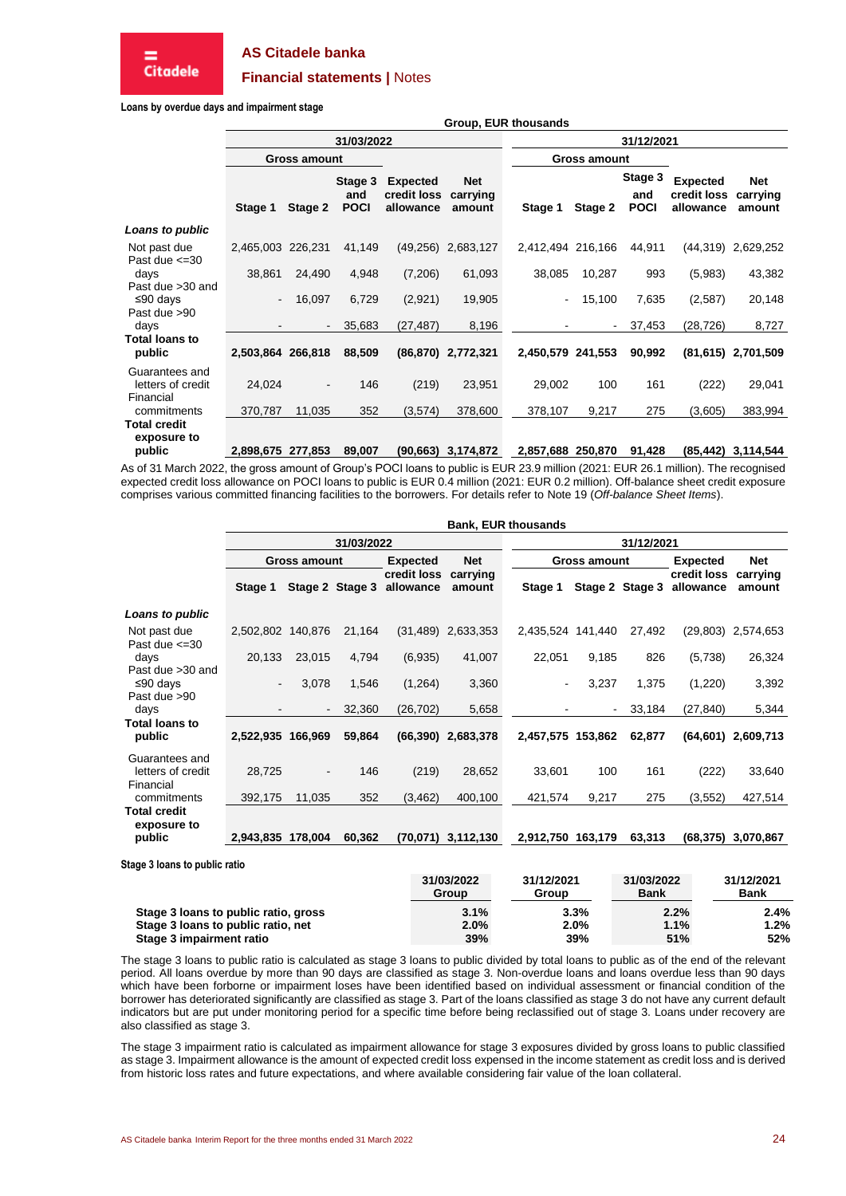**Loans by overdue days and impairment stage**

| | Group, EUR thousands | | | | | | | | | |
|---|---|---|---|---|---|---|---|---|---|---|
| | 31/03/2022 | | | | | 31/12/2021 | | | | |
| | Gross amount | | | | | Gross amount | | | | |
| | Stage 1 | Stage 2 | Stage 3 and POCI | Expected credit loss allowance | Net carrying amount | Stage 1 | Stage 2 | Stage 3 and POCI | Expected credit loss allowance | Net carrying amount |
| ***Loans to public*** | | | | | | | | | | |
| Not past due | 2,465,003 | 226,231 | 41,149 | (49,256) | 2,683,127 | 2,412,494 | 216,166 | 44,911 | (44,319) | 2,629,252 |
| Past due <=30 days | 38,861 | 24,490 | 4,948 | (7,206) | 61,093 | 38,085 | 10,287 | 993 | (5,983) | 43,382 |
| Past due >30 and ≤90 days | - | 16,097 | 6,729 | (2,921) | 19,905 | - | 15,100 | 7,635 | (2,587) | 20,148 |
| Past due >90 days | - | - | 35,683 | (27,487) | 8,196 | - | - | 37,453 | (28,726) | 8,727 |
| **Total loans to public** | **2,503,864** | **266,818** | **88,509** | **(86,870)** | **2,772,321** | **2,450,579** | **241,553** | **90,992** | **(81,615)** | **2,701,509** |
| Guarantees and letters of credit | 24,024 | - | 146 | (219) | 23,951 | 29,002 | 100 | 161 | (222) | 29,041 |
| Financial commitments | 370,787 | 11,035 | 352 | (3,574) | 378,600 | 378,107 | 9,217 | 275 | (3,605) | 383,994 |
| **Total credit exposure to public** | **2,898,675** | **277,853** | **89,007** | **(90,663)** | **3,174,872** | **2,857,688** | **250,870** | **91,428** | **(85,442)** | **3,114,544** |

As of 31 March 2022, the gross amount of Group's POCI loans to public is EUR 23.9 million (2021: EUR 26.1 million). The recognised expected credit loss allowance on POCI loans to public is EUR 0.4 million (2021: EUR 0.2 million). Off-balance sheet credit exposure comprises various committed financing facilities to the borrowers. For details refer to Note 19 (*Off-balance Sheet Items*).

| | Bank, EUR thousands | | | | | | | | | |
|---|---|---|---|---|---|---|---|---|---|---|
| | 31/03/2022 | | | | | 31/12/2021 | | | | |
| | Gross amount | | | | | Gross amount | | | | |
| | Stage 1 | Stage 2 | Stage 3 | Expected credit loss allowance | Net carrying amount | Stage 1 | Stage 2 | Stage 3 | Expected credit loss allowance | Net carrying amount |
| ***Loans to public*** | | | | | | | | | | |
| Not past due | 2,502,802 | 140,876 | 21,164 | (31,489) | 2,633,353 | 2,435,524 | 141,440 | 27,492 | (29,803) | 2,574,653 |
| Past due <=30 days | 20,133 | 23,015 | 4,794 | (6,935) | 41,007 | 22,051 | 9,185 | 826 | (5,738) | 26,324 |
| Past due >30 and ≤90 days | - | 3,078 | 1,546 | (1,264) | 3,360 | - | 3,237 | 1,375 | (1,220) | 3,392 |
| Past due >90 days | - | - | 32,360 | (26,702) | 5,658 | - | - | 33,184 | (27,840) | 5,344 |
| **Total loans to public** | **2,522,935** | **166,969** | **59,864** | **(66,390)** | **2,683,378** | **2,457,575** | **153,862** | **62,877** | **(64,601)** | **2,609,713** |
| Guarantees and letters of credit | 28,725 | - | 146 | (219) | 28,652 | 33,601 | 100 | 161 | (222) | 33,640 |
| Financial commitments | 392,175 | 11,035 | 352 | (3,462) | 400,100 | 421,574 | 9,217 | 275 | (3,552) | 427,514 |
| **Total credit exposure to public** | **2,943,835** | **178,004** | **60,362** | **(70,071)** | **3,112,130** | **2,912,750** | **163,179** | **63,313** | **(68,375)** | **3,070,867** |

**Stage 3 loans to public ratio**

| | 31/03/2022 Group | 31/12/2021 Group | 31/03/2022 Bank | 31/12/2021 Bank |
|---|---|---|---|---|
| **Stage 3 loans to public ratio, gross** | **3.1%** | **3.3%** | **2.2%** | **2.4%** |
| **Stage 3 loans to public ratio, net** | **2.0%** | **2.0%** | **1.1%** | **1.2%** |
| **Stage 3 impairment ratio** | **39%** | **39%** | **51%** | **52%** |

The stage 3 loans to public ratio is calculated as stage 3 loans to public divided by total loans to public as of the end of the relevant period. All loans overdue by more than 90 days are classified as stage 3. Non-overdue loans and loans overdue less than 90 days which have been forborne or impairment loses have been identified based on individual assessment or financial condition of the borrower has deteriorated significantly are classified as stage 3. Part of the loans classified as stage 3 do not have any current default indicators but are put under monitoring period for a specific time before being reclassified out of stage 3. Loans under recovery are also classified as stage 3.

The stage 3 impairment ratio is calculated as impairment allowance for stage 3 exposures divided by gross loans to public classified as stage 3. Impairment allowance is the amount of expected credit loss expensed in the income statement as credit loss and is derived from historic loss rates and future expectations, and where available considering fair value of the loan collateral.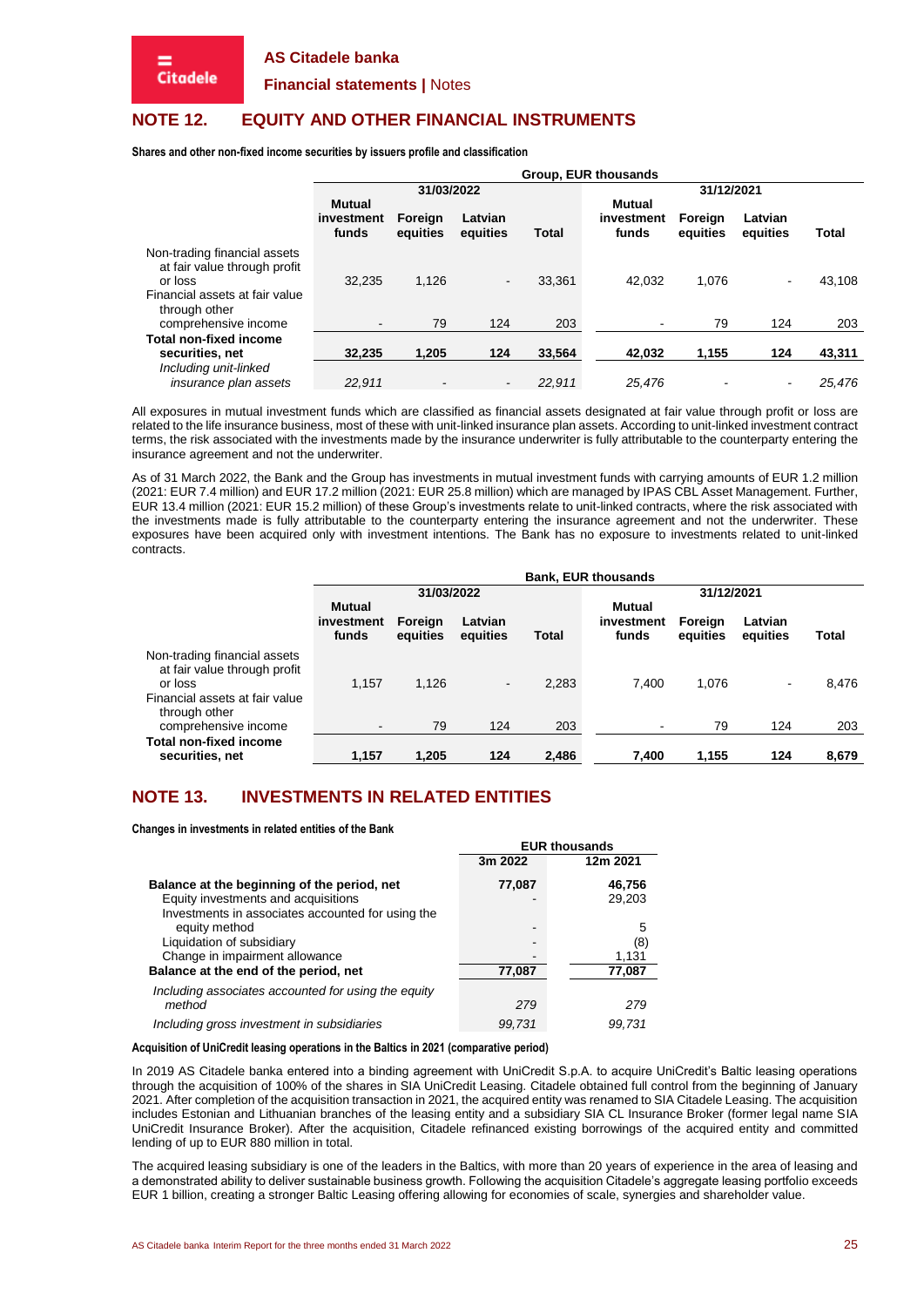## NOTE 12. EQUITY AND OTHER FINANCIAL INSTRUMENTS

**Shares and other non-fixed income securities by issuers profile and classification**

| | Group, EUR thousands | | | | | | | |
|---|---|---|---|---|---|---|---|---|
| | 31/03/2022 | | | | 31/12/2021 | | | |
| | Mutual investment funds | Foreign equities | Latvian equities | Total | Mutual investment funds | Foreign equities | Latvian equities | Total |
| Non-trading financial assets at fair value through profit or loss | 32,235 | 1,126 | - | 33,361 | 42,032 | 1,076 | - | 43,108 |
| Financial assets at fair value through other comprehensive income | - | 79 | 124 | 203 | - | 79 | 124 | 203 |
| **Total non-fixed income securities, net** | **32,235** | **1,205** | **124** | **33,564** | **42,032** | **1,155** | **124** | **43,311** |
| *Including unit-linked insurance plan assets* | *22,911* | - | - | *22,911* | *25,476* | - | - | *25,476* |

All exposures in mutual investment funds which are classified as financial assets designated at fair value through profit or loss are related to the life insurance business, most of these with unit-linked insurance plan assets. According to unit-linked investment contract terms, the risk associated with the investments made by the insurance underwriter is fully attributable to the counterparty entering the insurance agreement and not the underwriter.

As of 31 March 2022, the Bank and the Group has investments in mutual investment funds with carrying amounts of EUR 1.2 million (2021: EUR 7.4 million) and EUR 17.2 million (2021: EUR 25.8 million) which are managed by IPAS CBL Asset Management. Further, EUR 13.4 million (2021: EUR 15.2 million) of these Group's investments relate to unit-linked contracts, where the risk associated with the investments made is fully attributable to the counterparty entering the insurance agreement and not the underwriter. These exposures have been acquired only with investment intentions. The Bank has no exposure to investments related to unit-linked contracts.

| | Bank, EUR thousands | | | | | | | |
|---|---|---|---|---|---|---|---|---|
| | 31/03/2022 | | | | 31/12/2021 | | | |
| | Mutual investment funds | Foreign equities | Latvian equities | Total | Mutual investment funds | Foreign equities | Latvian equities | Total |
| Non-trading financial assets at fair value through profit or loss | 1,157 | 1,126 | - | 2,283 | 7,400 | 1,076 | - | 8,476 |
| Financial assets at fair value through other comprehensive income | - | 79 | 124 | 203 | - | 79 | 124 | 203 |
| **Total non-fixed income securities, net** | **1,157** | **1,205** | **124** | **2,486** | **7,400** | **1,155** | **124** | **8,679** |

## NOTE 13. INVESTMENTS IN RELATED ENTITIES

**Changes in investments in related entities of the Bank**

| | EUR thousands | |
|---|---|---|
| | 3m 2022 | 12m 2021 |
| **Balance at the beginning of the period, net** | **77,087** | **46,756** |
| Equity investments and acquisitions | - | 29,203 |
| Investments in associates accounted for using the equity method | - | 5 |
| Liquidation of subsidiary | - | (8) |
| Change in impairment allowance | - | 1,131 |
| **Balance at the end of the period, net** | **77,087** | **77,087** |
| *Including associates accounted for using the equity method* | *279* | *279* |
| *Including gross investment in subsidiaries* | *99,731* | *99,731* |

**Acquisition of UniCredit leasing operations in the Baltics in 2021 (comparative period)**

In 2019 AS Citadele banka entered into a binding agreement with UniCredit S.p.A. to acquire UniCredit's Baltic leasing operations through the acquisition of 100% of the shares in SIA UniCredit Leasing. Citadele obtained full control from the beginning of January 2021. After completion of the acquisition transaction in 2021, the acquired entity was renamed to SIA Citadele Leasing. The acquisition includes Estonian and Lithuanian branches of the leasing entity and a subsidiary SIA CL Insurance Broker (former legal name SIA UniCredit Insurance Broker). After the acquisition, Citadele refinanced existing borrowings of the acquired entity and committed lending of up to EUR 880 million in total.

The acquired leasing subsidiary is one of the leaders in the Baltics, with more than 20 years of experience in the area of leasing and a demonstrated ability to deliver sustainable business growth. Following the acquisition Citadele's aggregate leasing portfolio exceeds EUR 1 billion, creating a stronger Baltic Leasing offering allowing for economies of scale, synergies and shareholder value.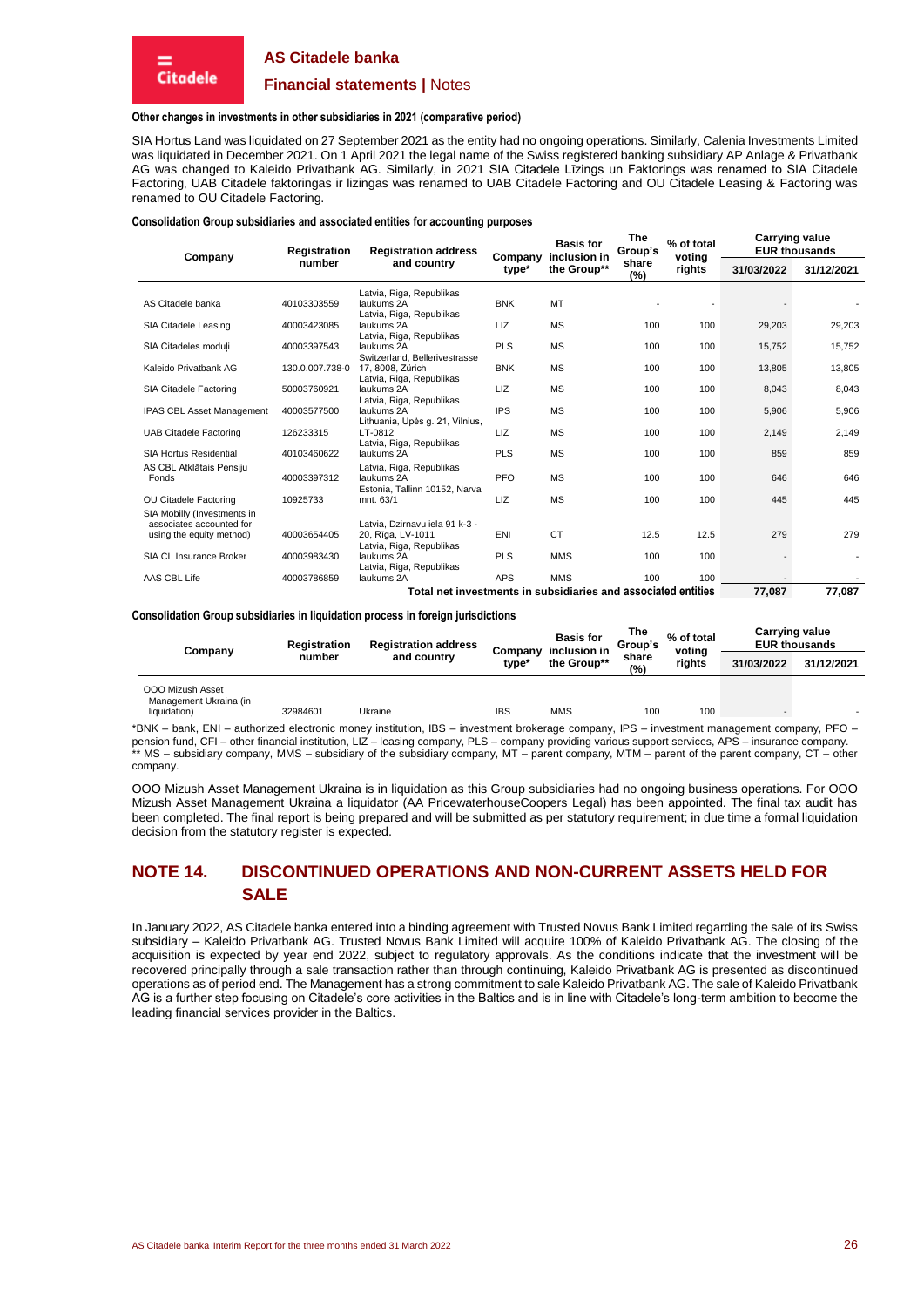**Other changes in investments in other subsidiaries in 2021 (comparative period)**

SIA Hortus Land was liquidated on 27 September 2021 as the entity had no ongoing operations. Similarly, Calenia Investments Limited was liquidated in December 2021. On 1 April 2021 the legal name of the Swiss registered banking subsidiary AP Anlage & Privatbank AG was changed to Kaleido Privatbank AG. Similarly, in 2021 SIA Citadele Līzings un Faktorings was renamed to SIA Citadele Factoring, UAB Citadele faktoringas ir lizingas was renamed to UAB Citadele Factoring and OU Citadele Leasing & Factoring was renamed to OU Citadele Factoring.

**Consolidation Group subsidiaries and associated entities for accounting purposes**

| Company | Registration number | Registration address and country | Company type* | Basis for inclusion in the Group** | The Group's share (%) | % of total voting rights | Carrying value EUR thousands | |
|---|---|---|---|---|---|---|---|---|
| | | | | | | | 31/03/2022 | 31/12/2021 |
| AS Citadele banka | 40103303559 | Latvia, Riga, Republikas laukums 2A | BNK | MT | - | - | - | - |
| SIA Citadele Leasing | 40003423085 | Latvia, Riga, Republikas laukums 2A | LIZ | MS | 100 | 100 | 29,203 | 29,203 |
| SIA Citadeles moduļi | 40003397543 | Latvia, Riga, Republikas laukums 2A | PLS | MS | 100 | 100 | 15,752 | 15,752 |
| Kaleido Privatbank AG | 130.0.007.738-0 | Switzerland, Bellerivestrasse 17, 8008, Zürich | BNK | MS | 100 | 100 | 13,805 | 13,805 |
| SIA Citadele Factoring | 50003760921 | Latvia, Riga, Republikas laukums 2A | LIZ | MS | 100 | 100 | 8,043 | 8,043 |
| IPAS CBL Asset Management | 40003577500 | Latvia, Riga, Republikas laukums 2A | IPS | MS | 100 | 100 | 5,906 | 5,906 |
| UAB Citadele Factoring | 126233315 | Lithuania, Upės g. 21, Vilnius, LT-0812 | LIZ | MS | 100 | 100 | 2,149 | 2,149 |
| SIA Hortus Residential | 40103460622 | Latvia, Riga, Republikas laukums 2A | PLS | MS | 100 | 100 | 859 | 859 |
| AS CBL Atklātais Pensiju Fonds | 40003397312 | Latvia, Riga, Republikas laukums 2A | PFO | MS | 100 | 100 | 646 | 646 |
| OU Citadele Factoring | 10925733 | Estonia, Tallinn 10152, Narva mnt. 63/1 | LIZ | MS | 100 | 100 | 445 | 445 |
| SIA Mobilly (Investments in associates accounted for using the equity method) | 40003654405 | Latvia, Dzirnavu iela 91 k-3 - 20, Rīga, LV-1011 | ENI | CT | 12.5 | 12.5 | 279 | 279 |
| SIA CL Insurance Broker | 40003983430 | Latvia, Riga, Republikas laukums 2A | PLS | MMS | 100 | 100 | - | - |
| AAS CBL Life | 40003786859 | Latvia, Riga, Republikas laukums 2A | APS | MMS | 100 | 100 | - | - |
| **Total net investments in subsidiaries and associated entities** | | | | | | | **77,087** | **77,087** |

**Consolidation Group subsidiaries in liquidation process in foreign jurisdictions**

| Company | Registration number | Registration address and country | Company type* | Basis for inclusion in the Group** | The Group's share (%) | % of total voting rights | Carrying value EUR thousands | |
|---|---|---|---|---|---|---|---|---|
| | | | | | | | 31/03/2022 | 31/12/2021 |
| OOO Mizush Asset Management Ukraina (in liquidation) | 32984601 | Ukraine | IBS | MMS | 100 | 100 | - | - |

*BNK – bank, ENI – authorized electronic money institution, IBS – investment brokerage company, IPS – investment management company, PFO – pension fund, CFI – other financial institution, LIZ – leasing company, PLS – company providing various support services, APS – insurance company.
** MS – subsidiary company, MMS – subsidiary of the subsidiary company, MT – parent company, MTM – parent of the parent company, CT – other company.

OOO Mizush Asset Management Ukraina is in liquidation as this Group subsidiaries had no ongoing business operations. For OOO Mizush Asset Management Ukraina a liquidator (AA PricewaterhouseCoopers Legal) has been appointed. The final tax audit has been completed. The final report is being prepared and will be submitted as per statutory requirement; in due time a formal liquidation decision from the statutory register is expected.

## NOTE 14. DISCONTINUED OPERATIONS AND NON-CURRENT ASSETS HELD FOR SALE

In January 2022, AS Citadele banka entered into a binding agreement with Trusted Novus Bank Limited regarding the sale of its Swiss subsidiary – Kaleido Privatbank AG. Trusted Novus Bank Limited will acquire 100% of Kaleido Privatbank AG. The closing of the acquisition is expected by year end 2022, subject to regulatory approvals. As the conditions indicate that the investment will be recovered principally through a sale transaction rather than through continuing, Kaleido Privatbank AG is presented as discontinued operations as of period end. The Management has a strong commitment to sale Kaleido Privatbank AG. The sale of Kaleido Privatbank AG is a further step focusing on Citadele's core activities in the Baltics and is in line with Citadele's long-term ambition to become the leading financial services provider in the Baltics.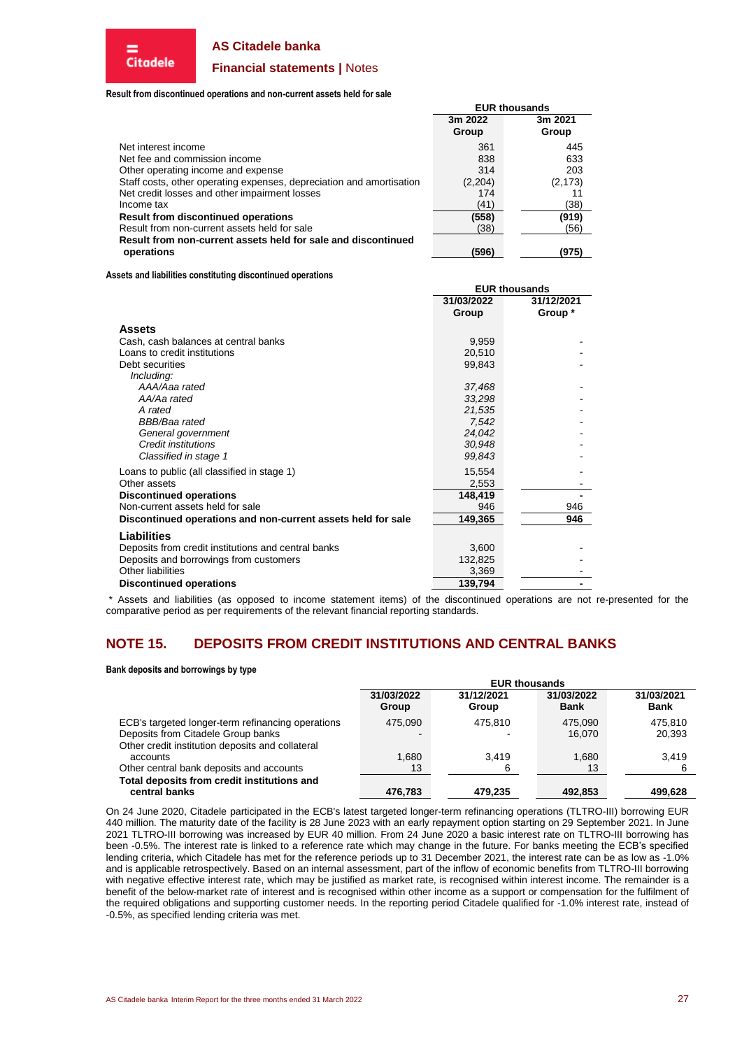**Result from discontinued operations and non-current assets held for sale**

| | EUR thousands | |
|---|---|---|
| | 3m 2022 Group | 3m 2021 Group |
| Net interest income | 361 | 445 |
| Net fee and commission income | 838 | 633 |
| Other operating income and expense | 314 | 203 |
| Staff costs, other operating expenses, depreciation and amortisation | (2,204) | (2,173) |
| Net credit losses and other impairment losses | 174 | 11 |
| Income tax | (41) | (38) |
| **Result from discontinued operations** | **(558)** | **(919)** |
| Result from non-current assets held for sale | (38) | (56) |
| **Result from non-current assets held for sale and discontinued operations** | **(596)** | **(975)** |

**Assets and liabilities constituting discontinued operations**

| | EUR thousands | |
|---|---|---|
| | 31/03/2022 Group | 31/12/2021 Group * |
| **Assets** | | |
| Cash, cash balances at central banks | 9,959 | - |
| Loans to credit institutions | 20,510 | - |
| Debt securities | 99,843 | - |
| *Including:* | | |
| *AAA/Aaa rated* | *37,468* | - |
| *AA/Aa rated* | *33,298* | - |
| *A rated* | *21,535* | - |
| *BBB/Baa rated* | *7,542* | - |
| *General government* | *24,042* | - |
| *Credit institutions* | *30,948* | - |
| *Classified in stage 1* | *99,843* | - |
| Loans to public (all classified in stage 1) | 15,554 | - |
| Other assets | 2,553 | - |
| **Discontinued operations** | **148,419** | **-** |
| Non-current assets held for sale | 946 | 946 |
| **Discontinued operations and non-current assets held for sale** | **149,365** | **946** |
| **Liabilities** | | |
| Deposits from credit institutions and central banks | 3,600 | - |
| Deposits and borrowings from customers | 132,825 | - |
| Other liabilities | 3,369 | - |
| **Discontinued operations** | **139,794** | **-** |

\* Assets and liabilities (as opposed to income statement items) of the discontinued operations are not re-presented for the comparative period as per requirements of the relevant financial reporting standards.

## NOTE 15. DEPOSITS FROM CREDIT INSTITUTIONS AND CENTRAL BANKS

**Bank deposits and borrowings by type**

| | EUR thousands | | | |
|---|---|---|---|---|
| | 31/03/2022 Group | 31/12/2021 Group | 31/03/2022 Bank | 31/03/2021 Bank |
| ECB's targeted longer-term refinancing operations | 475,090 | 475,810 | 475,090 | 475,810 |
| Deposits from Citadele Group banks | - | - | 16,070 | 20,393 |
| Other credit institution deposits and collateral accounts | 1,680 | 3,419 | 1,680 | 3,419 |
| Other central bank deposits and accounts | 13 | 6 | 13 | 6 |
| **Total deposits from credit institutions and central banks** | **476,783** | **479,235** | **492,853** | **499,628** |

On 24 June 2020, Citadele participated in the ECB's latest targeted longer-term refinancing operations (TLTRO-III) borrowing EUR 440 million. The maturity date of the facility is 28 June 2023 with an early repayment option starting on 29 September 2021. In June 2021 TLTRO-III borrowing was increased by EUR 40 million. From 24 June 2020 a basic interest rate on TLTRO-III borrowing has been -0.5%. The interest rate is linked to a reference rate which may change in the future. For banks meeting the ECB's specified lending criteria, which Citadele has met for the reference periods up to 31 December 2021, the interest rate can be as low as -1.0% and is applicable retrospectively. Based on an internal assessment, part of the inflow of economic benefits from TLTRO-III borrowing with negative effective interest rate, which may be justified as market rate, is recognised within interest income. The remainder is a benefit of the below-market rate of interest and is recognised within other income as a support or compensation for the fulfilment of the required obligations and supporting customer needs. In the reporting period Citadele qualified for -1.0% interest rate, instead of -0.5%, as specified lending criteria was met.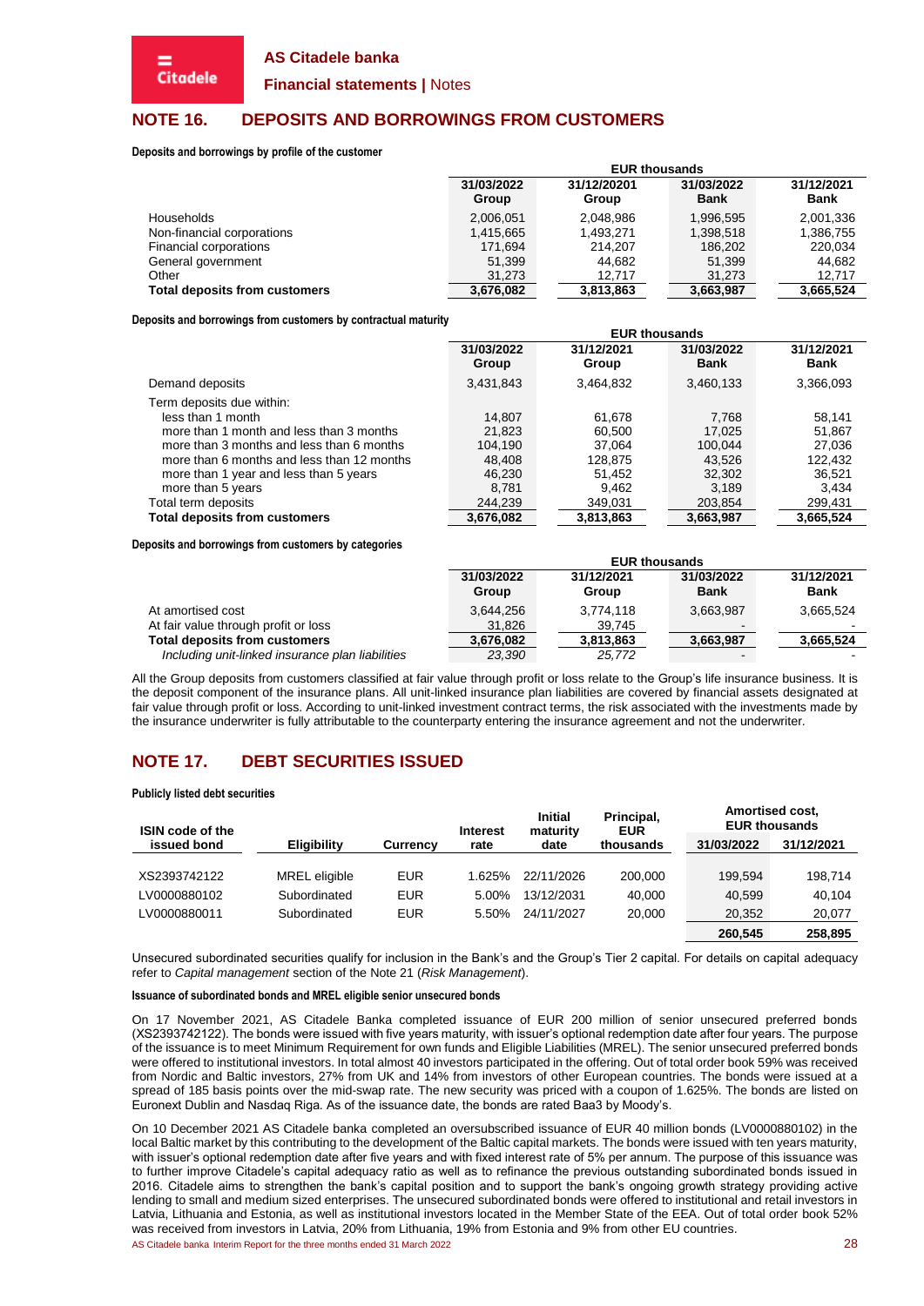## NOTE 16. DEPOSITS AND BORROWINGS FROM CUSTOMERS

**Deposits and borrowings by profile of the customer**

| | EUR thousands | | | |
|---|---|---|---|---|
| | 31/03/2022 Group | 31/12/20201 Group | 31/03/2022 Bank | 31/12/2021 Bank |
| Households | 2,006,051 | 2,048,986 | 1,996,595 | 2,001,336 |
| Non-financial corporations | 1,415,665 | 1,493,271 | 1,398,518 | 1,386,755 |
| Financial corporations | 171,694 | 214,207 | 186,202 | 220,034 |
| General government | 51,399 | 44,682 | 51,399 | 44,682 |
| Other | 31,273 | 12,717 | 31,273 | 12,717 |
| **Total deposits from customers** | **3,676,082** | **3,813,863** | **3,663,987** | **3,665,524** |

**Deposits and borrowings from customers by contractual maturity**

| | EUR thousands | | | |
|---|---|---|---|---|
| | 31/03/2022 Group | 31/12/2021 Group | 31/03/2022 Bank | 31/12/2021 Bank |
| Demand deposits | 3,431,843 | 3,464,832 | 3,460,133 | 3,366,093 |
| Term deposits due within: | | | | |
| less than 1 month | 14,807 | 61,678 | 7,768 | 58,141 |
| more than 1 month and less than 3 months | 21,823 | 60,500 | 17,025 | 51,867 |
| more than 3 months and less than 6 months | 104,190 | 37,064 | 100,044 | 27,036 |
| more than 6 months and less than 12 months | 48,408 | 128,875 | 43,526 | 122,432 |
| more than 1 year and less than 5 years | 46,230 | 51,452 | 32,302 | 36,521 |
| more than 5 years | 8,781 | 9,462 | 3,189 | 3,434 |
| Total term deposits | 244,239 | 349,031 | 203,854 | 299,431 |
| **Total deposits from customers** | **3,676,082** | **3,813,863** | **3,663,987** | **3,665,524** |

**Deposits and borrowings from customers by categories**

| | EUR thousands | | | |
|---|---|---|---|---|
| | 31/03/2022 Group | 31/12/2021 Group | 31/03/2022 Bank | 31/12/2021 Bank |
| At amortised cost | 3,644,256 | 3,774,118 | 3,663,987 | 3,665,524 |
| At fair value through profit or loss | 31,826 | 39,745 | - | - |
| **Total deposits from customers** | **3,676,082** | **3,813,863** | **3,663,987** | **3,665,524** |
| *Including unit-linked insurance plan liabilities* | *23,390* | *25,772* | - | - |

All the Group deposits from customers classified at fair value through profit or loss relate to the Group's life insurance business. It is the deposit component of the insurance plans. All unit-linked insurance plan liabilities are covered by financial assets designated at fair value through profit or loss. According to unit-linked investment contract terms, the risk associated with the investments made by the insurance underwriter is fully attributable to the counterparty entering the insurance agreement and not the underwriter.

## NOTE 17. DEBT SECURITIES ISSUED

**Publicly listed debt securities**

| ISIN code of the issued bond | Eligibility | Currency | Interest rate | Initial maturity date | Principal, EUR thousands | Amortised cost, EUR thousands 31/03/2022 | Amortised cost, EUR thousands 31/12/2021 |
|---|---|---|---|---|---|---|---|
| XS2393742122 | MREL eligible | EUR | 1.625% | 22/11/2026 | 200,000 | 199,594 | 198,714 |
| LV0000880102 | Subordinated | EUR | 5.00% | 13/12/2031 | 40,000 | 40,599 | 40,104 |
| LV0000880011 | Subordinated | EUR | 5.50% | 24/11/2027 | 20,000 | 20,352 | 20,077 |
| | | | | | | **260,545** | **258,895** |

Unsecured subordinated securities qualify for inclusion in the Bank's and the Group's Tier 2 capital. For details on capital adequacy refer to *Capital management* section of the Note 21 (*Risk Management*).

**Issuance of subordinated bonds and MREL eligible senior unsecured bonds**

On 17 November 2021, AS Citadele Banka completed issuance of EUR 200 million of senior unsecured preferred bonds (XS2393742122). The bonds were issued with five years maturity, with issuer's optional redemption date after four years. The purpose of the issuance is to meet Minimum Requirement for own funds and Eligible Liabilities (MREL). The senior unsecured preferred bonds were offered to institutional investors. In total almost 40 investors participated in the offering. Out of total order book 59% was received from Nordic and Baltic investors, 27% from UK and 14% from investors of other European countries. The bonds were issued at a spread of 185 basis points over the mid-swap rate. The new security was priced with a coupon of 1.625%. The bonds are listed on Euronext Dublin and Nasdaq Riga. As of the issuance date, the bonds are rated Baa3 by Moody's.

On 10 December 2021 AS Citadele banka completed an oversubscribed issuance of EUR 40 million bonds (LV0000880102) in the local Baltic market by this contributing to the development of the Baltic capital markets. The bonds were issued with ten years maturity, with issuer's optional redemption date after five years and with fixed interest rate of 5% per annum. The purpose of this issuance was to further improve Citadele's capital adequacy ratio as well as to refinance the previous outstanding subordinated bonds issued in 2016. Citadele aims to strengthen the bank's capital position and to support the bank's ongoing growth strategy providing active lending to small and medium sized enterprises. The unsecured subordinated bonds were offered to institutional and retail investors in Latvia, Lithuania and Estonia, as well as institutional investors located in the Member State of the EEA. Out of total order book 52% was received from investors in Latvia, 20% from Lithuania, 19% from Estonia and 9% from other EU countries.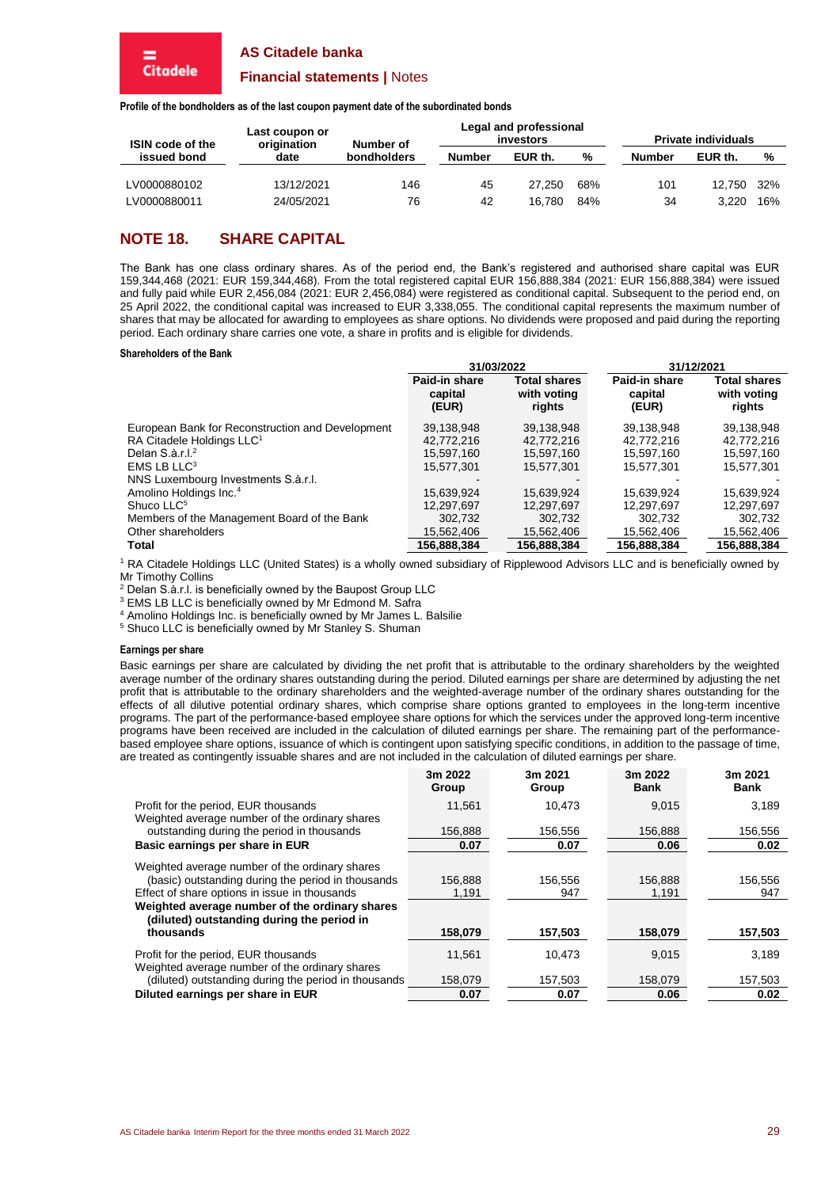**Profile of the bondholders as of the last coupon payment date of the subordinated bonds**

| ISIN code of the issued bond | Last coupon or origination date | Number of bondholders | Legal and professional investors | | | Private individuals | | |
|---|---|---|---|---|---|---|---|---|
| | | | Number | EUR th. | % | Number | EUR th. | % |
| LV0000880102 | 13/12/2021 | 146 | 45 | 27,250 | 68% | 101 | 12,750 | 32% |
| LV0000880011 | 24/05/2021 | 76 | 42 | 16,780 | 84% | 34 | 3,220 | 16% |

## NOTE 18. SHARE CAPITAL

The Bank has one class ordinary shares. As of the period end, the Bank's registered and authorised share capital was EUR 159,344,468 (2021: EUR 159,344,468). From the total registered capital EUR 156,888,384 (2021: EUR 156,888,384) were issued and fully paid while EUR 2,456,084 (2021: EUR 2,456,084) were registered as conditional capital. Subsequent to the period end, on 25 April 2022, the conditional capital was increased to EUR 3,338,055. The conditional capital represents the maximum number of shares that may be allocated for awarding to employees as share options. No dividends were proposed and paid during the reporting period. Each ordinary share carries one vote, a share in profits and is eligible for dividends.

**Shareholders of the Bank**

| | 31/03/2022 | | 31/12/2021 | |
|---|---|---|---|---|
| | Paid-in share capital (EUR) | Total shares with voting rights | Paid-in share capital (EUR) | Total shares with voting rights |
| European Bank for Reconstruction and Development | 39,138,948 | 39,138,948 | 39,138,948 | 39,138,948 |
| RA Citadele Holdings LLC[1] | 42,772,216 | 42,772,216 | 42,772,216 | 42,772,216 |
| Delan S.à.r.l.[2] | 15,597,160 | 15,597,160 | 15,597,160 | 15,597,160 |
| EMS LB LLC[3] | 15,577,301 | 15,577,301 | 15,577,301 | 15,577,301 |
| NNS Luxembourg Investments S.à.r.l. | - | - | - | - |
| Amolino Holdings Inc.[4] | 15,639,924 | 15,639,924 | 15,639,924 | 15,639,924 |
| Shuco LLC[5] | 12,297,697 | 12,297,697 | 12,297,697 | 12,297,697 |
| Members of the Management Board of the Bank | 302,732 | 302,732 | 302,732 | 302,732 |
| Other shareholders | 15,562,406 | 15,562,406 | 15,562,406 | 15,562,406 |
| **Total** | **156,888,384** | **156,888,384** | **156,888,384** | **156,888,384** |

[1] RA Citadele Holdings LLC (United States) is a wholly owned subsidiary of Ripplewood Advisors LLC and is beneficially owned by Mr Timothy Collins
[2] Delan S.à.r.l. is beneficially owned by the Baupost Group LLC
[3] EMS LB LLC is beneficially owned by Mr Edmond M. Safra
[4] Amolino Holdings Inc. is beneficially owned by Mr James L. Balsilie
[5] Shuco LLC is beneficially owned by Mr Stanley S. Shuman

**Earnings per share**

Basic earnings per share are calculated by dividing the net profit that is attributable to the ordinary shareholders by the weighted average number of the ordinary shares outstanding during the period. Diluted earnings per share are determined by adjusting the net profit that is attributable to the ordinary shareholders and the weighted-average number of the ordinary shares outstanding for the effects of all dilutive potential ordinary shares, which comprise share options granted to employees in the long-term incentive programs. The part of the performance-based employee share options for which the services under the approved long-term incentive programs have been received are included in the calculation of diluted earnings per share. The remaining part of the performance-based employee share options, issuance of which is contingent upon satisfying specific conditions, in addition to the passage of time, are treated as contingently issuable shares and are not included in the calculation of diluted earnings per share.

| | 3m 2022 Group | 3m 2021 Group | 3m 2022 Bank | 3m 2021 Bank |
|---|---|---|---|---|
| Profit for the period, EUR thousands | 11,561 | 10,473 | 9,015 | 3,189 |
| Weighted average number of the ordinary shares outstanding during the period in thousands | 156,888 | 156,556 | 156,888 | 156,556 |
| **Basic earnings per share in EUR** | **0.07** | **0.07** | **0.06** | **0.02** |
| | | | | |
| Weighted average number of the ordinary shares (basic) outstanding during the period in thousands | 156,888 | 156,556 | 156,888 | 156,556 |
| Effect of share options in issue in thousands | 1,191 | 947 | 1,191 | 947 |
| **Weighted average number of the ordinary shares (diluted) outstanding during the period in thousands** | **158,079** | **157,503** | **158,079** | **157,503** |
| | | | | |
| Profit for the period, EUR thousands | 11,561 | 10,473 | 9,015 | 3,189 |
| Weighted average number of the ordinary shares (diluted) outstanding during the period in thousands | 158,079 | 157,503 | 158,079 | 157,503 |
| **Diluted earnings per share in EUR** | **0.07** | **0.07** | **0.06** | **0.02** |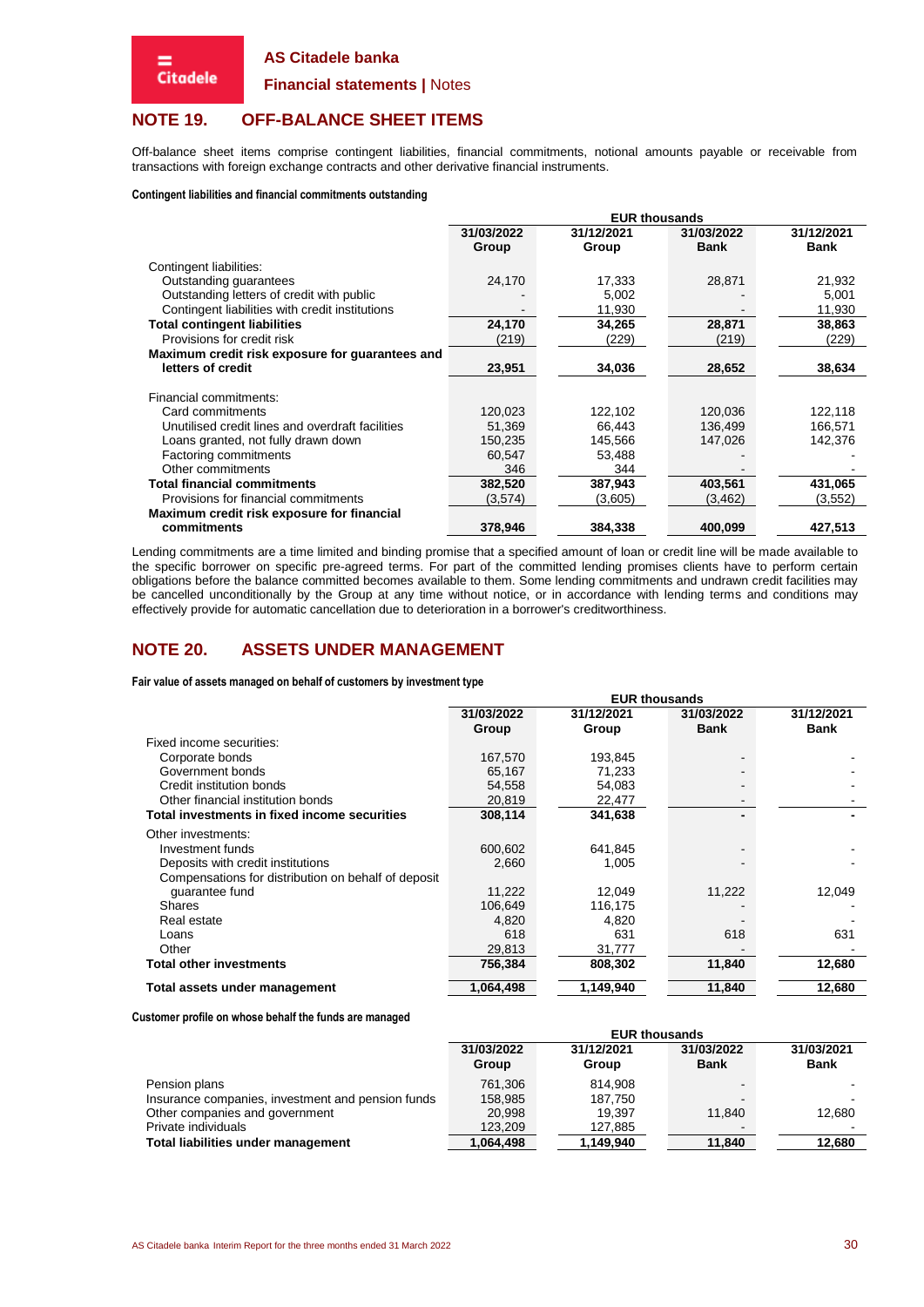## NOTE 19. OFF-BALANCE SHEET ITEMS

Off-balance sheet items comprise contingent liabilities, financial commitments, notional amounts payable or receivable from transactions with foreign exchange contracts and other derivative financial instruments.

**Contingent liabilities and financial commitments outstanding**

| | EUR thousands | | | |
|---|---|---|---|---|
| | 31/03/2022 Group | 31/12/2021 Group | 31/03/2022 Bank | 31/12/2021 Bank |
| Contingent liabilities: | | | | |
| Outstanding guarantees | 24,170 | 17,333 | 28,871 | 21,932 |
| Outstanding letters of credit with public | - | 5,002 | - | 5,001 |
| Contingent liabilities with credit institutions | - | 11,930 | - | 11,930 |
| **Total contingent liabilities** | **24,170** | **34,265** | **28,871** | **38,863** |
| Provisions for credit risk | (219) | (229) | (219) | (229) |
| **Maximum credit risk exposure for guarantees and letters of credit** | **23,951** | **34,036** | **28,652** | **38,634** |
| | | | | |
| Financial commitments: | | | | |
| Card commitments | 120,023 | 122,102 | 120,036 | 122,118 |
| Unutilised credit lines and overdraft facilities | 51,369 | 66,443 | 136,499 | 166,571 |
| Loans granted, not fully drawn down | 150,235 | 145,566 | 147,026 | 142,376 |
| Factoring commitments | 60,547 | 53,488 | - | - |
| Other commitments | 346 | 344 | - | - |
| **Total financial commitments** | **382,520** | **387,943** | **403,561** | **431,065** |
| Provisions for financial commitments | (3,574) | (3,605) | (3,462) | (3,552) |
| **Maximum credit risk exposure for financial commitments** | **378,946** | **384,338** | **400,099** | **427,513** |

Lending commitments are a time limited and binding promise that a specified amount of loan or credit line will be made available to the specific borrower on specific pre-agreed terms. For part of the committed lending promises clients have to perform certain obligations before the balance committed becomes available to them. Some lending commitments and undrawn credit facilities may be cancelled unconditionally by the Group at any time without notice, or in accordance with lending terms and conditions may effectively provide for automatic cancellation due to deterioration in a borrower's creditworthiness.

## NOTE 20. ASSETS UNDER MANAGEMENT

**Fair value of assets managed on behalf of customers by investment type**

| | EUR thousands | | | |
|---|---|---|---|---|
| | 31/03/2022 Group | 31/12/2021 Group | 31/03/2022 Bank | 31/12/2021 Bank |
| Fixed income securities: | | | | |
| Corporate bonds | 167,570 | 193,845 | - | - |
| Government bonds | 65,167 | 71,233 | - | - |
| Credit institution bonds | 54,558 | 54,083 | - | - |
| Other financial institution bonds | 20,819 | 22,477 | - | - |
| **Total investments in fixed income securities** | **308,114** | **341,638** | **-** | **-** |
| Other investments: | | | | |
| Investment funds | 600,602 | 641,845 | - | - |
| Deposits with credit institutions | 2,660 | 1,005 | - | - |
| Compensations for distribution on behalf of deposit guarantee fund | 11,222 | 12,049 | 11,222 | 12,049 |
| Shares | 106,649 | 116,175 | - | - |
| Real estate | 4,820 | 4,820 | - | - |
| Loans | 618 | 631 | 618 | 631 |
| Other | 29,813 | 31,777 | - | - |
| **Total other investments** | **756,384** | **808,302** | **11,840** | **12,680** |
| **Total assets under management** | **1,064,498** | **1,149,940** | **11,840** | **12,680** |

**Customer profile on whose behalf the funds are managed**

| | EUR thousands | | | |
|---|---|---|---|---|
| | 31/03/2022 Group | 31/12/2021 Group | 31/03/2022 Bank | 31/03/2021 Bank |
| Pension plans | 761,306 | 814,908 | - | - |
| Insurance companies, investment and pension funds | 158,985 | 187,750 | - | - |
| Other companies and government | 20,998 | 19,397 | 11,840 | 12,680 |
| Private individuals | 123,209 | 127,885 | - | - |
| **Total liabilities under management** | **1,064,498** | **1,149,940** | **11,840** | **12,680** |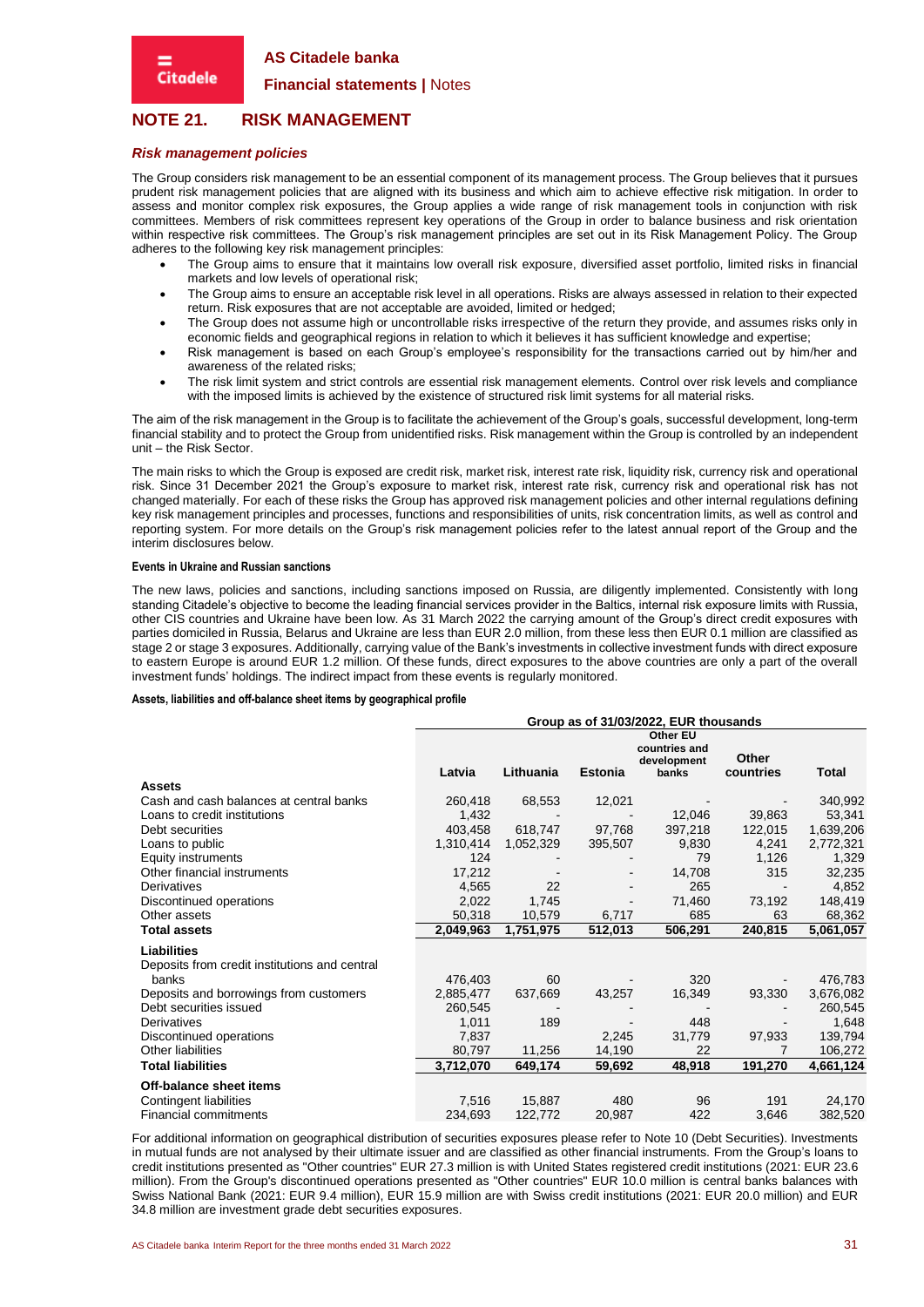## NOTE 21. RISK MANAGEMENT

### *Risk management policies*

The Group considers risk management to be an essential component of its management process. The Group believes that it pursues prudent risk management policies that are aligned with its business and which aim to achieve effective risk mitigation. In order to assess and monitor complex risk exposures, the Group applies a wide range of risk management tools in conjunction with risk committees. Members of risk committees represent key operations of the Group in order to balance business and risk orientation within respective risk committees. The Group's risk management principles are set out in its Risk Management Policy. The Group adheres to the following key risk management principles:

- The Group aims to ensure that it maintains low overall risk exposure, diversified asset portfolio, limited risks in financial markets and low levels of operational risk;
- The Group aims to ensure an acceptable risk level in all operations. Risks are always assessed in relation to their expected return. Risk exposures that are not acceptable are avoided, limited or hedged;
- The Group does not assume high or uncontrollable risks irrespective of the return they provide, and assumes risks only in economic fields and geographical regions in relation to which it believes it has sufficient knowledge and expertise;
- Risk management is based on each Group's employee's responsibility for the transactions carried out by him/her and awareness of the related risks;
- The risk limit system and strict controls are essential risk management elements. Control over risk levels and compliance with the imposed limits is achieved by the existence of structured risk limit systems for all material risks.

The aim of the risk management in the Group is to facilitate the achievement of the Group's goals, successful development, long-term financial stability and to protect the Group from unidentified risks. Risk management within the Group is controlled by an independent unit – the Risk Sector.

The main risks to which the Group is exposed are credit risk, market risk, interest rate risk, liquidity risk, currency risk and operational risk. Since 31 December 2021 the Group's exposure to market risk, interest rate risk, currency risk and operational risk has not changed materially. For each of these risks the Group has approved risk management policies and other internal regulations defining key risk management principles and processes, functions and responsibilities of units, risk concentration limits, as well as control and reporting system. For more details on the Group's risk management policies refer to the latest annual report of the Group and the interim disclosures below.

#### Events in Ukraine and Russian sanctions

The new laws, policies and sanctions, including sanctions imposed on Russia, are diligently implemented. Consistently with long standing Citadele's objective to become the leading financial services provider in the Baltics, internal risk exposure limits with Russia, other CIS countries and Ukraine have been low. As 31 March 2022 the carrying amount of the Group's direct credit exposures with parties domiciled in Russia, Belarus and Ukraine are less than EUR 2.0 million, from these less then EUR 0.1 million are classified as stage 2 or stage 3 exposures. Additionally, carrying value of the Bank's investments in collective investment funds with direct exposure to eastern Europe is around EUR 1.2 million. Of these funds, direct exposures to the above countries are only a part of the overall investment funds' holdings. The indirect impact from these events is regularly monitored.

#### Assets, liabilities and off-balance sheet items by geographical profile

| | Group as of 31/03/2022, EUR thousands | | | | | |
|---|---|---|---|---|---|---|
| | Latvia | Lithuania | Estonia | Other EU countries and development banks | Other countries | Total |
| **Assets** | | | | | | |
| Cash and cash balances at central banks | 260,418 | 68,553 | 12,021 | - | - | 340,992 |
| Loans to credit institutions | 1,432 | - | - | 12,046 | 39,863 | 53,341 |
| Debt securities | 403,458 | 618,747 | 97,768 | 397,218 | 122,015 | 1,639,206 |
| Loans to public | 1,310,414 | 1,052,329 | 395,507 | 9,830 | 4,241 | 2,772,321 |
| Equity instruments | 124 | - | - | 79 | 1,126 | 1,329 |
| Other financial instruments | 17,212 | - | - | 14,708 | 315 | 32,235 |
| Derivatives | 4,565 | 22 | - | 265 | - | 4,852 |
| Discontinued operations | 2,022 | 1,745 | - | 71,460 | 73,192 | 148,419 |
| Other assets | 50,318 | 10,579 | 6,717 | 685 | 63 | 68,362 |
| **Total assets** | **2,049,963** | **1,751,975** | **512,013** | **506,291** | **240,815** | **5,061,057** |
| **Liabilities** | | | | | | |
| Deposits from credit institutions and central banks | 476,403 | 60 | - | 320 | - | 476,783 |
| Deposits and borrowings from customers | 2,885,477 | 637,669 | 43,257 | 16,349 | 93,330 | 3,676,082 |
| Debt securities issued | 260,545 | - | - | - | - | 260,545 |
| Derivatives | 1,011 | 189 | - | 448 | - | 1,648 |
| Discontinued operations | 7,837 | - | 2,245 | 31,779 | 97,933 | 139,794 |
| Other liabilities | 80,797 | 11,256 | 14,190 | 22 | 7 | 106,272 |
| **Total liabilities** | **3,712,070** | **649,174** | **59,692** | **48,918** | **191,270** | **4,661,124** |
| **Off-balance sheet items** | | | | | | |
| Contingent liabilities | 7,516 | 15,887 | 480 | 96 | 191 | 24,170 |
| Financial commitments | 234,693 | 122,772 | 20,987 | 422 | 3,646 | 382,520 |

For additional information on geographical distribution of securities exposures please refer to Note 10 (Debt Securities). Investments in mutual funds are not analysed by their ultimate issuer and are classified as other financial instruments. From the Group's loans to credit institutions presented as "Other countries" EUR 27.3 million is with United States registered credit institutions (2021: EUR 23.6 million). From the Group's discontinued operations presented as "Other countries" EUR 10.0 million is central banks balances with Swiss National Bank (2021: EUR 9.4 million), EUR 15.9 million are with Swiss credit institutions (2021: EUR 20.0 million) and EUR 34.8 million are investment grade debt securities exposures.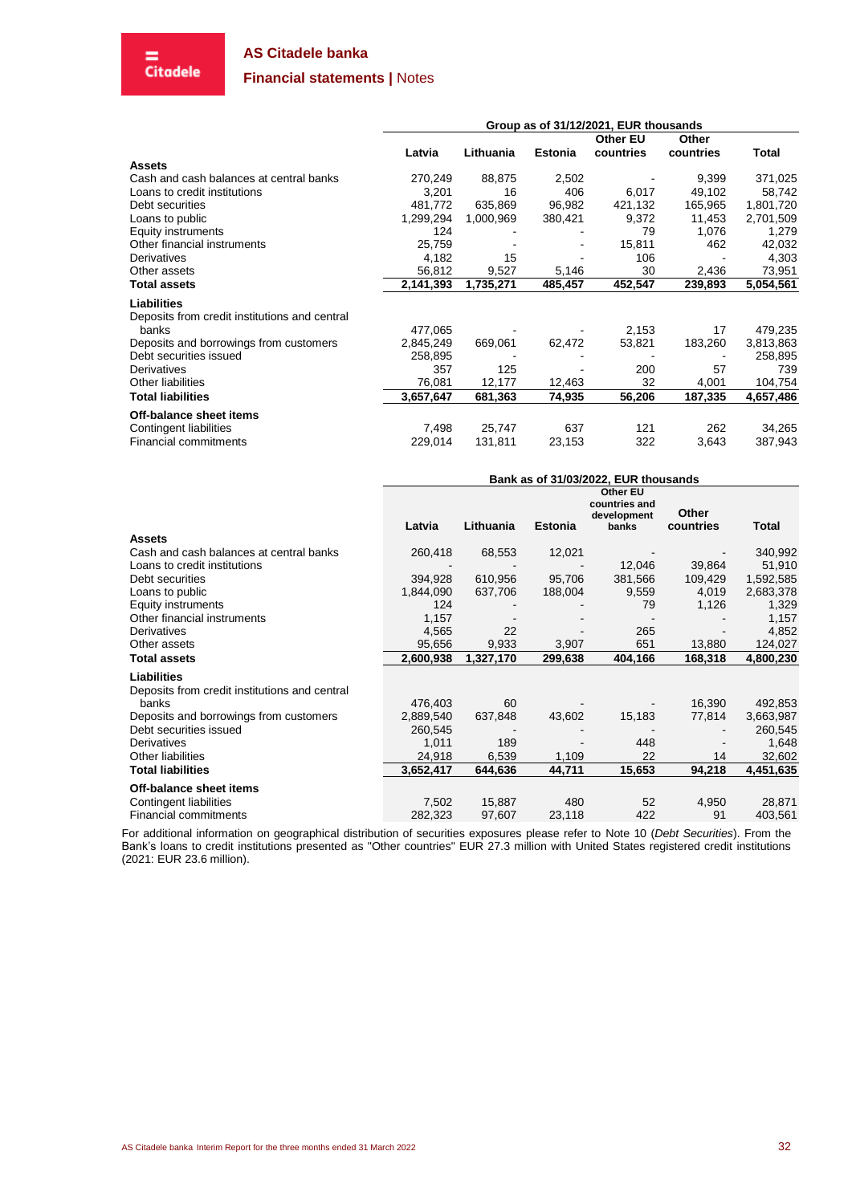| | Group as of 31/12/2021, EUR thousands | | | | | |
|---|---|---|---|---|---|---|
| | Latvia | Lithuania | Estonia | Other EU countries | Other countries | Total |
| **Assets** | | | | | | |
| Cash and cash balances at central banks | 270,249 | 88,875 | 2,502 | - | 9,399 | 371,025 |
| Loans to credit institutions | 3,201 | 16 | 406 | 6,017 | 49,102 | 58,742 |
| Debt securities | 481,772 | 635,869 | 96,982 | 421,132 | 165,965 | 1,801,720 |
| Loans to public | 1,299,294 | 1,000,969 | 380,421 | 9,372 | 11,453 | 2,701,509 |
| Equity instruments | 124 | - | - | 79 | 1,076 | 1,279 |
| Other financial instruments | 25,759 | - | - | 15,811 | 462 | 42,032 |
| Derivatives | 4,182 | 15 | - | 106 | - | 4,303 |
| Other assets | 56,812 | 9,527 | 5,146 | 30 | 2,436 | 73,951 |
| **Total assets** | **2,141,393** | **1,735,271** | **485,457** | **452,547** | **239,893** | **5,054,561** |
| **Liabilities** | | | | | | |
| Deposits from credit institutions and central banks | 477,065 | - | - | 2,153 | 17 | 479,235 |
| Deposits and borrowings from customers | 2,845,249 | 669,061 | 62,472 | 53,821 | 183,260 | 3,813,863 |
| Debt securities issued | 258,895 | - | - | - | - | 258,895 |
| Derivatives | 357 | 125 | - | 200 | 57 | 739 |
| Other liabilities | 76,081 | 12,177 | 12,463 | 32 | 4,001 | 104,754 |
| **Total liabilities** | **3,657,647** | **681,363** | **74,935** | **56,206** | **187,335** | **4,657,486** |
| **Off-balance sheet items** | | | | | | |
| Contingent liabilities | 7,498 | 25,747 | 637 | 121 | 262 | 34,265 |
| Financial commitments | 229,014 | 131,811 | 23,153 | 322 | 3,643 | 387,943 |

| | Bank as of 31/03/2022, EUR thousands | | | | | |
|---|---|---|---|---|---|---|
| | Latvia | Lithuania | Estonia | Other EU countries and development banks | Other countries | Total |
| **Assets** | | | | | | |
| Cash and cash balances at central banks | 260,418 | 68,553 | 12,021 | - | - | 340,992 |
| Loans to credit institutions | - | - | - | 12,046 | 39,864 | 51,910 |
| Debt securities | 394,928 | 610,956 | 95,706 | 381,566 | 109,429 | 1,592,585 |
| Loans to public | 1,844,090 | 637,706 | 188,004 | 9,559 | 4,019 | 2,683,378 |
| Equity instruments | 124 | - | - | 79 | 1,126 | 1,329 |
| Other financial instruments | 1,157 | - | - | - | - | 1,157 |
| Derivatives | 4,565 | 22 | - | 265 | - | 4,852 |
| Other assets | 95,656 | 9,933 | 3,907 | 651 | 13,880 | 124,027 |
| **Total assets** | **2,600,938** | **1,327,170** | **299,638** | **404,166** | **168,318** | **4,800,230** |
| **Liabilities** | | | | | | |
| Deposits from credit institutions and central banks | 476,403 | 60 | - | - | 16,390 | 492,853 |
| Deposits and borrowings from customers | 2,889,540 | 637,848 | 43,602 | 15,183 | 77,814 | 3,663,987 |
| Debt securities issued | 260,545 | - | - | - | - | 260,545 |
| Derivatives | 1,011 | 189 | - | 448 | - | 1,648 |
| Other liabilities | 24,918 | 6,539 | 1,109 | 22 | 14 | 32,602 |
| **Total liabilities** | **3,652,417** | **644,636** | **44,711** | **15,653** | **94,218** | **4,451,635** |
| **Off-balance sheet items** | | | | | | |
| Contingent liabilities | 7,502 | 15,887 | 480 | 52 | 4,950 | 28,871 |
| Financial commitments | 282,323 | 97,607 | 23,118 | 422 | 91 | 403,561 |

For additional information on geographical distribution of securities exposures please refer to Note 10 (*Debt Securities*). From the Bank's loans to credit institutions presented as "Other countries" EUR 27.3 million with United States registered credit institutions (2021: EUR 23.6 million).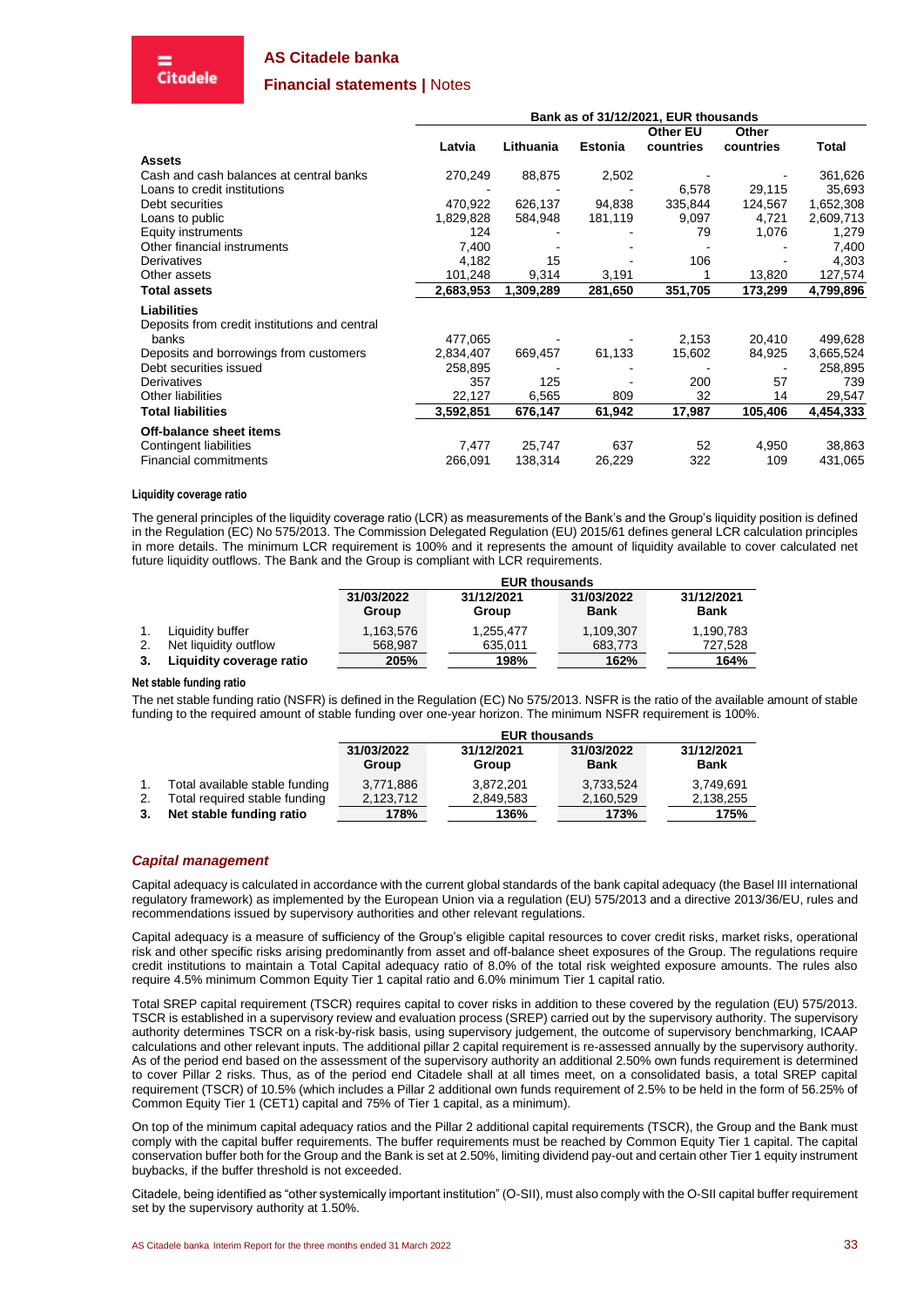| | Bank as of 31/12/2021, EUR thousands | | | | | |
|---|---|---|---|---|---|---|
| | Latvia | Lithuania | Estonia | Other EU countries | Other countries | Total |
| **Assets** | | | | | | |
| Cash and cash balances at central banks | 270,249 | 88,875 | 2,502 | - | - | 361,626 |
| Loans to credit institutions | - | - | - | 6,578 | 29,115 | 35,693 |
| Debt securities | 470,922 | 626,137 | 94,838 | 335,844 | 124,567 | 1,652,308 |
| Loans to public | 1,829,828 | 584,948 | 181,119 | 9,097 | 4,721 | 2,609,713 |
| Equity instruments | 124 | - | - | 79 | 1,076 | 1,279 |
| Other financial instruments | 7,400 | - | - | - | - | 7,400 |
| Derivatives | 4,182 | 15 | - | 106 | - | 4,303 |
| Other assets | 101,248 | 9,314 | 3,191 | 1 | 13,820 | 127,574 |
| **Total assets** | **2,683,953** | **1,309,289** | **281,650** | **351,705** | **173,299** | **4,799,896** |
| **Liabilities** | | | | | | |
| Deposits from credit institutions and central banks | 477,065 | - | - | 2,153 | 20,410 | 499,628 |
| Deposits and borrowings from customers | 2,834,407 | 669,457 | 61,133 | 15,602 | 84,925 | 3,665,524 |
| Debt securities issued | 258,895 | - | - | - | - | 258,895 |
| Derivatives | 357 | 125 | - | 200 | 57 | 739 |
| Other liabilities | 22,127 | 6,565 | 809 | 32 | 14 | 29,547 |
| **Total liabilities** | **3,592,851** | **676,147** | **61,942** | **17,987** | **105,406** | **4,454,333** |
| **Off-balance sheet items** | | | | | | |
| Contingent liabilities | 7,477 | 25,747 | 637 | 52 | 4,950 | 38,863 |
| Financial commitments | 266,091 | 138,314 | 26,229 | 322 | 109 | 431,065 |

#### Liquidity coverage ratio

The general principles of the liquidity coverage ratio (LCR) as measurements of the Bank's and the Group's liquidity position is defined in the Regulation (EC) No 575/2013. The Commission Delegated Regulation (EU) 2015/61 defines general LCR calculation principles in more details. The minimum LCR requirement is 100% and it represents the amount of liquidity available to cover calculated net future liquidity outflows. The Bank and the Group is compliant with LCR requirements.

| | | EUR thousands | | | |
|---|---|---|---|---|---|
| | | 31/03/2022 Group | 31/12/2021 Group | 31/03/2022 Bank | 31/12/2021 Bank |
| 1. | Liquidity buffer | 1,163,576 | 1,255,477 | 1,109,307 | 1,190,783 |
| 2. | Net liquidity outflow | 568,987 | 635,011 | 683,773 | 727,528 |
| **3.** | **Liquidity coverage ratio** | **205%** | **198%** | **162%** | **164%** |

#### Net stable funding ratio

The net stable funding ratio (NSFR) is defined in the Regulation (EC) No 575/2013. NSFR is the ratio of the available amount of stable funding to the required amount of stable funding over one-year horizon. The minimum NSFR requirement is 100%.

| | | EUR thousands | | | |
|---|---|---|---|---|---|
| | | 31/03/2022 Group | 31/12/2021 Group | 31/03/2022 Bank | 31/12/2021 Bank |
| 1. | Total available stable funding | 3,771,886 | 3,872,201 | 3,733,524 | 3,749,691 |
| 2. | Total required stable funding | 2,123,712 | 2,849,583 | 2,160,529 | 2,138,255 |
| **3.** | **Net stable funding ratio** | **178%** | **136%** | **173%** | **175%** |

### *Capital management*

Capital adequacy is calculated in accordance with the current global standards of the bank capital adequacy (the Basel III international regulatory framework) as implemented by the European Union via a regulation (EU) 575/2013 and a directive 2013/36/EU, rules and recommendations issued by supervisory authorities and other relevant regulations.

Capital adequacy is a measure of sufficiency of the Group's eligible capital resources to cover credit risks, market risks, operational risk and other specific risks arising predominantly from asset and off-balance sheet exposures of the Group. The regulations require credit institutions to maintain a Total Capital adequacy ratio of 8.0% of the total risk weighted exposure amounts. The rules also require 4.5% minimum Common Equity Tier 1 capital ratio and 6.0% minimum Tier 1 capital ratio.

Total SREP capital requirement (TSCR) requires capital to cover risks in addition to these covered by the regulation (EU) 575/2013. TSCR is established in a supervisory review and evaluation process (SREP) carried out by the supervisory authority. The supervisory authority determines TSCR on a risk-by-risk basis, using supervisory judgement, the outcome of supervisory benchmarking, ICAAP calculations and other relevant inputs. The additional pillar 2 capital requirement is re-assessed annually by the supervisory authority. As of the period end based on the assessment of the supervisory authority an additional 2.50% own funds requirement is determined to cover Pillar 2 risks. Thus, as of the period end Citadele shall at all times meet, on a consolidated basis, a total SREP capital requirement (TSCR) of 10.5% (which includes a Pillar 2 additional own funds requirement of 2.5% to be held in the form of 56.25% of Common Equity Tier 1 (CET1) capital and 75% of Tier 1 capital, as a minimum).

On top of the minimum capital adequacy ratios and the Pillar 2 additional capital requirements (TSCR), the Group and the Bank must comply with the capital buffer requirements. The buffer requirements must be reached by Common Equity Tier 1 capital. The capital conservation buffer both for the Group and the Bank is set at 2.50%, limiting dividend pay-out and certain other Tier 1 equity instrument buybacks, if the buffer threshold is not exceeded.

Citadele, being identified as "other systemically important institution" (O-SII), must also comply with the O-SII capital buffer requirement set by the supervisory authority at 1.50%.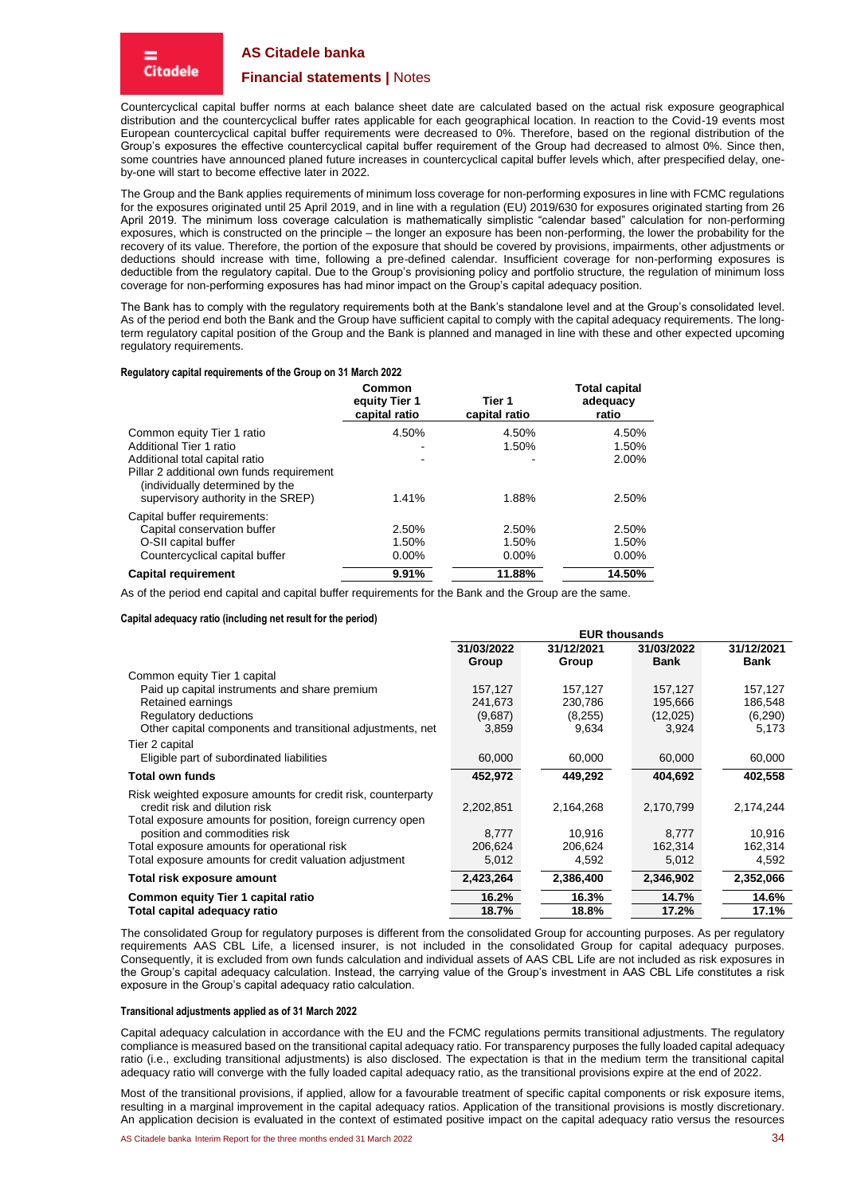Countercyclical capital buffer norms at each balance sheet date are calculated based on the actual risk exposure geographical distribution and the countercyclical buffer rates applicable for each geographical location. In reaction to the Covid-19 events most European countercyclical capital buffer requirements were decreased to 0%. Therefore, based on the regional distribution of the Group's exposures the effective countercyclical capital buffer requirement of the Group had decreased to almost 0%. Since then, some countries have announced planed future increases in countercyclical capital buffer levels which, after prespecified delay, one-by-one will start to become effective later in 2022.

The Group and the Bank applies requirements of minimum loss coverage for non-performing exposures in line with FCMC regulations for the exposures originated until 25 April 2019, and in line with a regulation (EU) 2019/630 for exposures originated starting from 26 April 2019. The minimum loss coverage calculation is mathematically simplistic "calendar based" calculation for non-performing exposures, which is constructed on the principle – the longer an exposure has been non-performing, the lower the probability for the recovery of its value. Therefore, the portion of the exposure that should be covered by provisions, impairments, other adjustments or deductions should increase with time, following a pre-defined calendar. Insufficient coverage for non-performing exposures is deductible from the regulatory capital. Due to the Group's provisioning policy and portfolio structure, the regulation of minimum loss coverage for non-performing exposures has had minor impact on the Group's capital adequacy position.

The Bank has to comply with the regulatory requirements both at the Bank's standalone level and at the Group's consolidated level. As of the period end both the Bank and the Group have sufficient capital to comply with the capital adequacy requirements. The long-term regulatory capital position of the Group and the Bank is planned and managed in line with these and other expected upcoming regulatory requirements.

#### Regulatory capital requirements of the Group on 31 March 2022

| | Common equity Tier 1 capital ratio | Tier 1 capital ratio | Total capital adequacy ratio |
|---|---|---|---|
| Common equity Tier 1 ratio | 4.50% | 4.50% | 4.50% |
| Additional Tier 1 ratio | - | 1.50% | 1.50% |
| Additional total capital ratio | - | - | 2.00% |
| Pillar 2 additional own funds requirement (individually determined by the supervisory authority in the SREP) | 1.41% | 1.88% | 2.50% |
| Capital buffer requirements: | | | |
| Capital conservation buffer | 2.50% | 2.50% | 2.50% |
| O-SII capital buffer | 1.50% | 1.50% | 1.50% |
| Countercyclical capital buffer | 0.00% | 0.00% | 0.00% |
| **Capital requirement** | **9.91%** | **11.88%** | **14.50%** |

As of the period end capital and capital buffer requirements for the Bank and the Group are the same.

#### Capital adequacy ratio (including net result for the period)

| | EUR thousands | | | |
|---|---|---|---|---|
| | 31/03/2022 Group | 31/12/2021 Group | 31/03/2022 Bank | 31/12/2021 Bank |
| Common equity Tier 1 capital | | | | |
| Paid up capital instruments and share premium | 157,127 | 157,127 | 157,127 | 157,127 |
| Retained earnings | 241,673 | 230,786 | 195,666 | 186,548 |
| Regulatory deductions | (9,687) | (8,255) | (12,025) | (6,290) |
| Other capital components and transitional adjustments, net | 3,859 | 9,634 | 3,924 | 5,173 |
| Tier 2 capital | | | | |
| Eligible part of subordinated liabilities | 60,000 | 60,000 | 60,000 | 60,000 |
| **Total own funds** | **452,972** | **449,292** | **404,692** | **402,558** |
| Risk weighted exposure amounts for credit risk, counterparty credit risk and dilution risk | 2,202,851 | 2,164,268 | 2,170,799 | 2,174,244 |
| Total exposure amounts for position, foreign currency open position and commodities risk | 8,777 | 10,916 | 8,777 | 10,916 |
| Total exposure amounts for operational risk | 206,624 | 206,624 | 162,314 | 162,314 |
| Total exposure amounts for credit valuation adjustment | 5,012 | 4,592 | 5,012 | 4,592 |
| **Total risk exposure amount** | **2,423,264** | **2,386,400** | **2,346,902** | **2,352,066** |
| **Common equity Tier 1 capital ratio** | **16.2%** | **16.3%** | **14.7%** | **14.6%** |
| **Total capital adequacy ratio** | **18.7%** | **18.8%** | **17.2%** | **17.1%** |

The consolidated Group for regulatory purposes is different from the consolidated Group for accounting purposes. As per regulatory requirements AAS CBL Life, a licensed insurer, is not included in the consolidated Group for capital adequacy purposes. Consequently, it is excluded from own funds calculation and individual assets of AAS CBL Life are not included as risk exposures in the Group's capital adequacy calculation. Instead, the carrying value of the Group's investment in AAS CBL Life constitutes a risk exposure in the Group's capital adequacy ratio calculation.

#### Transitional adjustments applied as of 31 March 2022

Capital adequacy calculation in accordance with the EU and the FCMC regulations permits transitional adjustments. The regulatory compliance is measured based on the transitional capital adequacy ratio. For transparency purposes the fully loaded capital adequacy ratio (i.e., excluding transitional adjustments) is also disclosed. The expectation is that in the medium term the transitional capital adequacy ratio will converge with the fully loaded capital adequacy ratio, as the transitional provisions expire at the end of 2022.

Most of the transitional provisions, if applied, allow for a favourable treatment of specific capital components or risk exposure items, resulting in a marginal improvement in the capital adequacy ratios. Application of the transitional provisions is mostly discretionary. An application decision is evaluated in the context of estimated positive impact on the capital adequacy ratio versus the resources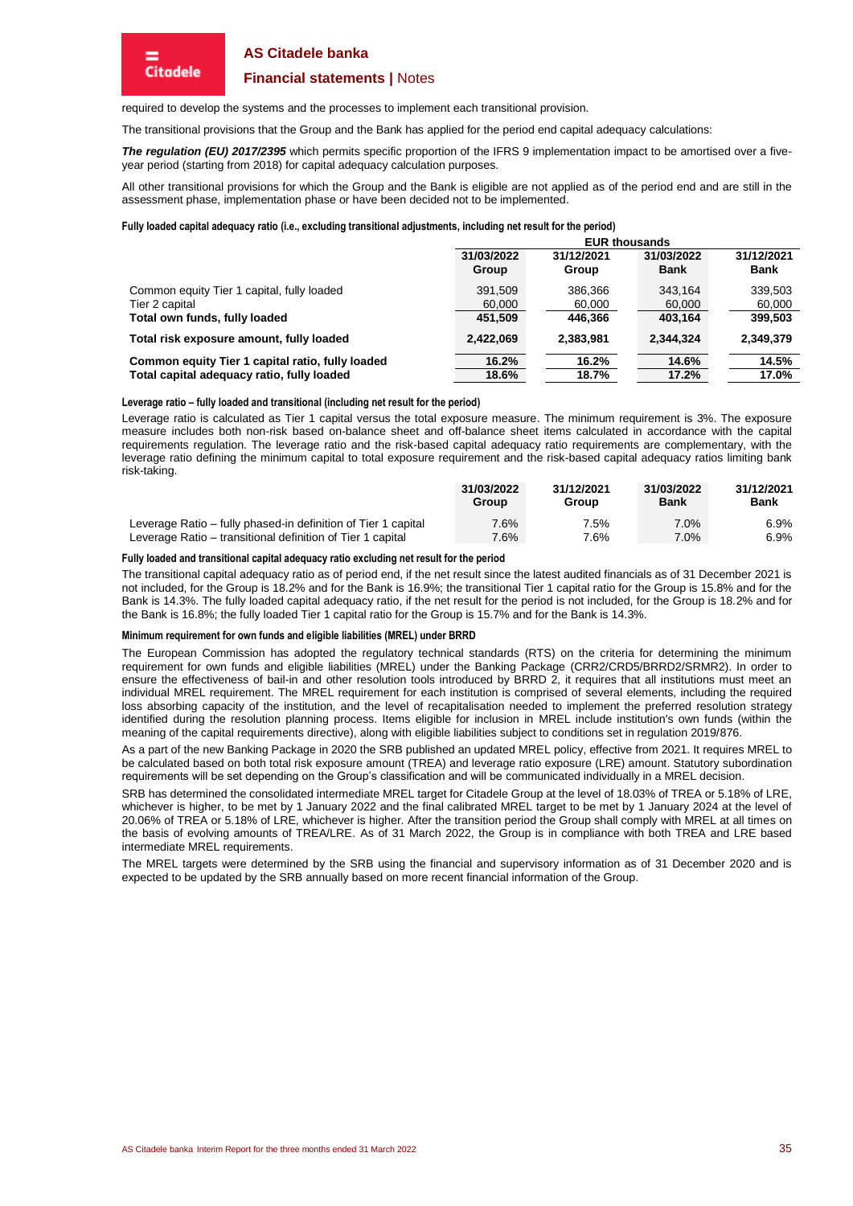required to develop the systems and the processes to implement each transitional provision.

The transitional provisions that the Group and the Bank has applied for the period end capital adequacy calculations:

***The regulation (EU) 2017/2395*** which permits specific proportion of the IFRS 9 implementation impact to be amortised over a five-year period (starting from 2018) for capital adequacy calculation purposes.

All other transitional provisions for which the Group and the Bank is eligible are not applied as of the period end and are still in the assessment phase, implementation phase or have been decided not to be implemented.

**Fully loaded capital adequacy ratio (i.e., excluding transitional adjustments, including net result for the period)**

| | EUR thousands | | | |
|---|---|---|---|---|
| | **31/03/2022 Group** | **31/12/2021 Group** | **31/03/2022 Bank** | **31/12/2021 Bank** |
| Common equity Tier 1 capital, fully loaded | 391,509 | 386,366 | 343,164 | 339,503 |
| Tier 2 capital | 60,000 | 60,000 | 60,000 | 60,000 |
| **Total own funds, fully loaded** | **451,509** | **446,366** | **403,164** | **399,503** |
| **Total risk exposure amount, fully loaded** | **2,422,069** | **2,383,981** | **2,344,324** | **2,349,379** |
| **Common equity Tier 1 capital ratio, fully loaded** | **16.2%** | **16.2%** | **14.6%** | **14.5%** |
| **Total capital adequacy ratio, fully loaded** | **18.6%** | **18.7%** | **17.2%** | **17.0%** |

**Leverage ratio – fully loaded and transitional (including net result for the period)**

Leverage ratio is calculated as Tier 1 capital versus the total exposure measure. The minimum requirement is 3%. The exposure measure includes both non-risk based on-balance sheet and off-balance sheet items calculated in accordance with the capital requirements regulation. The leverage ratio and the risk-based capital adequacy ratio requirements are complementary, with the leverage ratio defining the minimum capital to total exposure requirement and the risk-based capital adequacy ratios limiting bank risk-taking.

| | **31/03/2022 Group** | **31/12/2021 Group** | **31/03/2022 Bank** | **31/12/2021 Bank** |
|---|---|---|---|---|
| Leverage Ratio – fully phased-in definition of Tier 1 capital | 7.6% | 7.5% | 7.0% | 6.9% |
| Leverage Ratio – transitional definition of Tier 1 capital | 7.6% | 7.6% | 7.0% | 6.9% |

**Fully loaded and transitional capital adequacy ratio excluding net result for the period**

The transitional capital adequacy ratio as of period end, if the net result since the latest audited financials as of 31 December 2021 is not included, for the Group is 18.2% and for the Bank is 16.9%; the transitional Tier 1 capital ratio for the Group is 15.8% and for the Bank is 14.3%. The fully loaded capital adequacy ratio, if the net result for the period is not included, for the Group is 18.2% and for the Bank is 16.8%; the fully loaded Tier 1 capital ratio for the Group is 15.7% and for the Bank is 14.3%.

**Minimum requirement for own funds and eligible liabilities (MREL) under BRRD**

The European Commission has adopted the regulatory technical standards (RTS) on the criteria for determining the minimum requirement for own funds and eligible liabilities (MREL) under the Banking Package (CRR2/CRD5/BRRD2/SRMR2). In order to ensure the effectiveness of bail-in and other resolution tools introduced by BRRD 2, it requires that all institutions must meet an individual MREL requirement. The MREL requirement for each institution is comprised of several elements, including the required loss absorbing capacity of the institution, and the level of recapitalisation needed to implement the preferred resolution strategy identified during the resolution planning process. Items eligible for inclusion in MREL include institution's own funds (within the meaning of the capital requirements directive), along with eligible liabilities subject to conditions set in regulation 2019/876.

As a part of the new Banking Package in 2020 the SRB published an updated MREL policy, effective from 2021. It requires MREL to be calculated based on both total risk exposure amount (TREA) and leverage ratio exposure (LRE) amount. Statutory subordination requirements will be set depending on the Group's classification and will be communicated individually in a MREL decision.

SRB has determined the consolidated intermediate MREL target for Citadele Group at the level of 18.03% of TREA or 5.18% of LRE, whichever is higher, to be met by 1 January 2022 and the final calibrated MREL target to be met by 1 January 2024 at the level of 20.06% of TREA or 5.18% of LRE, whichever is higher. After the transition period the Group shall comply with MREL at all times on the basis of evolving amounts of TREA/LRE. As of 31 March 2022, the Group is in compliance with both TREA and LRE based intermediate MREL requirements.

The MREL targets were determined by the SRB using the financial and supervisory information as of 31 December 2020 and is expected to be updated by the SRB annually based on more recent financial information of the Group.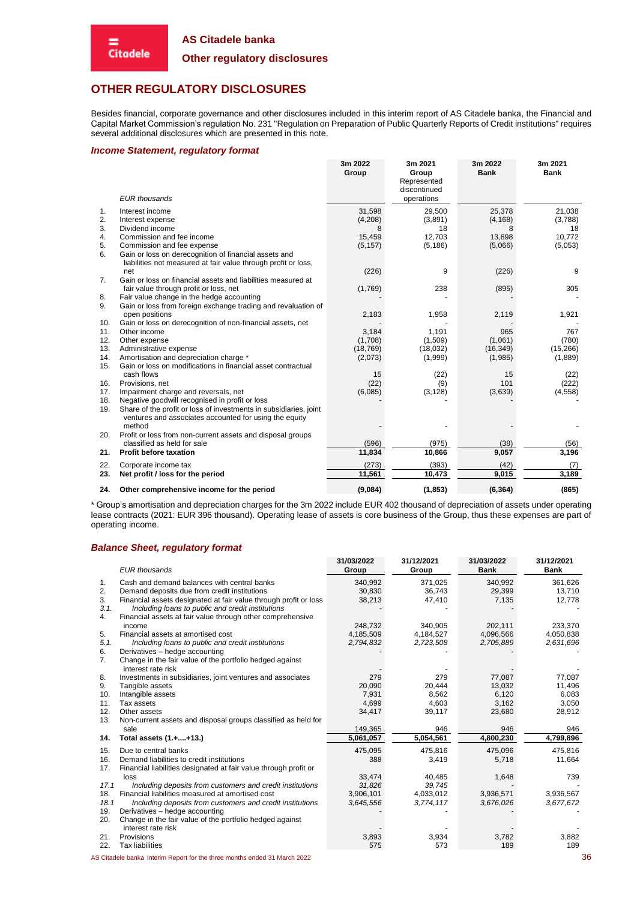# OTHER REGULATORY DISCLOSURES

Besides financial, corporate governance and other disclosures included in this interim report of AS Citadele banka, the Financial and Capital Market Commission's regulation No. 231 "Regulation on Preparation of Public Quarterly Reports of Credit institutions" requires several additional disclosures which are presented in this note.

### *Income Statement, regulatory format*

| | *EUR thousands* | 3m 2022 Group | 3m 2021 Group Represented discontinued operations | 3m 2022 Bank | 3m 2021 Bank |
|---|---|---|---|---|---|
| 1. | Interest income | 31,598 | 29,500 | 25,378 | 21,038 |
| 2. | Interest expense | (4,208) | (3,891) | (4,168) | (3,788) |
| 3. | Dividend income | 8 | 18 | 8 | 18 |
| 4. | Commission and fee income | 15,459 | 12,703 | 13,898 | 10,772 |
| 5. | Commission and fee expense | (5,157) | (5,186) | (5,066) | (5,053) |
| 6. | Gain or loss on derecognition of financial assets and liabilities not measured at fair value through profit or loss, net | (226) | 9 | (226) | 9 |
| 7. | Gain or loss on financial assets and liabilities measured at fair value through profit or loss, net | (1,769) | 238 | (895) | 305 |
| 8. | Fair value change in the hedge accounting | - | - | - | - |
| 9. | Gain or loss from foreign exchange trading and revaluation of open positions | 2,183 | 1,958 | 2,119 | 1,921 |
| 10. | Gain or loss on derecognition of non-financial assets, net | - | - | - | - |
| 11. | Other income | 3,184 | 1,191 | 965 | 767 |
| 12. | Other expense | (1,708) | (1,509) | (1,061) | (780) |
| 13. | Administrative expense | (18,769) | (18,032) | (16,349) | (15,266) |
| 14. | Amortisation and depreciation charge * | (2,073) | (1,999) | (1,985) | (1,889) |
| 15. | Gain or loss on modifications in financial asset contractual cash flows | 15 | (22) | 15 | (22) |
| 16. | Provisions, net | (22) | (9) | 101 | (222) |
| 17. | Impairment charge and reversals, net | (6,085) | (3,128) | (3,639) | (4,558) |
| 18. | Negative goodwill recognised in profit or loss | - | - | - | - |
| 19. | Share of the profit or loss of investments in subsidiaries, joint ventures and associates accounted for using the equity method | - | - | - | - |
| 20. | Profit or loss from non-current assets and disposal groups classified as held for sale | (596) | (975) | (38) | (56) |
| **21.** | **Profit before taxation** | **11,834** | **10,866** | **9,057** | **3,196** |
| 22. | Corporate income tax | (273) | (393) | (42) | (7) |
| **23.** | **Net profit / loss for the period** | **11,561** | **10,473** | **9,015** | **3,189** |
| **24.** | **Other comprehensive income for the period** | **(9,084)** | **(1,853)** | **(6,364)** | **(865)** |

\* Group's amortisation and depreciation charges for the 3m 2022 include EUR 402 thousand of depreciation of assets under operating lease contracts (2021: EUR 396 thousand). Operating lease of assets is core business of the Group, thus these expenses are part of operating income.

### *Balance Sheet, regulatory format*

| | *EUR thousands* | 31/03/2022 Group | 31/12/2021 Group | 31/03/2022 Bank | 31/12/2021 Bank |
|---|---|---|---|---|---|
| 1. | Cash and demand balances with central banks | 340,992 | 371,025 | 340,992 | 361,626 |
| 2. | Demand deposits due from credit institutions | 30,830 | 36,743 | 29,399 | 13,710 |
| 3. | Financial assets designated at fair value through profit or loss | 38,213 | 47,410 | 7,135 | 12,778 |
| *3.1.* | *Including loans to public and credit institutions* | - | - | - | - |
| 4. | Financial assets at fair value through other comprehensive income | 248,732 | 340,905 | 202,111 | 233,370 |
| 5. | Financial assets at amortised cost | 4,185,509 | 4,184,527 | 4,096,566 | 4,050,838 |
| *5.1.* | *Including loans to public and credit institutions* | *2,794,832* | *2,723,508* | *2,705,889* | *2,631,696* |
| 6. | Derivatives – hedge accounting | - | - | - | - |
| 7. | Change in the fair value of the portfolio hedged against interest rate risk | - | - | - | - |
| 8. | Investments in subsidiaries, joint ventures and associates | 279 | 279 | 77,087 | 77,087 |
| 9. | Tangible assets | 20,090 | 20,444 | 13,032 | 11,496 |
| 10. | Intangible assets | 7,931 | 8,562 | 6,120 | 6,083 |
| 11. | Tax assets | 4,699 | 4,603 | 3,162 | 3,050 |
| 12. | Other assets | 34,417 | 39,117 | 23,680 | 28,912 |
| 13. | Non-current assets and disposal groups classified as held for sale | 149,365 | 946 | 946 | 946 |
| **14.** | **Total assets (1.+....+13.)** | **5,061,057** | **5,054,561** | **4,800,230** | **4,799,896** |
| 15. | Due to central banks | 475,095 | 475,816 | 475,096 | 475,816 |
| 16. | Demand liabilities to credit institutions | 388 | 3,419 | 5,718 | 11,664 |
| 17. | Financial liabilities designated at fair value through profit or loss | 33,474 | 40,485 | 1,648 | 739 |
| *17.1* | *Including deposits from customers and credit institutions* | *31,826* | *39,745* | - | - |
| 18. | Financial liabilities measured at amortised cost | 3,906,101 | 4,033,012 | 3,936,571 | 3,936,567 |
| *18.1* | *Including deposits from customers and credit institutions* | *3,645,556* | *3,774,117* | *3,676,026* | *3,677,672* |
| 19. | Derivatives – hedge accounting | - | - | - | - |
| 20. | Change in the fair value of the portfolio hedged against interest rate risk | - | - | - | - |
| 21. | Provisions | 3,893 | 3,934 | 3,782 | 3,882 |
| 22. | Tax liabilities | 575 | 573 | 189 | 189 |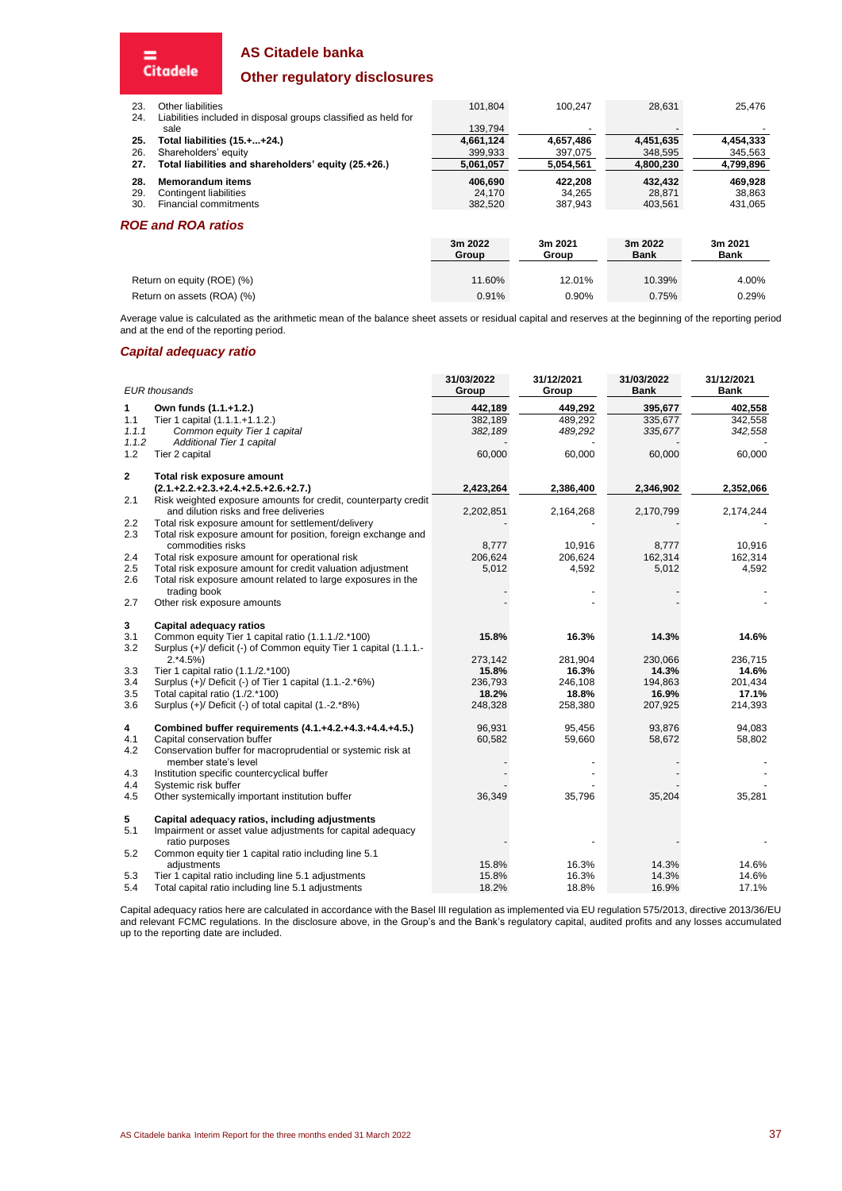# AS Citadele banka

## Other regulatory disclosures

| | | | | | |
|---|---|---|---|---|---|
| 23. | Other liabilities | 101,804 | 100,247 | 28,631 | 25,476 |
| 24. | Liabilities included in disposal groups classified as held for sale | 139,794 | - | - | - |
| **25.** | **Total liabilities (15.+...+24.)** | **4,661,124** | **4,657,486** | **4,451,635** | **4,454,333** |
| 26. | Shareholders' equity | 399,933 | 397,075 | 348,595 | 345,563 |
| **27.** | **Total liabilities and shareholders' equity (25.+26.)** | **5,061,057** | **5,054,561** | **4,800,230** | **4,799,896** |
| **28.** | **Memorandum items** | **406,690** | **422,208** | **432,432** | **469,928** |
| 29. | Contingent liabilities | 24,170 | 34,265 | 28,871 | 38,863 |
| 30. | Financial commitments | 382,520 | 387,943 | 403,561 | 431,065 |

### *ROE and ROA ratios*

| | 3m 2022 Group | 3m 2021 Group | 3m 2022 Bank | 3m 2021 Bank |
|---|---|---|---|---|
| Return on equity (ROE) (%) | 11.60% | 12.01% | 10.39% | 4.00% |
| Return on assets (ROA) (%) | 0.91% | 0.90% | 0.75% | 0.29% |

Average value is calculated as the arithmetic mean of the balance sheet assets or residual capital and reserves at the beginning of the reporting period and at the end of the reporting period.

### *Capital adequacy ratio*

| | *EUR thousands* | 31/03/2022 Group | 31/12/2021 Group | 31/03/2022 Bank | 31/12/2021 Bank |
|---|---|---|---|---|---|
| **1** | **Own funds (1.1.+1.2.)** | **442,189** | **449,292** | **395,677** | **402,558** |
| 1.1 | Tier 1 capital (1.1.1.+1.1.2.) | 382,189 | 489,292 | 335,677 | 342,558 |
| *1.1.1* | *Common equity Tier 1 capital* | *382,189* | *489,292* | *335,677* | *342,558* |
| *1.1.2* | *Additional Tier 1 capital* | - | - | - | - |
| 1.2 | Tier 2 capital | 60,000 | 60,000 | 60,000 | 60,000 |
| **2** | **Total risk exposure amount (2.1.+2.2.+2.3.+2.4.+2.5.+2.6.+2.7.)** | **2,423,264** | **2,386,400** | **2,346,902** | **2,352,066** |
| 2.1 | Risk weighted exposure amounts for credit, counterparty credit and dilution risks and free deliveries | 2,202,851 | 2,164,268 | 2,170,799 | 2,174,244 |
| 2.2 | Total risk exposure amount for settlement/delivery | - | - | - | - |
| 2.3 | Total risk exposure amount for position, foreign exchange and commodities risks | 8,777 | 10,916 | 8,777 | 10,916 |
| 2.4 | Total risk exposure amount for operational risk | 206,624 | 206,624 | 162,314 | 162,314 |
| 2.5 | Total risk exposure amount for credit valuation adjustment | 5,012 | 4,592 | 5,012 | 4,592 |
| 2.6 | Total risk exposure amount related to large exposures in the trading book | - | - | - | - |
| 2.7 | Other risk exposure amounts | - | - | - | - |
| **3** | **Capital adequacy ratios** | | | | |
| 3.1 | Common equity Tier 1 capital ratio (1.1.1./2.*100) | **15.8%** | **16.3%** | **14.3%** | **14.6%** |
| 3.2 | Surplus (+)/ deficit (-) of Common equity Tier 1 capital (1.1.1.-2.*4.5%) | 273,142 | 281,904 | 230,066 | 236,715 |
| 3.3 | Tier 1 capital ratio (1.1./2.*100) | **15.8%** | **16.3%** | **14.3%** | **14.6%** |
| 3.4 | Surplus (+)/ Deficit (-) of Tier 1 capital (1.1.-2.*6%) | 236,793 | 246,108 | 194,863 | 201,434 |
| 3.5 | Total capital ratio (1./2.*100) | **18.2%** | **18.8%** | **16.9%** | **17.1%** |
| 3.6 | Surplus (+)/ Deficit (-) of total capital (1.-2.*8%) | 248,328 | 258,380 | 207,925 | 214,393 |
| **4** | **Combined buffer requirements (4.1.+4.2.+4.3.+4.4.+4.5.)** | 96,931 | 95,456 | 93,876 | 94,083 |
| 4.1 | Capital conservation buffer | 60,582 | 59,660 | 58,672 | 58,802 |
| 4.2 | Conservation buffer for macroprudential or systemic risk at member state's level | - | - | - | - |
| 4.3 | Institution specific countercyclical buffer | - | - | - | - |
| 4.4 | Systemic risk buffer | - | - | - | - |
| 4.5 | Other systemically important institution buffer | 36,349 | 35,796 | 35,204 | 35,281 |
| **5** | **Capital adequacy ratios, including adjustments** | | | | |
| 5.1 | Impairment or asset value adjustments for capital adequacy ratio purposes | - | - | - | - |
| 5.2 | Common equity tier 1 capital ratio including line 5.1 adjustments | 15.8% | 16.3% | 14.3% | 14.6% |
| 5.3 | Tier 1 capital ratio including line 5.1 adjustments | 15.8% | 16.3% | 14.3% | 14.6% |
| 5.4 | Total capital ratio including line 5.1 adjustments | 18.2% | 18.8% | 16.9% | 17.1% |

Capital adequacy ratios here are calculated in accordance with the Basel III regulation as implemented via EU regulation 575/2013, directive 2013/36/EU and relevant FCMC regulations. In the disclosure above, in the Group's and the Bank's regulatory capital, audited profits and any losses accumulated up to the reporting date are included.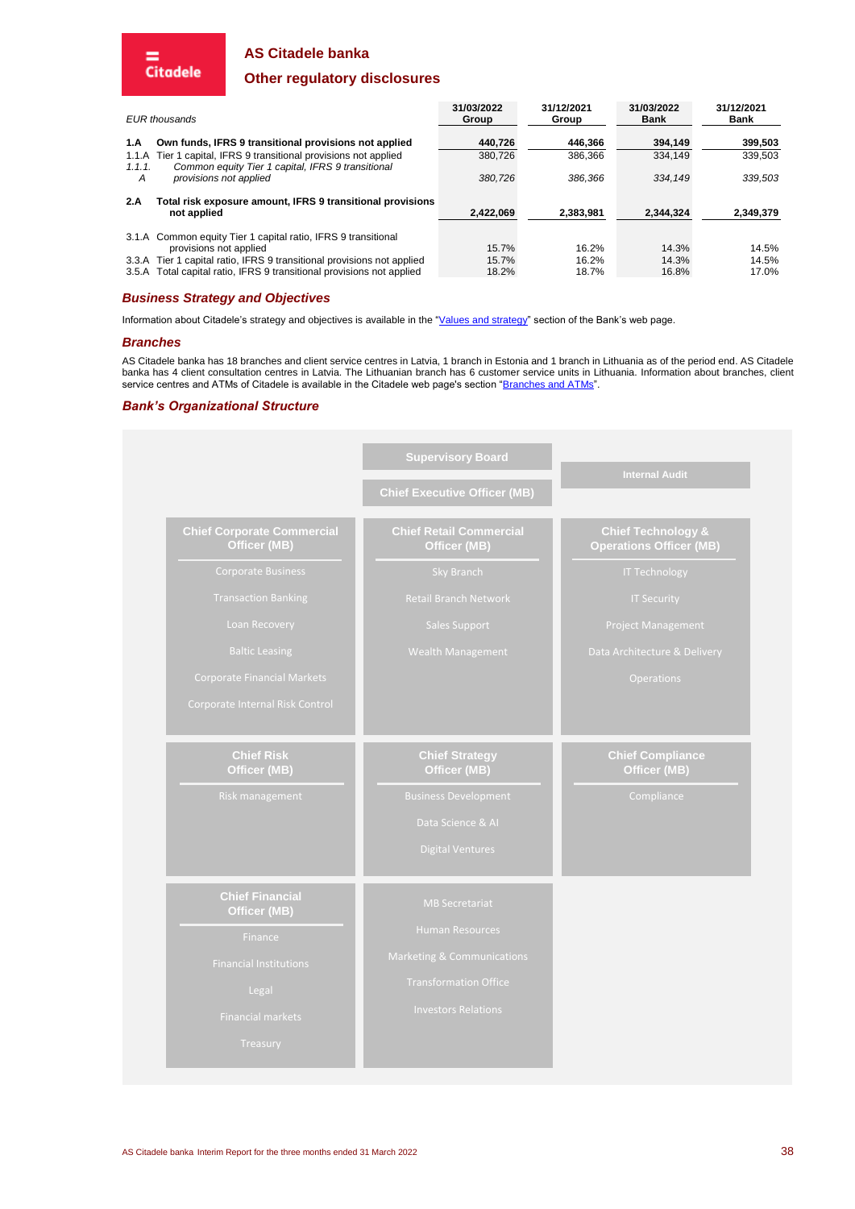# AS Citadele banka

## Other regulatory disclosures

| EUR thousands | | 31/03/2022 Group | 31/12/2021 Group | 31/03/2022 Bank | 31/12/2021 Bank |
|---|---|---|---|---|---|
| **1.A** | **Own funds, IFRS 9 transitional provisions not applied** | **440,726** | **446,366** | **394,149** | **399,503** |
| 1.1.A | Tier 1 capital, IFRS 9 transitional provisions not applied | 380,726 | 386,366 | 334,149 | 339,503 |
| *1.1.1.A* | *Common equity Tier 1 capital, IFRS 9 transitional provisions not applied* | *380,726* | *386,366* | *334,149* | *339,503* |
| **2.A** | **Total risk exposure amount, IFRS 9 transitional provisions not applied** | **2,422,069** | **2,383,981** | **2,344,324** | **2,349,379** |
| 3.1.A | Common equity Tier 1 capital ratio, IFRS 9 transitional provisions not applied | 15.7% | 16.2% | 14.3% | 14.5% |
| 3.3.A | Tier 1 capital ratio, IFRS 9 transitional provisions not applied | 15.7% | 16.2% | 14.3% | 14.5% |
| 3.5.A | Total capital ratio, IFRS 9 transitional provisions not applied | 18.2% | 18.7% | 16.8% | 17.0% |

### *Business Strategy and Objectives*

Information about Citadele's strategy and objectives is available in the "Values and strategy" section of the Bank's web page.

### *Branches*

AS Citadele banka has 18 branches and client service centres in Latvia, 1 branch in Estonia and 1 branch in Lithuania as of the period end. AS Citadele banka has 4 client consultation centres in Latvia. The Lithuanian branch has 6 customer service units in Lithuania. Information about branches, client service centres and ATMs of Citadele is available in the Citadele web page's section "Branches and ATMs".

### *Bank's Organizational Structure*

**Supervisory Board**

**Internal Audit**

**Chief Executive Officer (MB)**

**Chief Corporate Commercial Officer (MB)**
- Corporate Business
- Transaction Banking
- Loan Recovery
- Baltic Leasing
- Corporate Financial Markets
- Corporate Internal Risk Control

**Chief Retail Commercial Officer (MB)**
- Sky Branch
- Retail Branch Network
- Sales Support
- Wealth Management

**Chief Technology & Operations Officer (MB)**
- IT Technology
- IT Security
- Project Management
- Data Architecture & Delivery
- Operations

**Chief Risk Officer (MB)**
- Risk management

**Chief Strategy Officer (MB)**
- Business Development
- Data Science & AI
- Digital Ventures

**Chief Compliance Officer (MB)**
- Compliance

**Chief Financial Officer (MB)**
- Finance
- Financial Institutions
- Legal
- Financial markets
- Treasury

- MB Secretariat
- Human Resources
- Marketing & Communications
- Transformation Office
- Investors Relations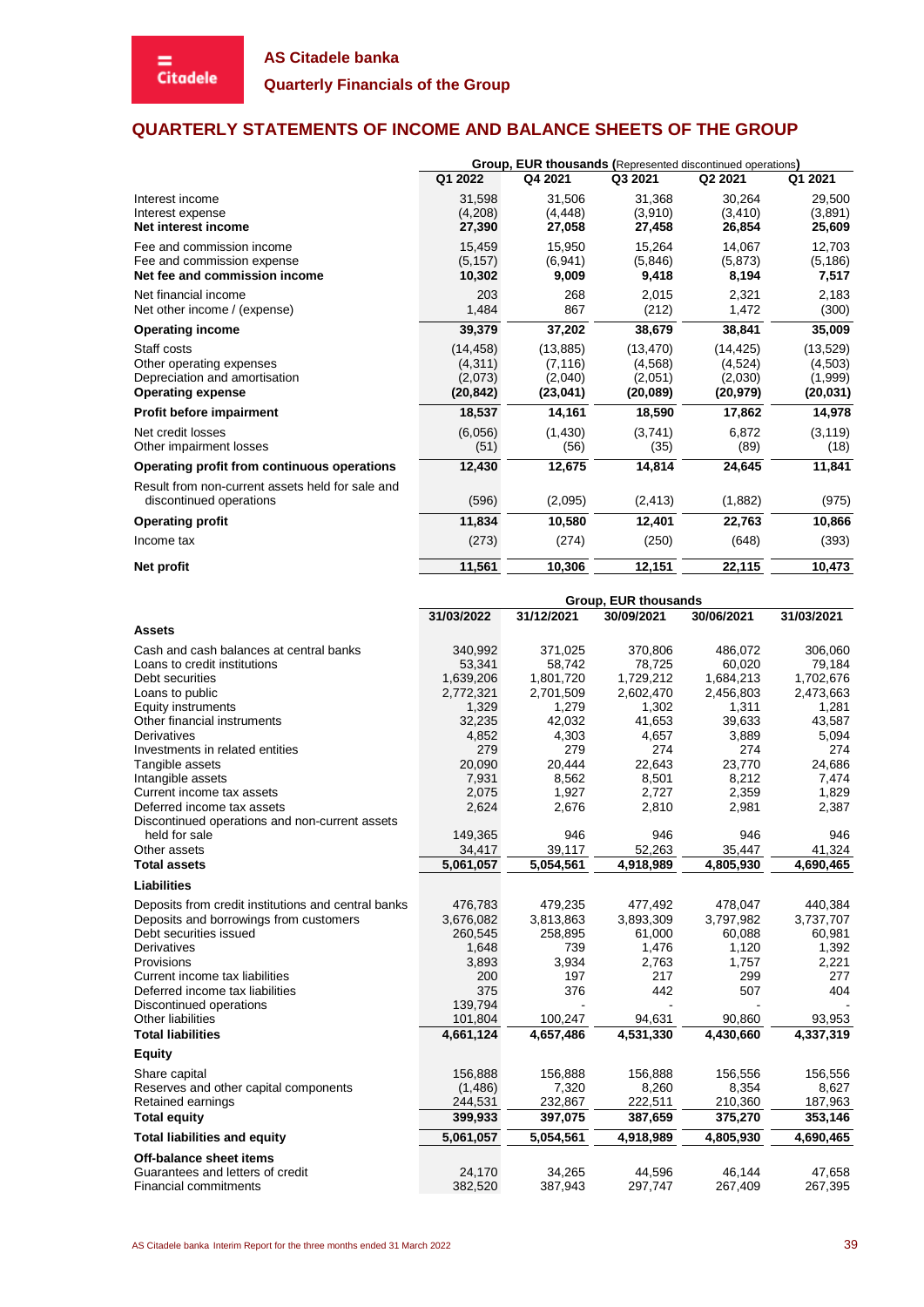## QUARTERLY STATEMENTS OF INCOME AND BALANCE SHEETS OF THE GROUP

| | **Group, EUR thousands** (Represented discontinued operations) | | | | |
|---|---|---|---|---|---|
| | Q1 2022 | Q4 2021 | Q3 2021 | Q2 2021 | Q1 2021 |
| Interest income | 31,598 | 31,506 | 31,368 | 30,264 | 29,500 |
| Interest expense | (4,208) | (4,448) | (3,910) | (3,410) | (3,891) |
| **Net interest income** | **27,390** | **27,058** | **27,458** | **26,854** | **25,609** |
| Fee and commission income | 15,459 | 15,950 | 15,264 | 14,067 | 12,703 |
| Fee and commission expense | (5,157) | (6,941) | (5,846) | (5,873) | (5,186) |
| **Net fee and commission income** | **10,302** | **9,009** | **9,418** | **8,194** | **7,517** |
| Net financial income | 203 | 268 | 2,015 | 2,321 | 2,183 |
| Net other income / (expense) | 1,484 | 867 | (212) | 1,472 | (300) |
| **Operating income** | **39,379** | **37,202** | **38,679** | **38,841** | **35,009** |
| Staff costs | (14,458) | (13,885) | (13,470) | (14,425) | (13,529) |
| Other operating expenses | (4,311) | (7,116) | (4,568) | (4,524) | (4,503) |
| Depreciation and amortisation | (2,073) | (2,040) | (2,051) | (2,030) | (1,999) |
| **Operating expense** | **(20,842)** | **(23,041)** | **(20,089)** | **(20,979)** | **(20,031)** |
| **Profit before impairment** | **18,537** | **14,161** | **18,590** | **17,862** | **14,978** |
| Net credit losses | (6,056) | (1,430) | (3,741) | 6,872 | (3,119) |
| Other impairment losses | (51) | (56) | (35) | (89) | (18) |
| **Operating profit from continuous operations** | **12,430** | **12,675** | **14,814** | **24,645** | **11,841** |
| Result from non-current assets held for sale and discontinued operations | (596) | (2,095) | (2,413) | (1,882) | (975) |
| **Operating profit** | **11,834** | **10,580** | **12,401** | **22,763** | **10,866** |
| Income tax | (273) | (274) | (250) | (648) | (393) |
| **Net profit** | **11,561** | **10,306** | **12,151** | **22,115** | **10,473** |

| | **Group, EUR thousands** | | | | |
|---|---|---|---|---|---|
| | 31/03/2022 | 31/12/2021 | 30/09/2021 | 30/06/2021 | 31/03/2021 |
| **Assets** | | | | | |
| Cash and cash balances at central banks | 340,992 | 371,025 | 370,806 | 486,072 | 306,060 |
| Loans to credit institutions | 53,341 | 58,742 | 78,725 | 60,020 | 79,184 |
| Debt securities | 1,639,206 | 1,801,720 | 1,729,212 | 1,684,213 | 1,702,676 |
| Loans to public | 2,772,321 | 2,701,509 | 2,602,470 | 2,456,803 | 2,473,663 |
| Equity instruments | 1,329 | 1,279 | 1,302 | 1,311 | 1,281 |
| Other financial instruments | 32,235 | 42,032 | 41,653 | 39,633 | 43,587 |
| Derivatives | 4,852 | 4,303 | 4,657 | 3,889 | 5,094 |
| Investments in related entities | 279 | 279 | 274 | 274 | 274 |
| Tangible assets | 20,090 | 20,444 | 22,643 | 23,770 | 24,686 |
| Intangible assets | 7,931 | 8,562 | 8,501 | 8,212 | 7,474 |
| Current income tax assets | 2,075 | 1,927 | 2,727 | 2,359 | 1,829 |
| Deferred income tax assets | 2,624 | 2,676 | 2,810 | 2,981 | 2,387 |
| Discontinued operations and non-current assets held for sale | 149,365 | 946 | 946 | 946 | 946 |
| Other assets | 34,417 | 39,117 | 52,263 | 35,447 | 41,324 |
| **Total assets** | **5,061,057** | **5,054,561** | **4,918,989** | **4,805,930** | **4,690,465** |
| **Liabilities** | | | | | |
| Deposits from credit institutions and central banks | 476,783 | 479,235 | 477,492 | 478,047 | 440,384 |
| Deposits and borrowings from customers | 3,676,082 | 3,813,863 | 3,893,309 | 3,797,982 | 3,737,707 |
| Debt securities issued | 260,545 | 258,895 | 61,000 | 60,088 | 60,981 |
| Derivatives | 1,648 | 739 | 1,476 | 1,120 | 1,392 |
| Provisions | 3,893 | 3,934 | 2,763 | 1,757 | 2,221 |
| Current income tax liabilities | 200 | 197 | 217 | 299 | 277 |
| Deferred income tax liabilities | 375 | 376 | 442 | 507 | 404 |
| Discontinued operations | 139,794 | - | - | - | - |
| Other liabilities | 101,804 | 100,247 | 94,631 | 90,860 | 93,953 |
| **Total liabilities** | **4,661,124** | **4,657,486** | **4,531,330** | **4,430,660** | **4,337,319** |
| **Equity** | | | | | |
| Share capital | 156,888 | 156,888 | 156,888 | 156,556 | 156,556 |
| Reserves and other capital components | (1,486) | 7,320 | 8,260 | 8,354 | 8,627 |
| Retained earnings | 244,531 | 232,867 | 222,511 | 210,360 | 187,963 |
| **Total equity** | **399,933** | **397,075** | **387,659** | **375,270** | **353,146** |
| **Total liabilities and equity** | **5,061,057** | **5,054,561** | **4,918,989** | **4,805,930** | **4,690,465** |
| **Off-balance sheet items** | | | | | |
| Guarantees and letters of credit | 24,170 | 34,265 | 44,596 | 46,144 | 47,658 |
| Financial commitments | 382,520 | 387,943 | 297,747 | 267,409 | 267,395 |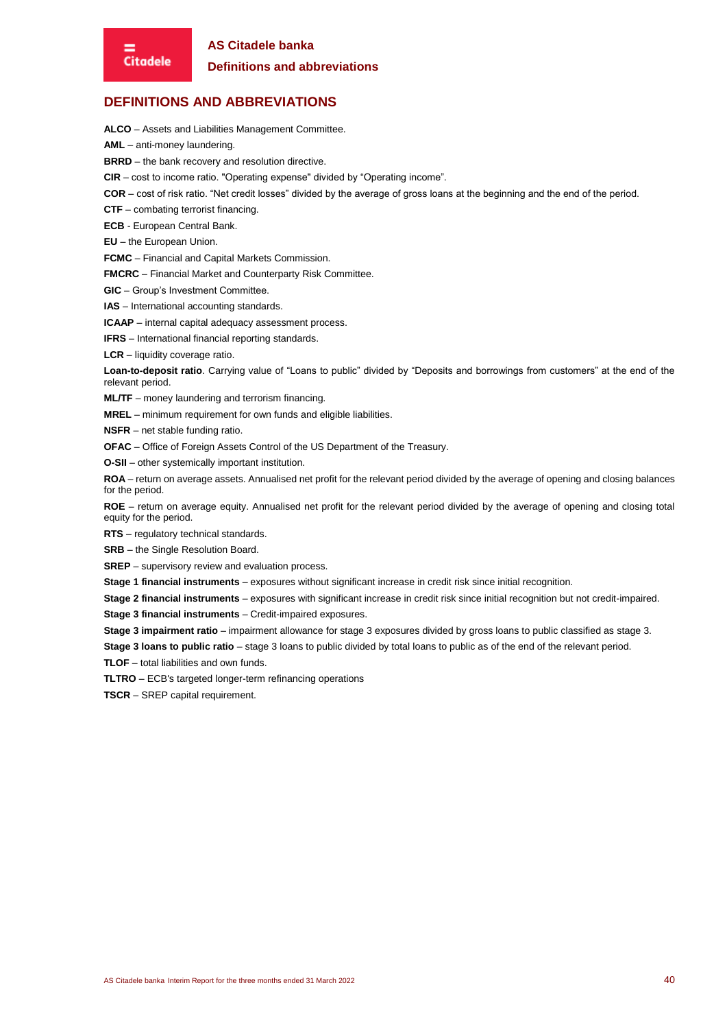# DEFINITIONS AND ABBREVIATIONS

**ALCO** – Assets and Liabilities Management Committee.

**AML** – anti-money laundering.

**BRRD** – the bank recovery and resolution directive.

**CIR** – cost to income ratio. "Operating expense" divided by "Operating income".

**COR** – cost of risk ratio. "Net credit losses" divided by the average of gross loans at the beginning and the end of the period.

**CTF** – combating terrorist financing.

**ECB** - European Central Bank.

**EU** – the European Union.

**FCMC** – Financial and Capital Markets Commission.

**FMCRC** – Financial Market and Counterparty Risk Committee.

**GIC** – Group's Investment Committee.

**IAS** – International accounting standards.

**ICAAP** – internal capital adequacy assessment process.

**IFRS** – International financial reporting standards.

**LCR** – liquidity coverage ratio.

**Loan-to-deposit ratio**. Carrying value of "Loans to public" divided by "Deposits and borrowings from customers" at the end of the relevant period.

**ML/TF** – money laundering and terrorism financing.

**MREL** – minimum requirement for own funds and eligible liabilities.

**NSFR** – net stable funding ratio.

**OFAC** – Office of Foreign Assets Control of the US Department of the Treasury.

**O-SII** – other systemically important institution.

**ROA** – return on average assets. Annualised net profit for the relevant period divided by the average of opening and closing balances for the period.

**ROE** – return on average equity. Annualised net profit for the relevant period divided by the average of opening and closing total equity for the period.

**RTS** – regulatory technical standards.

**SRB** – the Single Resolution Board.

**SREP** – supervisory review and evaluation process.

**Stage 1 financial instruments** – exposures without significant increase in credit risk since initial recognition.

**Stage 2 financial instruments** – exposures with significant increase in credit risk since initial recognition but not credit-impaired.

**Stage 3 financial instruments** – Credit-impaired exposures.

**Stage 3 impairment ratio** – impairment allowance for stage 3 exposures divided by gross loans to public classified as stage 3.

**Stage 3 loans to public ratio** – stage 3 loans to public divided by total loans to public as of the end of the relevant period.

**TLOF** – total liabilities and own funds.

**TLTRO** – ECB's targeted longer-term refinancing operations

**TSCR** – SREP capital requirement.